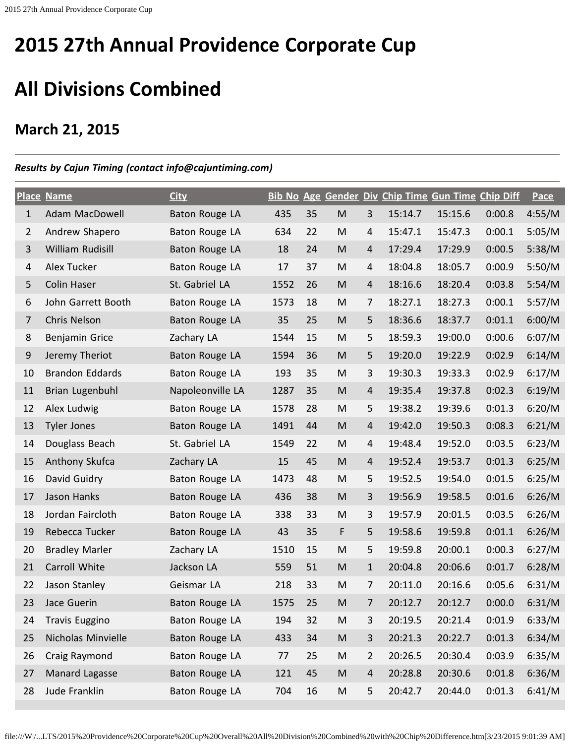# 2015 27th Annual Providence Corporate Cup

# All Divisions Combined

## March 21, 2015

***Results by Cajun Timing (contact info@cajuntiming.com)***

| Place | Name | City | Bib No | Age | Gender | Div | Chip Time | Gun Time | Chip Diff | Pace |
|---|---|---|---|---|---|---|---|---|---|---|
| 1 | Adam MacDowell | Baton Rouge LA | 435 | 35 | M | 3 | 15:14.7 | 15:15.6 | 0:00.8 | 4:55/M |
| 2 | Andrew Shapero | Baton Rouge LA | 634 | 22 | M | 4 | 15:47.1 | 15:47.3 | 0:00.1 | 5:05/M |
| 3 | William Rudisill | Baton Rouge LA | 18 | 24 | M | 4 | 17:29.4 | 17:29.9 | 0:00.5 | 5:38/M |
| 4 | Alex Tucker | Baton Rouge LA | 17 | 37 | M | 4 | 18:04.8 | 18:05.7 | 0:00.9 | 5:50/M |
| 5 | Colin Haser | St. Gabriel LA | 1552 | 26 | M | 4 | 18:16.6 | 18:20.4 | 0:03.8 | 5:54/M |
| 6 | John Garrett Booth | Baton Rouge LA | 1573 | 18 | M | 7 | 18:27.1 | 18:27.3 | 0:00.1 | 5:57/M |
| 7 | Chris Nelson | Baton Rouge LA | 35 | 25 | M | 5 | 18:36.6 | 18:37.7 | 0:01.1 | 6:00/M |
| 8 | Benjamin Grice | Zachary LA | 1544 | 15 | M | 5 | 18:59.3 | 19:00.0 | 0:00.6 | 6:07/M |
| 9 | Jeremy Theriot | Baton Rouge LA | 1594 | 36 | M | 5 | 19:20.0 | 19:22.9 | 0:02.9 | 6:14/M |
| 10 | Brandon Eddards | Baton Rouge LA | 193 | 35 | M | 3 | 19:30.3 | 19:33.3 | 0:02.9 | 6:17/M |
| 11 | Brian Lugenbuhl | Napoleonville LA | 1287 | 35 | M | 4 | 19:35.4 | 19:37.8 | 0:02.3 | 6:19/M |
| 12 | Alex Ludwig | Baton Rouge LA | 1578 | 28 | M | 5 | 19:38.2 | 19:39.6 | 0:01.3 | 6:20/M |
| 13 | Tyler Jones | Baton Rouge LA | 1491 | 44 | M | 4 | 19:42.0 | 19:50.3 | 0:08.3 | 6:21/M |
| 14 | Douglass Beach | St. Gabriel LA | 1549 | 22 | M | 4 | 19:48.4 | 19:52.0 | 0:03.5 | 6:23/M |
| 15 | Anthony Skufca | Zachary LA | 15 | 45 | M | 4 | 19:52.4 | 19:53.7 | 0:01.3 | 6:25/M |
| 16 | David Guidry | Baton Rouge LA | 1473 | 48 | M | 5 | 19:52.5 | 19:54.0 | 0:01.5 | 6:25/M |
| 17 | Jason Hanks | Baton Rouge LA | 436 | 38 | M | 3 | 19:56.9 | 19:58.5 | 0:01.6 | 6:26/M |
| 18 | Jordan Faircloth | Baton Rouge LA | 338 | 33 | M | 3 | 19:57.9 | 20:01.5 | 0:03.5 | 6:26/M |
| 19 | Rebecca Tucker | Baton Rouge LA | 43 | 35 | F | 5 | 19:58.6 | 19:59.8 | 0:01.1 | 6:26/M |
| 20 | Bradley Marler | Zachary LA | 1510 | 15 | M | 5 | 19:59.8 | 20:00.1 | 0:00.3 | 6:27/M |
| 21 | Carroll White | Jackson LA | 559 | 51 | M | 1 | 20:04.8 | 20:06.6 | 0:01.7 | 6:28/M |
| 22 | Jason Stanley | Geismar LA | 218 | 33 | M | 7 | 20:11.0 | 20:16.6 | 0:05.6 | 6:31/M |
| 23 | Jace Guerin | Baton Rouge LA | 1575 | 25 | M | 7 | 20:12.7 | 20:12.7 | 0:00.0 | 6:31/M |
| 24 | Travis Euggino | Baton Rouge LA | 194 | 32 | M | 3 | 20:19.5 | 20:21.4 | 0:01.9 | 6:33/M |
| 25 | Nicholas Minvielle | Baton Rouge LA | 433 | 34 | M | 3 | 20:21.3 | 20:22.7 | 0:01.3 | 6:34/M |
| 26 | Craig Raymond | Baton Rouge LA | 77 | 25 | M | 2 | 20:26.5 | 20:30.4 | 0:03.9 | 6:35/M |
| 27 | Manard Lagasse | Baton Rouge LA | 121 | 45 | M | 4 | 20:28.8 | 20:30.6 | 0:01.8 | 6:36/M |
| 28 | Jude Franklin | Baton Rouge LA | 704 | 16 | M | 5 | 20:42.7 | 20:44.0 | 0:01.3 | 6:41/M |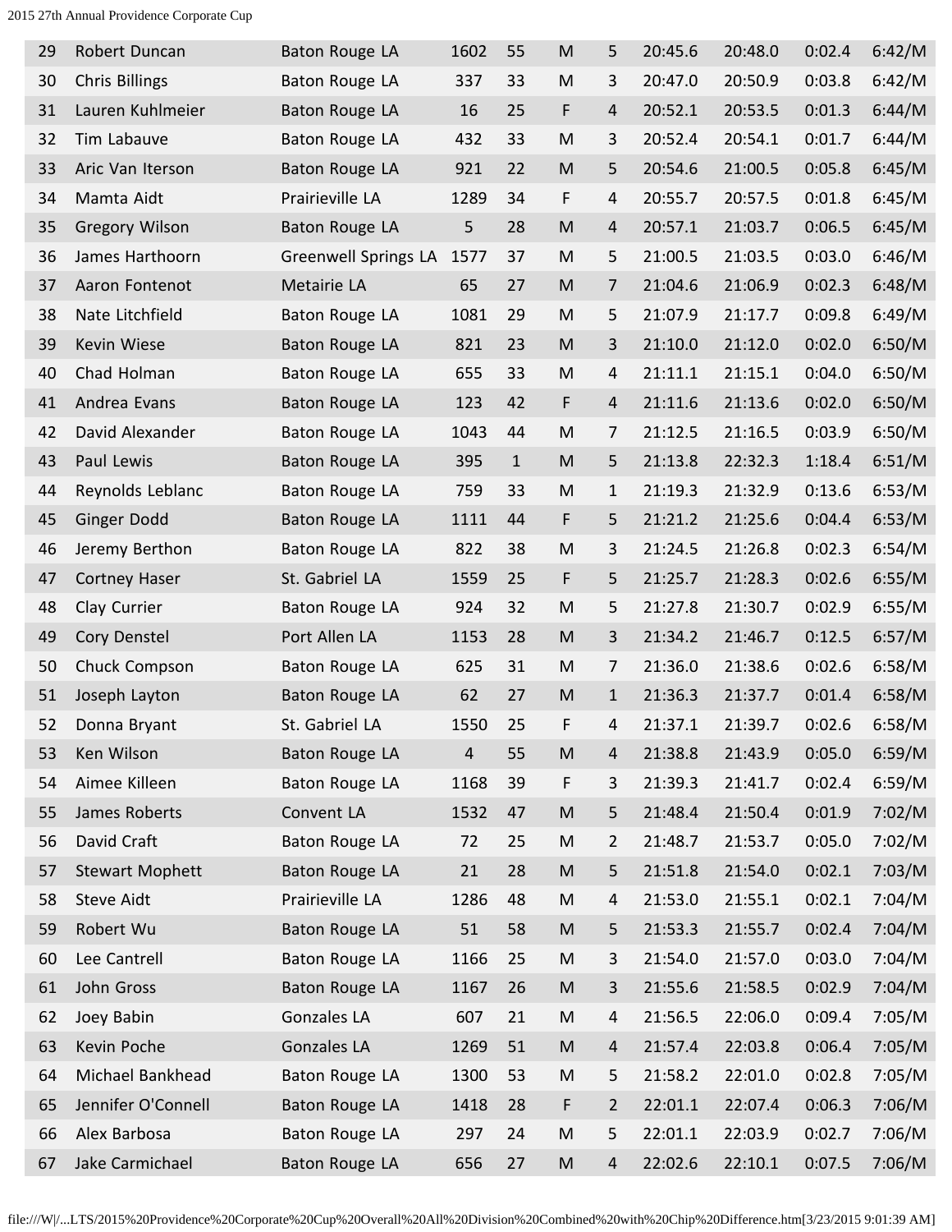| | | | | | | | | | | |
|---|---|---|---|---|---|---|---|---|---|---|
| 29 | Robert Duncan | Baton Rouge LA | 1602 | 55 | M | 5 | 20:45.6 | 20:48.0 | 0:02.4 | 6:42/M |
| 30 | Chris Billings | Baton Rouge LA | 337 | 33 | M | 3 | 20:47.0 | 20:50.9 | 0:03.8 | 6:42/M |
| 31 | Lauren Kuhlmeier | Baton Rouge LA | 16 | 25 | F | 4 | 20:52.1 | 20:53.5 | 0:01.3 | 6:44/M |
| 32 | Tim Labauve | Baton Rouge LA | 432 | 33 | M | 3 | 20:52.4 | 20:54.1 | 0:01.7 | 6:44/M |
| 33 | Aric Van Iterson | Baton Rouge LA | 921 | 22 | M | 5 | 20:54.6 | 21:00.5 | 0:05.8 | 6:45/M |
| 34 | Mamta Aidt | Prairieville LA | 1289 | 34 | F | 4 | 20:55.7 | 20:57.5 | 0:01.8 | 6:45/M |
| 35 | Gregory Wilson | Baton Rouge LA | 5 | 28 | M | 4 | 20:57.1 | 21:03.7 | 0:06.5 | 6:45/M |
| 36 | James Harthoorn | Greenwell Springs LA | 1577 | 37 | M | 5 | 21:00.5 | 21:03.5 | 0:03.0 | 6:46/M |
| 37 | Aaron Fontenot | Metairie LA | 65 | 27 | M | 7 | 21:04.6 | 21:06.9 | 0:02.3 | 6:48/M |
| 38 | Nate Litchfield | Baton Rouge LA | 1081 | 29 | M | 5 | 21:07.9 | 21:17.7 | 0:09.8 | 6:49/M |
| 39 | Kevin Wiese | Baton Rouge LA | 821 | 23 | M | 3 | 21:10.0 | 21:12.0 | 0:02.0 | 6:50/M |
| 40 | Chad Holman | Baton Rouge LA | 655 | 33 | M | 4 | 21:11.1 | 21:15.1 | 0:04.0 | 6:50/M |
| 41 | Andrea Evans | Baton Rouge LA | 123 | 42 | F | 4 | 21:11.6 | 21:13.6 | 0:02.0 | 6:50/M |
| 42 | David Alexander | Baton Rouge LA | 1043 | 44 | M | 7 | 21:12.5 | 21:16.5 | 0:03.9 | 6:50/M |
| 43 | Paul Lewis | Baton Rouge LA | 395 | 1 | M | 5 | 21:13.8 | 22:32.3 | 1:18.4 | 6:51/M |
| 44 | Reynolds Leblanc | Baton Rouge LA | 759 | 33 | M | 1 | 21:19.3 | 21:32.9 | 0:13.6 | 6:53/M |
| 45 | Ginger Dodd | Baton Rouge LA | 1111 | 44 | F | 5 | 21:21.2 | 21:25.6 | 0:04.4 | 6:53/M |
| 46 | Jeremy Berthon | Baton Rouge LA | 822 | 38 | M | 3 | 21:24.5 | 21:26.8 | 0:02.3 | 6:54/M |
| 47 | Cortney Haser | St. Gabriel LA | 1559 | 25 | F | 5 | 21:25.7 | 21:28.3 | 0:02.6 | 6:55/M |
| 48 | Clay Currier | Baton Rouge LA | 924 | 32 | M | 5 | 21:27.8 | 21:30.7 | 0:02.9 | 6:55/M |
| 49 | Cory Denstel | Port Allen LA | 1153 | 28 | M | 3 | 21:34.2 | 21:46.7 | 0:12.5 | 6:57/M |
| 50 | Chuck Compson | Baton Rouge LA | 625 | 31 | M | 7 | 21:36.0 | 21:38.6 | 0:02.6 | 6:58/M |
| 51 | Joseph Layton | Baton Rouge LA | 62 | 27 | M | 1 | 21:36.3 | 21:37.7 | 0:01.4 | 6:58/M |
| 52 | Donna Bryant | St. Gabriel LA | 1550 | 25 | F | 4 | 21:37.1 | 21:39.7 | 0:02.6 | 6:58/M |
| 53 | Ken Wilson | Baton Rouge LA | 4 | 55 | M | 4 | 21:38.8 | 21:43.9 | 0:05.0 | 6:59/M |
| 54 | Aimee Killeen | Baton Rouge LA | 1168 | 39 | F | 3 | 21:39.3 | 21:41.7 | 0:02.4 | 6:59/M |
| 55 | James Roberts | Convent LA | 1532 | 47 | M | 5 | 21:48.4 | 21:50.4 | 0:01.9 | 7:02/M |
| 56 | David Craft | Baton Rouge LA | 72 | 25 | M | 2 | 21:48.7 | 21:53.7 | 0:05.0 | 7:02/M |
| 57 | Stewart Mophett | Baton Rouge LA | 21 | 28 | M | 5 | 21:51.8 | 21:54.0 | 0:02.1 | 7:03/M |
| 58 | Steve Aidt | Prairieville LA | 1286 | 48 | M | 4 | 21:53.0 | 21:55.1 | 0:02.1 | 7:04/M |
| 59 | Robert Wu | Baton Rouge LA | 51 | 58 | M | 5 | 21:53.3 | 21:55.7 | 0:02.4 | 7:04/M |
| 60 | Lee Cantrell | Baton Rouge LA | 1166 | 25 | M | 3 | 21:54.0 | 21:57.0 | 0:03.0 | 7:04/M |
| 61 | John Gross | Baton Rouge LA | 1167 | 26 | M | 3 | 21:55.6 | 21:58.5 | 0:02.9 | 7:04/M |
| 62 | Joey Babin | Gonzales LA | 607 | 21 | M | 4 | 21:56.5 | 22:06.0 | 0:09.4 | 7:05/M |
| 63 | Kevin Poche | Gonzales LA | 1269 | 51 | M | 4 | 21:57.4 | 22:03.8 | 0:06.4 | 7:05/M |
| 64 | Michael Bankhead | Baton Rouge LA | 1300 | 53 | M | 5 | 21:58.2 | 22:01.0 | 0:02.8 | 7:05/M |
| 65 | Jennifer O'Connell | Baton Rouge LA | 1418 | 28 | F | 2 | 22:01.1 | 22:07.4 | 0:06.3 | 7:06/M |
| 66 | Alex Barbosa | Baton Rouge LA | 297 | 24 | M | 5 | 22:01.1 | 22:03.9 | 0:02.7 | 7:06/M |
| 67 | Jake Carmichael | Baton Rouge LA | 656 | 27 | M | 4 | 22:02.6 | 22:10.1 | 0:07.5 | 7:06/M |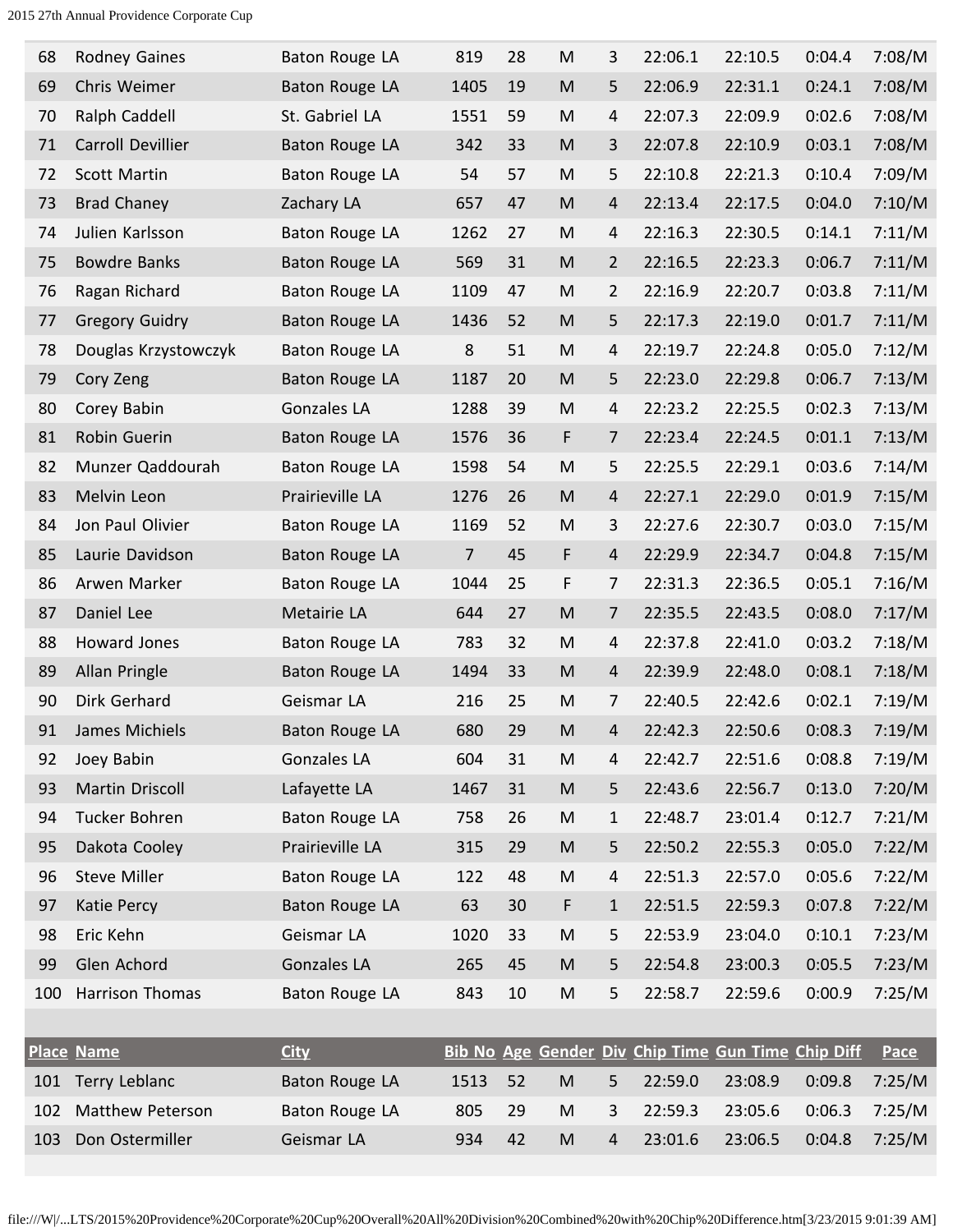| Place | Name | City | Bib No | Age | Gender | Div | Chip Time | Gun Time | Chip Diff | Pace |
|---|---|---|---|---|---|---|---|---|---|---|
| 68 | Rodney Gaines | Baton Rouge LA | 819 | 28 | M | 3 | 22:06.1 | 22:10.5 | 0:04.4 | 7:08/M |
| 69 | Chris Weimer | Baton Rouge LA | 1405 | 19 | M | 5 | 22:06.9 | 22:31.1 | 0:24.1 | 7:08/M |
| 70 | Ralph Caddell | St. Gabriel LA | 1551 | 59 | M | 4 | 22:07.3 | 22:09.9 | 0:02.6 | 7:08/M |
| 71 | Carroll Devillier | Baton Rouge LA | 342 | 33 | M | 3 | 22:07.8 | 22:10.9 | 0:03.1 | 7:08/M |
| 72 | Scott Martin | Baton Rouge LA | 54 | 57 | M | 5 | 22:10.8 | 22:21.3 | 0:10.4 | 7:09/M |
| 73 | Brad Chaney | Zachary LA | 657 | 47 | M | 4 | 22:13.4 | 22:17.5 | 0:04.0 | 7:10/M |
| 74 | Julien Karlsson | Baton Rouge LA | 1262 | 27 | M | 4 | 22:16.3 | 22:30.5 | 0:14.1 | 7:11/M |
| 75 | Bowdre Banks | Baton Rouge LA | 569 | 31 | M | 2 | 22:16.5 | 22:23.3 | 0:06.7 | 7:11/M |
| 76 | Ragan Richard | Baton Rouge LA | 1109 | 47 | M | 2 | 22:16.9 | 22:20.7 | 0:03.8 | 7:11/M |
| 77 | Gregory Guidry | Baton Rouge LA | 1436 | 52 | M | 5 | 22:17.3 | 22:19.0 | 0:01.7 | 7:11/M |
| 78 | Douglas Krzystowczyk | Baton Rouge LA | 8 | 51 | M | 4 | 22:19.7 | 22:24.8 | 0:05.0 | 7:12/M |
| 79 | Cory Zeng | Baton Rouge LA | 1187 | 20 | M | 5 | 22:23.0 | 22:29.8 | 0:06.7 | 7:13/M |
| 80 | Corey Babin | Gonzales LA | 1288 | 39 | M | 4 | 22:23.2 | 22:25.5 | 0:02.3 | 7:13/M |
| 81 | Robin Guerin | Baton Rouge LA | 1576 | 36 | F | 7 | 22:23.4 | 22:24.5 | 0:01.1 | 7:13/M |
| 82 | Munzer Qaddourah | Baton Rouge LA | 1598 | 54 | M | 5 | 22:25.5 | 22:29.1 | 0:03.6 | 7:14/M |
| 83 | Melvin Leon | Prairieville LA | 1276 | 26 | M | 4 | 22:27.1 | 22:29.0 | 0:01.9 | 7:15/M |
| 84 | Jon Paul Olivier | Baton Rouge LA | 1169 | 52 | M | 3 | 22:27.6 | 22:30.7 | 0:03.0 | 7:15/M |
| 85 | Laurie Davidson | Baton Rouge LA | 7 | 45 | F | 4 | 22:29.9 | 22:34.7 | 0:04.8 | 7:15/M |
| 86 | Arwen Marker | Baton Rouge LA | 1044 | 25 | F | 7 | 22:31.3 | 22:36.5 | 0:05.1 | 7:16/M |
| 87 | Daniel Lee | Metairie LA | 644 | 27 | M | 7 | 22:35.5 | 22:43.5 | 0:08.0 | 7:17/M |
| 88 | Howard Jones | Baton Rouge LA | 783 | 32 | M | 4 | 22:37.8 | 22:41.0 | 0:03.2 | 7:18/M |
| 89 | Allan Pringle | Baton Rouge LA | 1494 | 33 | M | 4 | 22:39.9 | 22:48.0 | 0:08.1 | 7:18/M |
| 90 | Dirk Gerhard | Geismar LA | 216 | 25 | M | 7 | 22:40.5 | 22:42.6 | 0:02.1 | 7:19/M |
| 91 | James Michiels | Baton Rouge LA | 680 | 29 | M | 4 | 22:42.3 | 22:50.6 | 0:08.3 | 7:19/M |
| 92 | Joey Babin | Gonzales LA | 604 | 31 | M | 4 | 22:42.7 | 22:51.6 | 0:08.8 | 7:19/M |
| 93 | Martin Driscoll | Lafayette LA | 1467 | 31 | M | 5 | 22:43.6 | 22:56.7 | 0:13.0 | 7:20/M |
| 94 | Tucker Bohren | Baton Rouge LA | 758 | 26 | M | 1 | 22:48.7 | 23:01.4 | 0:12.7 | 7:21/M |
| 95 | Dakota Cooley | Prairieville LA | 315 | 29 | M | 5 | 22:50.2 | 22:55.3 | 0:05.0 | 7:22/M |
| 96 | Steve Miller | Baton Rouge LA | 122 | 48 | M | 4 | 22:51.3 | 22:57.0 | 0:05.6 | 7:22/M |
| 97 | Katie Percy | Baton Rouge LA | 63 | 30 | F | 1 | 22:51.5 | 22:59.3 | 0:07.8 | 7:22/M |
| 98 | Eric Kehn | Geismar LA | 1020 | 33 | M | 5 | 22:53.9 | 23:04.0 | 0:10.1 | 7:23/M |
| 99 | Glen Achord | Gonzales LA | 265 | 45 | M | 5 | 22:54.8 | 23:00.3 | 0:05.5 | 7:23/M |
| 100 | Harrison Thomas | Baton Rouge LA | 843 | 10 | M | 5 | 22:58.7 | 22:59.6 | 0:00.9 | 7:25/M |
| 101 | Terry Leblanc | Baton Rouge LA | 1513 | 52 | M | 5 | 22:59.0 | 23:08.9 | 0:09.8 | 7:25/M |
| 102 | Matthew Peterson | Baton Rouge LA | 805 | 29 | M | 3 | 22:59.3 | 23:05.6 | 0:06.3 | 7:25/M |
| 103 | Don Ostermiller | Geismar LA | 934 | 42 | M | 4 | 23:01.6 | 23:06.5 | 0:04.8 | 7:25/M |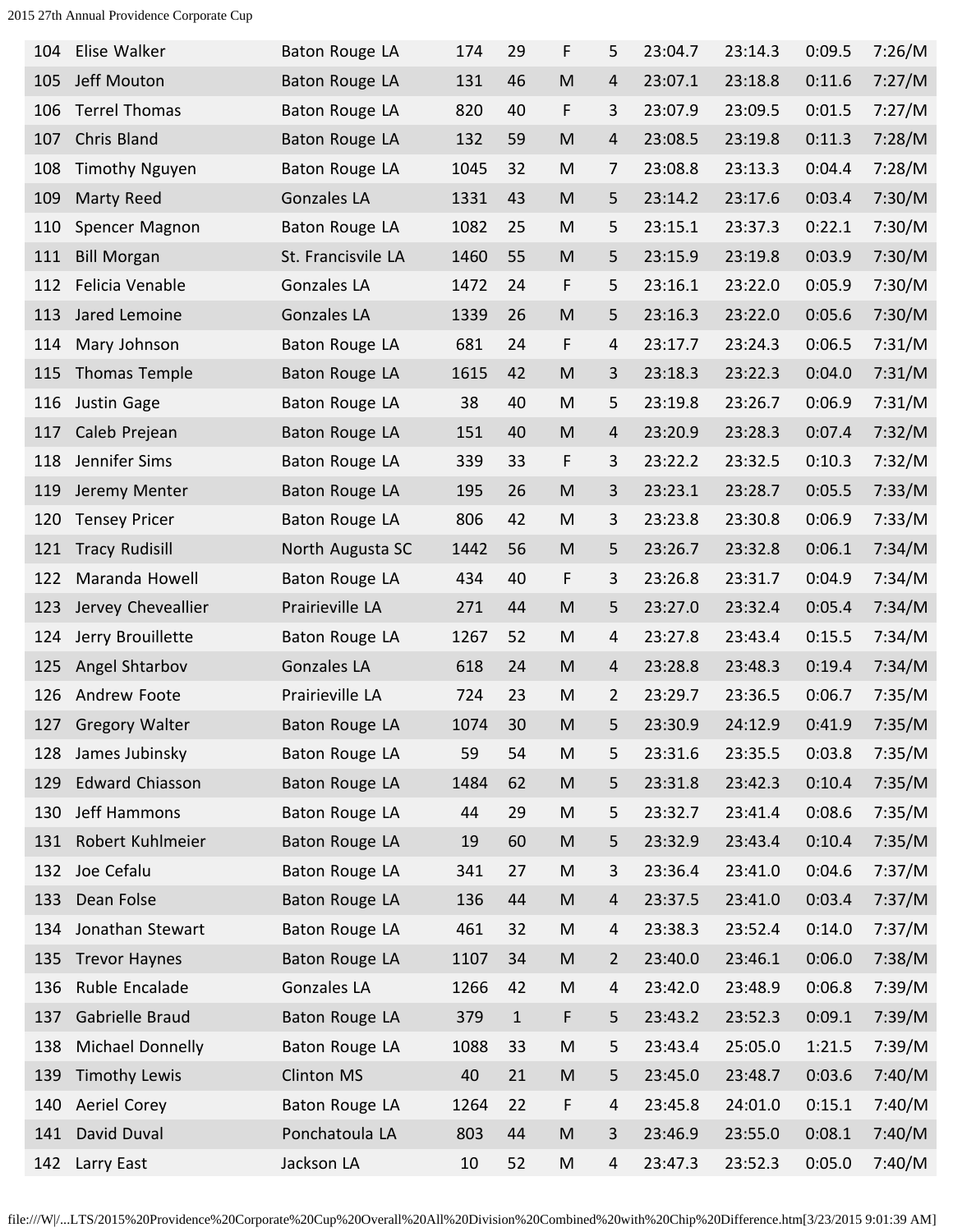| | | | | | | | | | | |
|---|---|---|---|---|---|---|---|---|---|---|
| 104 | Elise Walker | Baton Rouge LA | 174 | 29 | F | 5 | 23:04.7 | 23:14.3 | 0:09.5 | 7:26/M |
| 105 | Jeff Mouton | Baton Rouge LA | 131 | 46 | M | 4 | 23:07.1 | 23:18.8 | 0:11.6 | 7:27/M |
| 106 | Terrel Thomas | Baton Rouge LA | 820 | 40 | F | 3 | 23:07.9 | 23:09.5 | 0:01.5 | 7:27/M |
| 107 | Chris Bland | Baton Rouge LA | 132 | 59 | M | 4 | 23:08.5 | 23:19.8 | 0:11.3 | 7:28/M |
| 108 | Timothy Nguyen | Baton Rouge LA | 1045 | 32 | M | 7 | 23:08.8 | 23:13.3 | 0:04.4 | 7:28/M |
| 109 | Marty Reed | Gonzales LA | 1331 | 43 | M | 5 | 23:14.2 | 23:17.6 | 0:03.4 | 7:30/M |
| 110 | Spencer Magnon | Baton Rouge LA | 1082 | 25 | M | 5 | 23:15.1 | 23:37.3 | 0:22.1 | 7:30/M |
| 111 | Bill Morgan | St. Francisvile LA | 1460 | 55 | M | 5 | 23:15.9 | 23:19.8 | 0:03.9 | 7:30/M |
| 112 | Felicia Venable | Gonzales LA | 1472 | 24 | F | 5 | 23:16.1 | 23:22.0 | 0:05.9 | 7:30/M |
| 113 | Jared Lemoine | Gonzales LA | 1339 | 26 | M | 5 | 23:16.3 | 23:22.0 | 0:05.6 | 7:30/M |
| 114 | Mary Johnson | Baton Rouge LA | 681 | 24 | F | 4 | 23:17.7 | 23:24.3 | 0:06.5 | 7:31/M |
| 115 | Thomas Temple | Baton Rouge LA | 1615 | 42 | M | 3 | 23:18.3 | 23:22.3 | 0:04.0 | 7:31/M |
| 116 | Justin Gage | Baton Rouge LA | 38 | 40 | M | 5 | 23:19.8 | 23:26.7 | 0:06.9 | 7:31/M |
| 117 | Caleb Prejean | Baton Rouge LA | 151 | 40 | M | 4 | 23:20.9 | 23:28.3 | 0:07.4 | 7:32/M |
| 118 | Jennifer Sims | Baton Rouge LA | 339 | 33 | F | 3 | 23:22.2 | 23:32.5 | 0:10.3 | 7:32/M |
| 119 | Jeremy Menter | Baton Rouge LA | 195 | 26 | M | 3 | 23:23.1 | 23:28.7 | 0:05.5 | 7:33/M |
| 120 | Tensey Pricer | Baton Rouge LA | 806 | 42 | M | 3 | 23:23.8 | 23:30.8 | 0:06.9 | 7:33/M |
| 121 | Tracy Rudisill | North Augusta SC | 1442 | 56 | M | 5 | 23:26.7 | 23:32.8 | 0:06.1 | 7:34/M |
| 122 | Maranda Howell | Baton Rouge LA | 434 | 40 | F | 3 | 23:26.8 | 23:31.7 | 0:04.9 | 7:34/M |
| 123 | Jervey Cheveallier | Prairieville LA | 271 | 44 | M | 5 | 23:27.0 | 23:32.4 | 0:05.4 | 7:34/M |
| 124 | Jerry Brouillette | Baton Rouge LA | 1267 | 52 | M | 4 | 23:27.8 | 23:43.4 | 0:15.5 | 7:34/M |
| 125 | Angel Shtarbov | Gonzales LA | 618 | 24 | M | 4 | 23:28.8 | 23:48.3 | 0:19.4 | 7:34/M |
| 126 | Andrew Foote | Prairieville LA | 724 | 23 | M | 2 | 23:29.7 | 23:36.5 | 0:06.7 | 7:35/M |
| 127 | Gregory Walter | Baton Rouge LA | 1074 | 30 | M | 5 | 23:30.9 | 24:12.9 | 0:41.9 | 7:35/M |
| 128 | James Jubinsky | Baton Rouge LA | 59 | 54 | M | 5 | 23:31.6 | 23:35.5 | 0:03.8 | 7:35/M |
| 129 | Edward Chiasson | Baton Rouge LA | 1484 | 62 | M | 5 | 23:31.8 | 23:42.3 | 0:10.4 | 7:35/M |
| 130 | Jeff Hammons | Baton Rouge LA | 44 | 29 | M | 5 | 23:32.7 | 23:41.4 | 0:08.6 | 7:35/M |
| 131 | Robert Kuhlmeier | Baton Rouge LA | 19 | 60 | M | 5 | 23:32.9 | 23:43.4 | 0:10.4 | 7:35/M |
| 132 | Joe Cefalu | Baton Rouge LA | 341 | 27 | M | 3 | 23:36.4 | 23:41.0 | 0:04.6 | 7:37/M |
| 133 | Dean Folse | Baton Rouge LA | 136 | 44 | M | 4 | 23:37.5 | 23:41.0 | 0:03.4 | 7:37/M |
| 134 | Jonathan Stewart | Baton Rouge LA | 461 | 32 | M | 4 | 23:38.3 | 23:52.4 | 0:14.0 | 7:37/M |
| 135 | Trevor Haynes | Baton Rouge LA | 1107 | 34 | M | 2 | 23:40.0 | 23:46.1 | 0:06.0 | 7:38/M |
| 136 | Ruble Encalade | Gonzales LA | 1266 | 42 | M | 4 | 23:42.0 | 23:48.9 | 0:06.8 | 7:39/M |
| 137 | Gabrielle Braud | Baton Rouge LA | 379 | 1 | F | 5 | 23:43.2 | 23:52.3 | 0:09.1 | 7:39/M |
| 138 | Michael Donnelly | Baton Rouge LA | 1088 | 33 | M | 5 | 23:43.4 | 25:05.0 | 1:21.5 | 7:39/M |
| 139 | Timothy Lewis | Clinton MS | 40 | 21 | M | 5 | 23:45.0 | 23:48.7 | 0:03.6 | 7:40/M |
| 140 | Aeriel Corey | Baton Rouge LA | 1264 | 22 | F | 4 | 23:45.8 | 24:01.0 | 0:15.1 | 7:40/M |
| 141 | David Duval | Ponchatoula LA | 803 | 44 | M | 3 | 23:46.9 | 23:55.0 | 0:08.1 | 7:40/M |
| 142 | Larry East | Jackson LA | 10 | 52 | M | 4 | 23:47.3 | 23:52.3 | 0:05.0 | 7:40/M |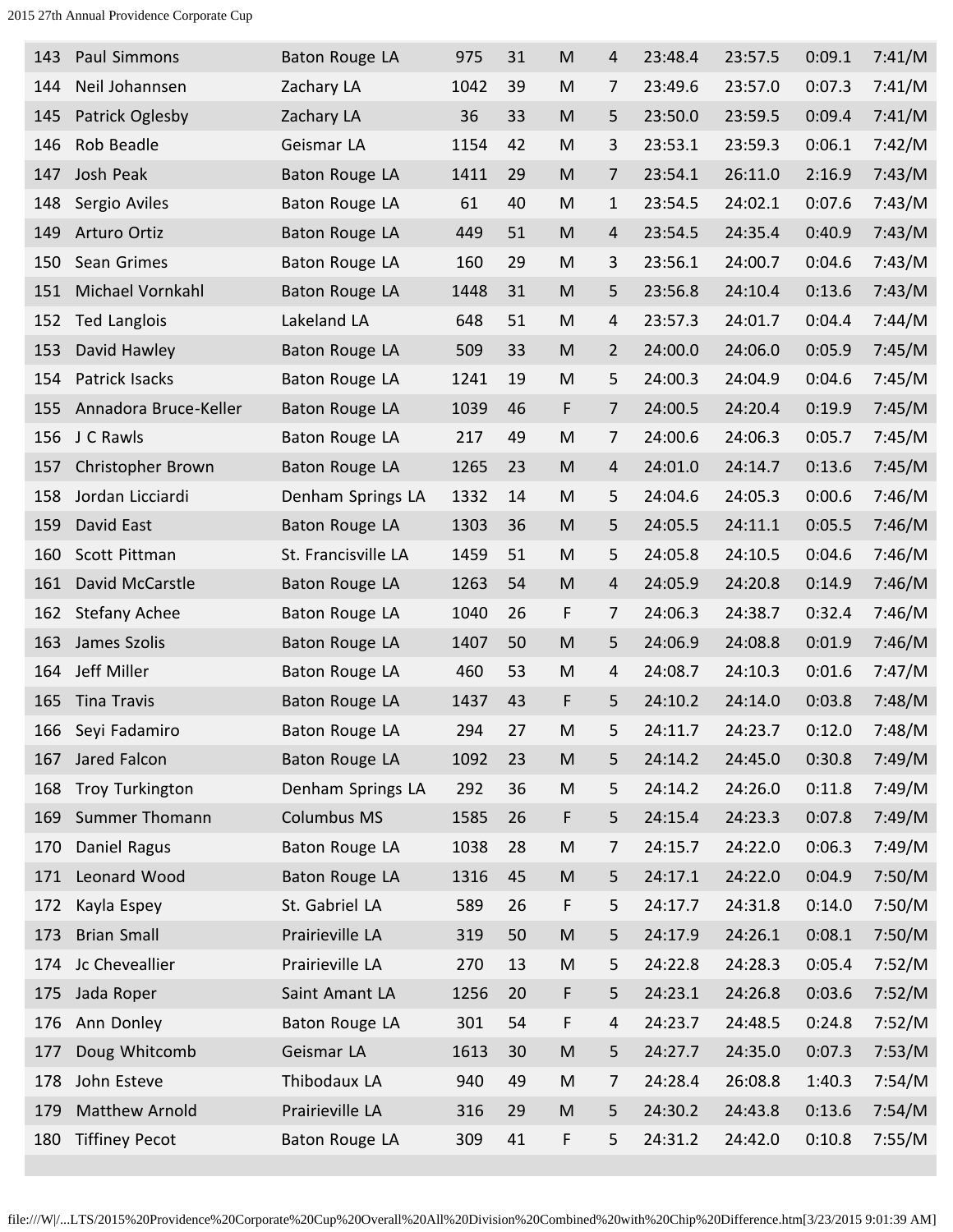| | | | | | | | | | | |
|---|---|---|---|---|---|---|---|---|---|---|
| 143 | Paul Simmons | Baton Rouge LA | 975 | 31 | M | 4 | 23:48.4 | 23:57.5 | 0:09.1 | 7:41/M |
| 144 | Neil Johannsen | Zachary LA | 1042 | 39 | M | 7 | 23:49.6 | 23:57.0 | 0:07.3 | 7:41/M |
| 145 | Patrick Oglesby | Zachary LA | 36 | 33 | M | 5 | 23:50.0 | 23:59.5 | 0:09.4 | 7:41/M |
| 146 | Rob Beadle | Geismar LA | 1154 | 42 | M | 3 | 23:53.1 | 23:59.3 | 0:06.1 | 7:42/M |
| 147 | Josh Peak | Baton Rouge LA | 1411 | 29 | M | 7 | 23:54.1 | 26:11.0 | 2:16.9 | 7:43/M |
| 148 | Sergio Aviles | Baton Rouge LA | 61 | 40 | M | 1 | 23:54.5 | 24:02.1 | 0:07.6 | 7:43/M |
| 149 | Arturo Ortiz | Baton Rouge LA | 449 | 51 | M | 4 | 23:54.5 | 24:35.4 | 0:40.9 | 7:43/M |
| 150 | Sean Grimes | Baton Rouge LA | 160 | 29 | M | 3 | 23:56.1 | 24:00.7 | 0:04.6 | 7:43/M |
| 151 | Michael Vornkahl | Baton Rouge LA | 1448 | 31 | M | 5 | 23:56.8 | 24:10.4 | 0:13.6 | 7:43/M |
| 152 | Ted Langlois | Lakeland LA | 648 | 51 | M | 4 | 23:57.3 | 24:01.7 | 0:04.4 | 7:44/M |
| 153 | David Hawley | Baton Rouge LA | 509 | 33 | M | 2 | 24:00.0 | 24:06.0 | 0:05.9 | 7:45/M |
| 154 | Patrick Isacks | Baton Rouge LA | 1241 | 19 | M | 5 | 24:00.3 | 24:04.9 | 0:04.6 | 7:45/M |
| 155 | Annadora Bruce-Keller | Baton Rouge LA | 1039 | 46 | F | 7 | 24:00.5 | 24:20.4 | 0:19.9 | 7:45/M |
| 156 | J C Rawls | Baton Rouge LA | 217 | 49 | M | 7 | 24:00.6 | 24:06.3 | 0:05.7 | 7:45/M |
| 157 | Christopher Brown | Baton Rouge LA | 1265 | 23 | M | 4 | 24:01.0 | 24:14.7 | 0:13.6 | 7:45/M |
| 158 | Jordan Licciardi | Denham Springs LA | 1332 | 14 | M | 5 | 24:04.6 | 24:05.3 | 0:00.6 | 7:46/M |
| 159 | David East | Baton Rouge LA | 1303 | 36 | M | 5 | 24:05.5 | 24:11.1 | 0:05.5 | 7:46/M |
| 160 | Scott Pittman | St. Francisville LA | 1459 | 51 | M | 5 | 24:05.8 | 24:10.5 | 0:04.6 | 7:46/M |
| 161 | David McCarstle | Baton Rouge LA | 1263 | 54 | M | 4 | 24:05.9 | 24:20.8 | 0:14.9 | 7:46/M |
| 162 | Stefany Achee | Baton Rouge LA | 1040 | 26 | F | 7 | 24:06.3 | 24:38.7 | 0:32.4 | 7:46/M |
| 163 | James Szolis | Baton Rouge LA | 1407 | 50 | M | 5 | 24:06.9 | 24:08.8 | 0:01.9 | 7:46/M |
| 164 | Jeff Miller | Baton Rouge LA | 460 | 53 | M | 4 | 24:08.7 | 24:10.3 | 0:01.6 | 7:47/M |
| 165 | Tina Travis | Baton Rouge LA | 1437 | 43 | F | 5 | 24:10.2 | 24:14.0 | 0:03.8 | 7:48/M |
| 166 | Seyi Fadamiro | Baton Rouge LA | 294 | 27 | M | 5 | 24:11.7 | 24:23.7 | 0:12.0 | 7:48/M |
| 167 | Jared Falcon | Baton Rouge LA | 1092 | 23 | M | 5 | 24:14.2 | 24:45.0 | 0:30.8 | 7:49/M |
| 168 | Troy Turkington | Denham Springs LA | 292 | 36 | M | 5 | 24:14.2 | 24:26.0 | 0:11.8 | 7:49/M |
| 169 | Summer Thomann | Columbus MS | 1585 | 26 | F | 5 | 24:15.4 | 24:23.3 | 0:07.8 | 7:49/M |
| 170 | Daniel Ragus | Baton Rouge LA | 1038 | 28 | M | 7 | 24:15.7 | 24:22.0 | 0:06.3 | 7:49/M |
| 171 | Leonard Wood | Baton Rouge LA | 1316 | 45 | M | 5 | 24:17.1 | 24:22.0 | 0:04.9 | 7:50/M |
| 172 | Kayla Espey | St. Gabriel LA | 589 | 26 | F | 5 | 24:17.7 | 24:31.8 | 0:14.0 | 7:50/M |
| 173 | Brian Small | Prairieville LA | 319 | 50 | M | 5 | 24:17.9 | 24:26.1 | 0:08.1 | 7:50/M |
| 174 | Jc Cheveallier | Prairieville LA | 270 | 13 | M | 5 | 24:22.8 | 24:28.3 | 0:05.4 | 7:52/M |
| 175 | Jada Roper | Saint Amant LA | 1256 | 20 | F | 5 | 24:23.1 | 24:26.8 | 0:03.6 | 7:52/M |
| 176 | Ann Donley | Baton Rouge LA | 301 | 54 | F | 4 | 24:23.7 | 24:48.5 | 0:24.8 | 7:52/M |
| 177 | Doug Whitcomb | Geismar LA | 1613 | 30 | M | 5 | 24:27.7 | 24:35.0 | 0:07.3 | 7:53/M |
| 178 | John Esteve | Thibodaux LA | 940 | 49 | M | 7 | 24:28.4 | 26:08.8 | 1:40.3 | 7:54/M |
| 179 | Matthew Arnold | Prairieville LA | 316 | 29 | M | 5 | 24:30.2 | 24:43.8 | 0:13.6 | 7:54/M |
| 180 | Tiffiney Pecot | Baton Rouge LA | 309 | 41 | F | 5 | 24:31.2 | 24:42.0 | 0:10.8 | 7:55/M |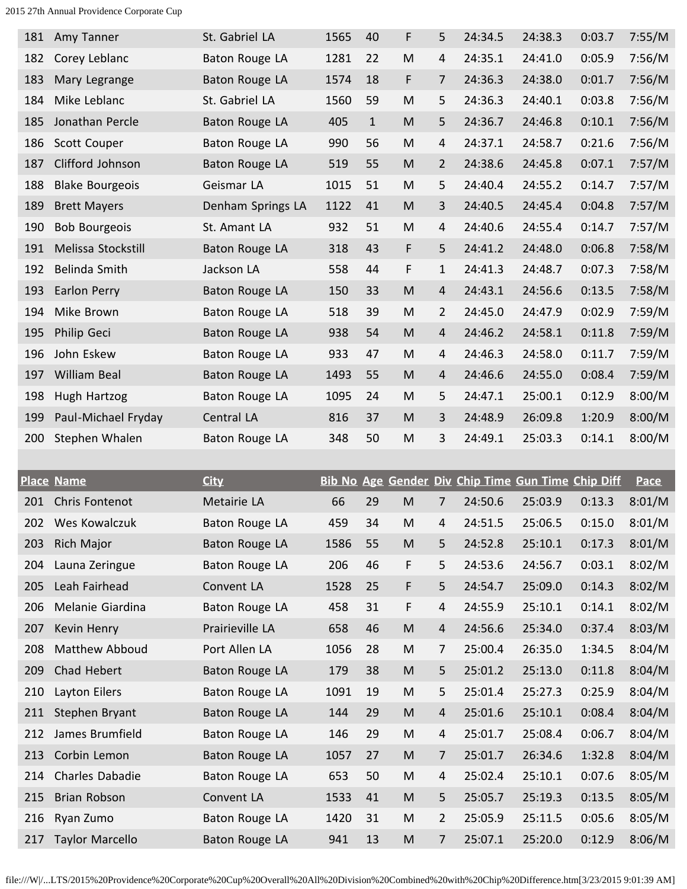| Place | Name | City | Bib No | Age | Gender | Div | Chip Time | Gun Time | Chip Diff | Pace |
|---|---|---|---|---|---|---|---|---|---|---|
| 181 | Amy Tanner | St. Gabriel LA | 1565 | 40 | F | 5 | 24:34.5 | 24:38.3 | 0:03.7 | 7:55/M |
| 182 | Corey Leblanc | Baton Rouge LA | 1281 | 22 | M | 4 | 24:35.1 | 24:41.0 | 0:05.9 | 7:56/M |
| 183 | Mary Legrange | Baton Rouge LA | 1574 | 18 | F | 7 | 24:36.3 | 24:38.0 | 0:01.7 | 7:56/M |
| 184 | Mike Leblanc | St. Gabriel LA | 1560 | 59 | M | 5 | 24:36.3 | 24:40.1 | 0:03.8 | 7:56/M |
| 185 | Jonathan Percle | Baton Rouge LA | 405 | 1 | M | 5 | 24:36.7 | 24:46.8 | 0:10.1 | 7:56/M |
| 186 | Scott Couper | Baton Rouge LA | 990 | 56 | M | 4 | 24:37.1 | 24:58.7 | 0:21.6 | 7:56/M |
| 187 | Clifford Johnson | Baton Rouge LA | 519 | 55 | M | 2 | 24:38.6 | 24:45.8 | 0:07.1 | 7:57/M |
| 188 | Blake Bourgeois | Geismar LA | 1015 | 51 | M | 5 | 24:40.4 | 24:55.2 | 0:14.7 | 7:57/M |
| 189 | Brett Mayers | Denham Springs LA | 1122 | 41 | M | 3 | 24:40.5 | 24:45.4 | 0:04.8 | 7:57/M |
| 190 | Bob Bourgeois | St. Amant LA | 932 | 51 | M | 4 | 24:40.6 | 24:55.4 | 0:14.7 | 7:57/M |
| 191 | Melissa Stockstill | Baton Rouge LA | 318 | 43 | F | 5 | 24:41.2 | 24:48.0 | 0:06.8 | 7:58/M |
| 192 | Belinda Smith | Jackson LA | 558 | 44 | F | 1 | 24:41.3 | 24:48.7 | 0:07.3 | 7:58/M |
| 193 | Earlon Perry | Baton Rouge LA | 150 | 33 | M | 4 | 24:43.1 | 24:56.6 | 0:13.5 | 7:58/M |
| 194 | Mike Brown | Baton Rouge LA | 518 | 39 | M | 2 | 24:45.0 | 24:47.9 | 0:02.9 | 7:59/M |
| 195 | Philip Geci | Baton Rouge LA | 938 | 54 | M | 4 | 24:46.2 | 24:58.1 | 0:11.8 | 7:59/M |
| 196 | John Eskew | Baton Rouge LA | 933 | 47 | M | 4 | 24:46.3 | 24:58.0 | 0:11.7 | 7:59/M |
| 197 | William Beal | Baton Rouge LA | 1493 | 55 | M | 4 | 24:46.6 | 24:55.0 | 0:08.4 | 7:59/M |
| 198 | Hugh Hartzog | Baton Rouge LA | 1095 | 24 | M | 5 | 24:47.1 | 25:00.1 | 0:12.9 | 8:00/M |
| 199 | Paul-Michael Fryday | Central LA | 816 | 37 | M | 3 | 24:48.9 | 26:09.8 | 1:20.9 | 8:00/M |
| 200 | Stephen Whalen | Baton Rouge LA | 348 | 50 | M | 3 | 24:49.1 | 25:03.3 | 0:14.1 | 8:00/M |
| 201 | Chris Fontenot | Metairie LA | 66 | 29 | M | 7 | 24:50.6 | 25:03.9 | 0:13.3 | 8:01/M |
| 202 | Wes Kowalczuk | Baton Rouge LA | 459 | 34 | M | 4 | 24:51.5 | 25:06.5 | 0:15.0 | 8:01/M |
| 203 | Rich Major | Baton Rouge LA | 1586 | 55 | M | 5 | 24:52.8 | 25:10.1 | 0:17.3 | 8:01/M |
| 204 | Launa Zeringue | Baton Rouge LA | 206 | 46 | F | 5 | 24:53.6 | 24:56.7 | 0:03.1 | 8:02/M |
| 205 | Leah Fairhead | Convent LA | 1528 | 25 | F | 5 | 24:54.7 | 25:09.0 | 0:14.3 | 8:02/M |
| 206 | Melanie Giardina | Baton Rouge LA | 458 | 31 | F | 4 | 24:55.9 | 25:10.1 | 0:14.1 | 8:02/M |
| 207 | Kevin Henry | Prairieville LA | 658 | 46 | M | 4 | 24:56.6 | 25:34.0 | 0:37.4 | 8:03/M |
| 208 | Matthew Abboud | Port Allen LA | 1056 | 28 | M | 7 | 25:00.4 | 26:35.0 | 1:34.5 | 8:04/M |
| 209 | Chad Hebert | Baton Rouge LA | 179 | 38 | M | 5 | 25:01.2 | 25:13.0 | 0:11.8 | 8:04/M |
| 210 | Layton Eilers | Baton Rouge LA | 1091 | 19 | M | 5 | 25:01.4 | 25:27.3 | 0:25.9 | 8:04/M |
| 211 | Stephen Bryant | Baton Rouge LA | 144 | 29 | M | 4 | 25:01.6 | 25:10.1 | 0:08.4 | 8:04/M |
| 212 | James Brumfield | Baton Rouge LA | 146 | 29 | M | 4 | 25:01.7 | 25:08.4 | 0:06.7 | 8:04/M |
| 213 | Corbin Lemon | Baton Rouge LA | 1057 | 27 | M | 7 | 25:01.7 | 26:34.6 | 1:32.8 | 8:04/M |
| 214 | Charles Dabadie | Baton Rouge LA | 653 | 50 | M | 4 | 25:02.4 | 25:10.1 | 0:07.6 | 8:05/M |
| 215 | Brian Robson | Convent LA | 1533 | 41 | M | 5 | 25:05.7 | 25:19.3 | 0:13.5 | 8:05/M |
| 216 | Ryan Zumo | Baton Rouge LA | 1420 | 31 | M | 2 | 25:05.9 | 25:11.5 | 0:05.6 | 8:05/M |
| 217 | Taylor Marcello | Baton Rouge LA | 941 | 13 | M | 7 | 25:07.1 | 25:20.0 | 0:12.9 | 8:06/M |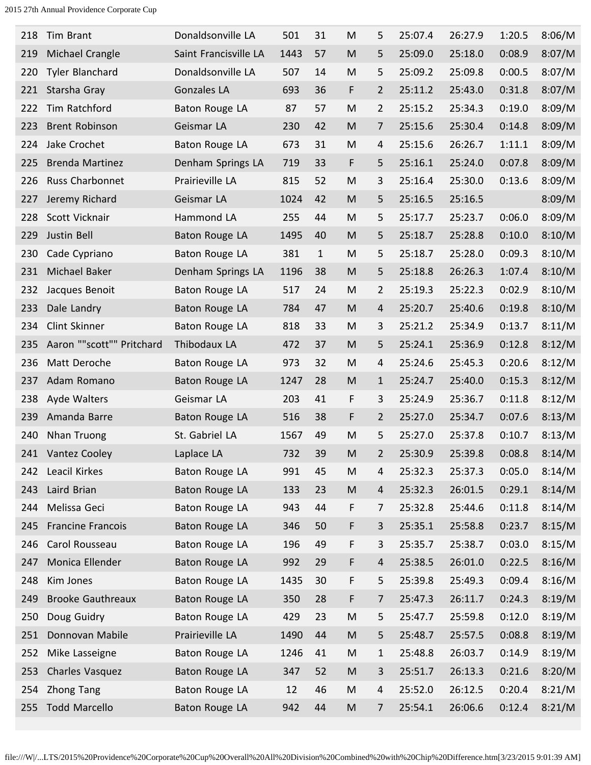| 218 | Tim Brant | Donaldsonville LA | 501 | 31 | M | 5 | 25:07.4 | 26:27.9 | 1:20.5 | 8:06/M |
|---|---|---|---|---|---|---|---|---|---|---|
| 219 | Michael Crangle | Saint Francisville LA | 1443 | 57 | M | 5 | 25:09.0 | 25:18.0 | 0:08.9 | 8:07/M |
| 220 | Tyler Blanchard | Donaldsonville LA | 507 | 14 | M | 5 | 25:09.2 | 25:09.8 | 0:00.5 | 8:07/M |
| 221 | Starsha Gray | Gonzales LA | 693 | 36 | F | 2 | 25:11.2 | 25:43.0 | 0:31.8 | 8:07/M |
| 222 | Tim Ratchford | Baton Rouge LA | 87 | 57 | M | 2 | 25:15.2 | 25:34.3 | 0:19.0 | 8:09/M |
| 223 | Brent Robinson | Geismar LA | 230 | 42 | M | 7 | 25:15.6 | 25:30.4 | 0:14.8 | 8:09/M |
| 224 | Jake Crochet | Baton Rouge LA | 673 | 31 | M | 4 | 25:15.6 | 26:26.7 | 1:11.1 | 8:09/M |
| 225 | Brenda Martinez | Denham Springs LA | 719 | 33 | F | 5 | 25:16.1 | 25:24.0 | 0:07.8 | 8:09/M |
| 226 | Russ Charbonnet | Prairieville LA | 815 | 52 | M | 3 | 25:16.4 | 25:30.0 | 0:13.6 | 8:09/M |
| 227 | Jeremy Richard | Geismar LA | 1024 | 42 | M | 5 | 25:16.5 | 25:16.5 | | 8:09/M |
| 228 | Scott Vicknair | Hammond LA | 255 | 44 | M | 5 | 25:17.7 | 25:23.7 | 0:06.0 | 8:09/M |
| 229 | Justin Bell | Baton Rouge LA | 1495 | 40 | M | 5 | 25:18.7 | 25:28.8 | 0:10.0 | 8:10/M |
| 230 | Cade Cypriano | Baton Rouge LA | 381 | 1 | M | 5 | 25:18.7 | 25:28.0 | 0:09.3 | 8:10/M |
| 231 | Michael Baker | Denham Springs LA | 1196 | 38 | M | 5 | 25:18.8 | 26:26.3 | 1:07.4 | 8:10/M |
| 232 | Jacques Benoit | Baton Rouge LA | 517 | 24 | M | 2 | 25:19.3 | 25:22.3 | 0:02.9 | 8:10/M |
| 233 | Dale Landry | Baton Rouge LA | 784 | 47 | M | 4 | 25:20.7 | 25:40.6 | 0:19.8 | 8:10/M |
| 234 | Clint Skinner | Baton Rouge LA | 818 | 33 | M | 3 | 25:21.2 | 25:34.9 | 0:13.7 | 8:11/M |
| 235 | Aaron ""scott"" Pritchard | Thibodaux LA | 472 | 37 | M | 5 | 25:24.1 | 25:36.9 | 0:12.8 | 8:12/M |
| 236 | Matt Deroche | Baton Rouge LA | 973 | 32 | M | 4 | 25:24.6 | 25:45.3 | 0:20.6 | 8:12/M |
| 237 | Adam Romano | Baton Rouge LA | 1247 | 28 | M | 1 | 25:24.7 | 25:40.0 | 0:15.3 | 8:12/M |
| 238 | Ayde Walters | Geismar LA | 203 | 41 | F | 3 | 25:24.9 | 25:36.7 | 0:11.8 | 8:12/M |
| 239 | Amanda Barre | Baton Rouge LA | 516 | 38 | F | 2 | 25:27.0 | 25:34.7 | 0:07.6 | 8:13/M |
| 240 | Nhan Truong | St. Gabriel LA | 1567 | 49 | M | 5 | 25:27.0 | 25:37.8 | 0:10.7 | 8:13/M |
| 241 | Vantez Cooley | Laplace LA | 732 | 39 | M | 2 | 25:30.9 | 25:39.8 | 0:08.8 | 8:14/M |
| 242 | Leacil Kirkes | Baton Rouge LA | 991 | 45 | M | 4 | 25:32.3 | 25:37.3 | 0:05.0 | 8:14/M |
| 243 | Laird Brian | Baton Rouge LA | 133 | 23 | M | 4 | 25:32.3 | 26:01.5 | 0:29.1 | 8:14/M |
| 244 | Melissa Geci | Baton Rouge LA | 943 | 44 | F | 7 | 25:32.8 | 25:44.6 | 0:11.8 | 8:14/M |
| 245 | Francine Francois | Baton Rouge LA | 346 | 50 | F | 3 | 25:35.1 | 25:58.8 | 0:23.7 | 8:15/M |
| 246 | Carol Rousseau | Baton Rouge LA | 196 | 49 | F | 3 | 25:35.7 | 25:38.7 | 0:03.0 | 8:15/M |
| 247 | Monica Ellender | Baton Rouge LA | 992 | 29 | F | 4 | 25:38.5 | 26:01.0 | 0:22.5 | 8:16/M |
| 248 | Kim Jones | Baton Rouge LA | 1435 | 30 | F | 5 | 25:39.8 | 25:49.3 | 0:09.4 | 8:16/M |
| 249 | Brooke Gauthreaux | Baton Rouge LA | 350 | 28 | F | 7 | 25:47.3 | 26:11.7 | 0:24.3 | 8:19/M |
| 250 | Doug Guidry | Baton Rouge LA | 429 | 23 | M | 5 | 25:47.7 | 25:59.8 | 0:12.0 | 8:19/M |
| 251 | Donnovan Mabile | Prairieville LA | 1490 | 44 | M | 5 | 25:48.7 | 25:57.5 | 0:08.8 | 8:19/M |
| 252 | Mike Lasseigne | Baton Rouge LA | 1246 | 41 | M | 1 | 25:48.8 | 26:03.7 | 0:14.9 | 8:19/M |
| 253 | Charles Vasquez | Baton Rouge LA | 347 | 52 | M | 3 | 25:51.7 | 26:13.3 | 0:21.6 | 8:20/M |
| 254 | Zhong Tang | Baton Rouge LA | 12 | 46 | M | 4 | 25:52.0 | 26:12.5 | 0:20.4 | 8:21/M |
| 255 | Todd Marcello | Baton Rouge LA | 942 | 44 | M | 7 | 25:54.1 | 26:06.6 | 0:12.4 | 8:21/M |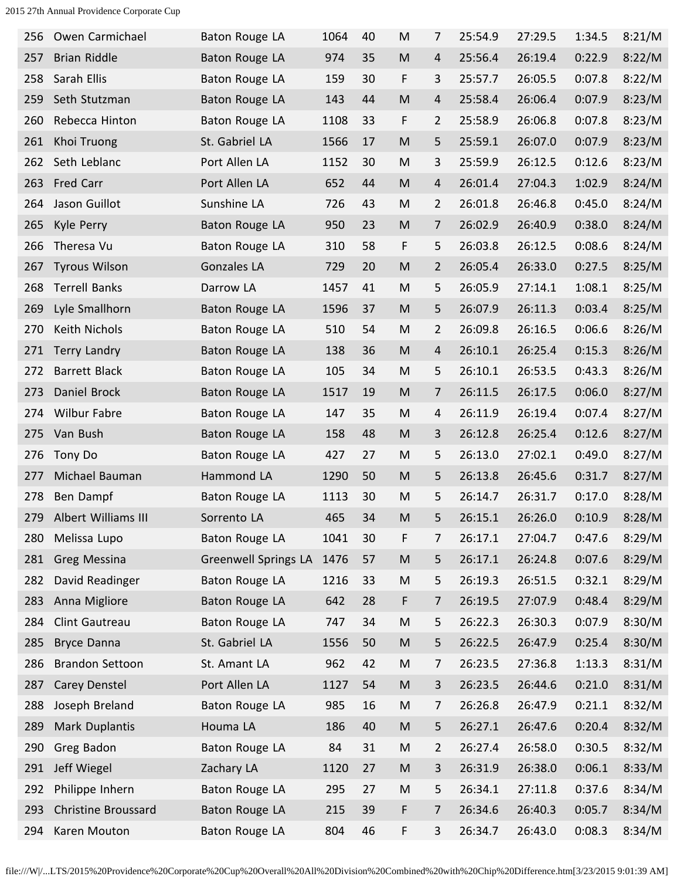| | | | | | | | | | | |
|---|---|---|---|---|---|---|---|---|---|---|
| 256 | Owen Carmichael | Baton Rouge LA | 1064 | 40 | M | 7 | 25:54.9 | 27:29.5 | 1:34.5 | 8:21/M |
| 257 | Brian Riddle | Baton Rouge LA | 974 | 35 | M | 4 | 25:56.4 | 26:19.4 | 0:22.9 | 8:22/M |
| 258 | Sarah Ellis | Baton Rouge LA | 159 | 30 | F | 3 | 25:57.7 | 26:05.5 | 0:07.8 | 8:22/M |
| 259 | Seth Stutzman | Baton Rouge LA | 143 | 44 | M | 4 | 25:58.4 | 26:06.4 | 0:07.9 | 8:23/M |
| 260 | Rebecca Hinton | Baton Rouge LA | 1108 | 33 | F | 2 | 25:58.9 | 26:06.8 | 0:07.8 | 8:23/M |
| 261 | Khoi Truong | St. Gabriel LA | 1566 | 17 | M | 5 | 25:59.1 | 26:07.0 | 0:07.9 | 8:23/M |
| 262 | Seth Leblanc | Port Allen LA | 1152 | 30 | M | 3 | 25:59.9 | 26:12.5 | 0:12.6 | 8:23/M |
| 263 | Fred Carr | Port Allen LA | 652 | 44 | M | 4 | 26:01.4 | 27:04.3 | 1:02.9 | 8:24/M |
| 264 | Jason Guillot | Sunshine LA | 726 | 43 | M | 2 | 26:01.8 | 26:46.8 | 0:45.0 | 8:24/M |
| 265 | Kyle Perry | Baton Rouge LA | 950 | 23 | M | 7 | 26:02.9 | 26:40.9 | 0:38.0 | 8:24/M |
| 266 | Theresa Vu | Baton Rouge LA | 310 | 58 | F | 5 | 26:03.8 | 26:12.5 | 0:08.6 | 8:24/M |
| 267 | Tyrous Wilson | Gonzales LA | 729 | 20 | M | 2 | 26:05.4 | 26:33.0 | 0:27.5 | 8:25/M |
| 268 | Terrell Banks | Darrow LA | 1457 | 41 | M | 5 | 26:05.9 | 27:14.1 | 1:08.1 | 8:25/M |
| 269 | Lyle Smallhorn | Baton Rouge LA | 1596 | 37 | M | 5 | 26:07.9 | 26:11.3 | 0:03.4 | 8:25/M |
| 270 | Keith Nichols | Baton Rouge LA | 510 | 54 | M | 2 | 26:09.8 | 26:16.5 | 0:06.6 | 8:26/M |
| 271 | Terry Landry | Baton Rouge LA | 138 | 36 | M | 4 | 26:10.1 | 26:25.4 | 0:15.3 | 8:26/M |
| 272 | Barrett Black | Baton Rouge LA | 105 | 34 | M | 5 | 26:10.1 | 26:53.5 | 0:43.3 | 8:26/M |
| 273 | Daniel Brock | Baton Rouge LA | 1517 | 19 | M | 7 | 26:11.5 | 26:17.5 | 0:06.0 | 8:27/M |
| 274 | Wilbur Fabre | Baton Rouge LA | 147 | 35 | M | 4 | 26:11.9 | 26:19.4 | 0:07.4 | 8:27/M |
| 275 | Van Bush | Baton Rouge LA | 158 | 48 | M | 3 | 26:12.8 | 26:25.4 | 0:12.6 | 8:27/M |
| 276 | Tony Do | Baton Rouge LA | 427 | 27 | M | 5 | 26:13.0 | 27:02.1 | 0:49.0 | 8:27/M |
| 277 | Michael Bauman | Hammond LA | 1290 | 50 | M | 5 | 26:13.8 | 26:45.6 | 0:31.7 | 8:27/M |
| 278 | Ben Dampf | Baton Rouge LA | 1113 | 30 | M | 5 | 26:14.7 | 26:31.7 | 0:17.0 | 8:28/M |
| 279 | Albert Williams III | Sorrento LA | 465 | 34 | M | 5 | 26:15.1 | 26:26.0 | 0:10.9 | 8:28/M |
| 280 | Melissa Lupo | Baton Rouge LA | 1041 | 30 | F | 7 | 26:17.1 | 27:04.7 | 0:47.6 | 8:29/M |
| 281 | Greg Messina | Greenwell Springs LA | 1476 | 57 | M | 5 | 26:17.1 | 26:24.8 | 0:07.6 | 8:29/M |
| 282 | David Readinger | Baton Rouge LA | 1216 | 33 | M | 5 | 26:19.3 | 26:51.5 | 0:32.1 | 8:29/M |
| 283 | Anna Migliore | Baton Rouge LA | 642 | 28 | F | 7 | 26:19.5 | 27:07.9 | 0:48.4 | 8:29/M |
| 284 | Clint Gautreau | Baton Rouge LA | 747 | 34 | M | 5 | 26:22.3 | 26:30.3 | 0:07.9 | 8:30/M |
| 285 | Bryce Danna | St. Gabriel LA | 1556 | 50 | M | 5 | 26:22.5 | 26:47.9 | 0:25.4 | 8:30/M |
| 286 | Brandon Settoon | St. Amant LA | 962 | 42 | M | 7 | 26:23.5 | 27:36.8 | 1:13.3 | 8:31/M |
| 287 | Carey Denstel | Port Allen LA | 1127 | 54 | M | 3 | 26:23.5 | 26:44.6 | 0:21.0 | 8:31/M |
| 288 | Joseph Breland | Baton Rouge LA | 985 | 16 | M | 7 | 26:26.8 | 26:47.9 | 0:21.1 | 8:32/M |
| 289 | Mark Duplantis | Houma LA | 186 | 40 | M | 5 | 26:27.1 | 26:47.6 | 0:20.4 | 8:32/M |
| 290 | Greg Badon | Baton Rouge LA | 84 | 31 | M | 2 | 26:27.4 | 26:58.0 | 0:30.5 | 8:32/M |
| 291 | Jeff Wiegel | Zachary LA | 1120 | 27 | M | 3 | 26:31.9 | 26:38.0 | 0:06.1 | 8:33/M |
| 292 | Philippe Inhern | Baton Rouge LA | 295 | 27 | M | 5 | 26:34.1 | 27:11.8 | 0:37.6 | 8:34/M |
| 293 | Christine Broussard | Baton Rouge LA | 215 | 39 | F | 7 | 26:34.6 | 26:40.3 | 0:05.7 | 8:34/M |
| 294 | Karen Mouton | Baton Rouge LA | 804 | 46 | F | 3 | 26:34.7 | 26:43.0 | 0:08.3 | 8:34/M |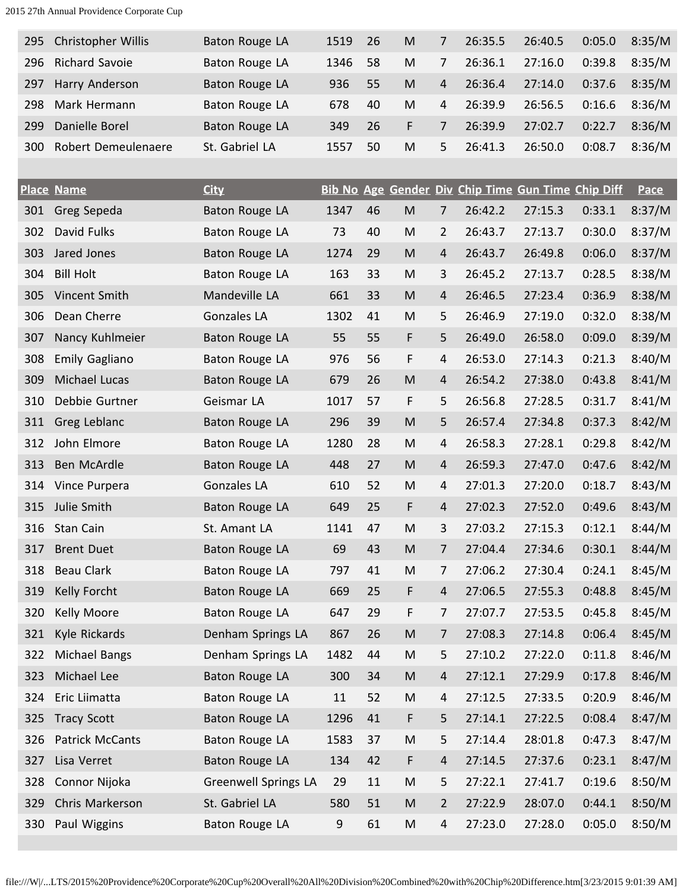| Place | Name | City | Bib No | Age | Gender | Div | Chip Time | Gun Time | Chip Diff | Pace |
|---|---|---|---|---|---|---|---|---|---|---|
| 295 | Christopher Willis | Baton Rouge LA | 1519 | 26 | M | 7 | 26:35.5 | 26:40.5 | 0:05.0 | 8:35/M |
| 296 | Richard Savoie | Baton Rouge LA | 1346 | 58 | M | 7 | 26:36.1 | 27:16.0 | 0:39.8 | 8:35/M |
| 297 | Harry Anderson | Baton Rouge LA | 936 | 55 | M | 4 | 26:36.4 | 27:14.0 | 0:37.6 | 8:35/M |
| 298 | Mark Hermann | Baton Rouge LA | 678 | 40 | M | 4 | 26:39.9 | 26:56.5 | 0:16.6 | 8:36/M |
| 299 | Danielle Borel | Baton Rouge LA | 349 | 26 | F | 7 | 26:39.9 | 27:02.7 | 0:22.7 | 8:36/M |
| 300 | Robert Demeulenaere | St. Gabriel LA | 1557 | 50 | M | 5 | 26:41.3 | 26:50.0 | 0:08.7 | 8:36/M |
| 301 | Greg Sepeda | Baton Rouge LA | 1347 | 46 | M | 7 | 26:42.2 | 27:15.3 | 0:33.1 | 8:37/M |
| 302 | David Fulks | Baton Rouge LA | 73 | 40 | M | 2 | 26:43.7 | 27:13.7 | 0:30.0 | 8:37/M |
| 303 | Jared Jones | Baton Rouge LA | 1274 | 29 | M | 4 | 26:43.7 | 26:49.8 | 0:06.0 | 8:37/M |
| 304 | Bill Holt | Baton Rouge LA | 163 | 33 | M | 3 | 26:45.2 | 27:13.7 | 0:28.5 | 8:38/M |
| 305 | Vincent Smith | Mandeville LA | 661 | 33 | M | 4 | 26:46.5 | 27:23.4 | 0:36.9 | 8:38/M |
| 306 | Dean Cherre | Gonzales LA | 1302 | 41 | M | 5 | 26:46.9 | 27:19.0 | 0:32.0 | 8:38/M |
| 307 | Nancy Kuhlmeier | Baton Rouge LA | 55 | 55 | F | 5 | 26:49.0 | 26:58.0 | 0:09.0 | 8:39/M |
| 308 | Emily Gagliano | Baton Rouge LA | 976 | 56 | F | 4 | 26:53.0 | 27:14.3 | 0:21.3 | 8:40/M |
| 309 | Michael Lucas | Baton Rouge LA | 679 | 26 | M | 4 | 26:54.2 | 27:38.0 | 0:43.8 | 8:41/M |
| 310 | Debbie Gurtner | Geismar LA | 1017 | 57 | F | 5 | 26:56.8 | 27:28.5 | 0:31.7 | 8:41/M |
| 311 | Greg Leblanc | Baton Rouge LA | 296 | 39 | M | 5 | 26:57.4 | 27:34.8 | 0:37.3 | 8:42/M |
| 312 | John Elmore | Baton Rouge LA | 1280 | 28 | M | 4 | 26:58.3 | 27:28.1 | 0:29.8 | 8:42/M |
| 313 | Ben McArdle | Baton Rouge LA | 448 | 27 | M | 4 | 26:59.3 | 27:47.0 | 0:47.6 | 8:42/M |
| 314 | Vince Purpera | Gonzales LA | 610 | 52 | M | 4 | 27:01.3 | 27:20.0 | 0:18.7 | 8:43/M |
| 315 | Julie Smith | Baton Rouge LA | 649 | 25 | F | 4 | 27:02.3 | 27:52.0 | 0:49.6 | 8:43/M |
| 316 | Stan Cain | St. Amant LA | 1141 | 47 | M | 3 | 27:03.2 | 27:15.3 | 0:12.1 | 8:44/M |
| 317 | Brent Duet | Baton Rouge LA | 69 | 43 | M | 7 | 27:04.4 | 27:34.6 | 0:30.1 | 8:44/M |
| 318 | Beau Clark | Baton Rouge LA | 797 | 41 | M | 7 | 27:06.2 | 27:30.4 | 0:24.1 | 8:45/M |
| 319 | Kelly Forcht | Baton Rouge LA | 669 | 25 | F | 4 | 27:06.5 | 27:55.3 | 0:48.8 | 8:45/M |
| 320 | Kelly Moore | Baton Rouge LA | 647 | 29 | F | 7 | 27:07.7 | 27:53.5 | 0:45.8 | 8:45/M |
| 321 | Kyle Rickards | Denham Springs LA | 867 | 26 | M | 7 | 27:08.3 | 27:14.8 | 0:06.4 | 8:45/M |
| 322 | Michael Bangs | Denham Springs LA | 1482 | 44 | M | 5 | 27:10.2 | 27:22.0 | 0:11.8 | 8:46/M |
| 323 | Michael Lee | Baton Rouge LA | 300 | 34 | M | 4 | 27:12.1 | 27:29.9 | 0:17.8 | 8:46/M |
| 324 | Eric Liimatta | Baton Rouge LA | 11 | 52 | M | 4 | 27:12.5 | 27:33.5 | 0:20.9 | 8:46/M |
| 325 | Tracy Scott | Baton Rouge LA | 1296 | 41 | F | 5 | 27:14.1 | 27:22.5 | 0:08.4 | 8:47/M |
| 326 | Patrick McCants | Baton Rouge LA | 1583 | 37 | M | 5 | 27:14.4 | 28:01.8 | 0:47.3 | 8:47/M |
| 327 | Lisa Verret | Baton Rouge LA | 134 | 42 | F | 4 | 27:14.5 | 27:37.6 | 0:23.1 | 8:47/M |
| 328 | Connor Nijoka | Greenwell Springs LA | 29 | 11 | M | 5 | 27:22.1 | 27:41.7 | 0:19.6 | 8:50/M |
| 329 | Chris Markerson | St. Gabriel LA | 580 | 51 | M | 2 | 27:22.9 | 28:07.0 | 0:44.1 | 8:50/M |
| 330 | Paul Wiggins | Baton Rouge LA | 9 | 61 | M | 4 | 27:23.0 | 27:28.0 | 0:05.0 | 8:50/M |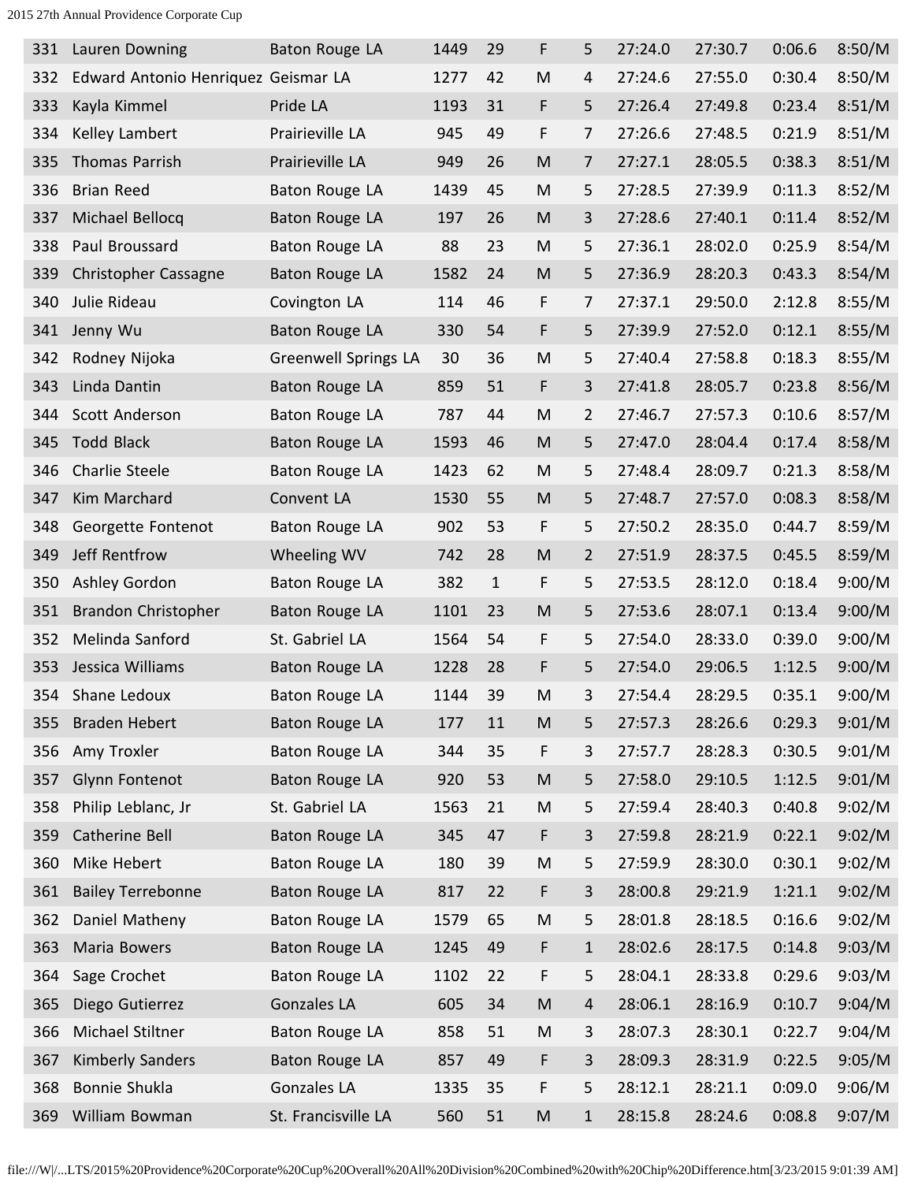| 331 | Lauren Downing | Baton Rouge LA | 1449 | 29 | F | 5 | 27:24.0 | 27:30.7 | 0:06.6 | 8:50/M |
|---|---|---|---|---|---|---|---|---|---|---|
| 332 | Edward Antonio Henriquez | Geismar LA | 1277 | 42 | M | 4 | 27:24.6 | 27:55.0 | 0:30.4 | 8:50/M |
| 333 | Kayla Kimmel | Pride LA | 1193 | 31 | F | 5 | 27:26.4 | 27:49.8 | 0:23.4 | 8:51/M |
| 334 | Kelley Lambert | Prairieville LA | 945 | 49 | F | 7 | 27:26.6 | 27:48.5 | 0:21.9 | 8:51/M |
| 335 | Thomas Parrish | Prairieville LA | 949 | 26 | M | 7 | 27:27.1 | 28:05.5 | 0:38.3 | 8:51/M |
| 336 | Brian Reed | Baton Rouge LA | 1439 | 45 | M | 5 | 27:28.5 | 27:39.9 | 0:11.3 | 8:52/M |
| 337 | Michael Bellocq | Baton Rouge LA | 197 | 26 | M | 3 | 27:28.6 | 27:40.1 | 0:11.4 | 8:52/M |
| 338 | Paul Broussard | Baton Rouge LA | 88 | 23 | M | 5 | 27:36.1 | 28:02.0 | 0:25.9 | 8:54/M |
| 339 | Christopher Cassagne | Baton Rouge LA | 1582 | 24 | M | 5 | 27:36.9 | 28:20.3 | 0:43.3 | 8:54/M |
| 340 | Julie Rideau | Covington LA | 114 | 46 | F | 7 | 27:37.1 | 29:50.0 | 2:12.8 | 8:55/M |
| 341 | Jenny Wu | Baton Rouge LA | 330 | 54 | F | 5 | 27:39.9 | 27:52.0 | 0:12.1 | 8:55/M |
| 342 | Rodney Nijoka | Greenwell Springs LA | 30 | 36 | M | 5 | 27:40.4 | 27:58.8 | 0:18.3 | 8:55/M |
| 343 | Linda Dantin | Baton Rouge LA | 859 | 51 | F | 3 | 27:41.8 | 28:05.7 | 0:23.8 | 8:56/M |
| 344 | Scott Anderson | Baton Rouge LA | 787 | 44 | M | 2 | 27:46.7 | 27:57.3 | 0:10.6 | 8:57/M |
| 345 | Todd Black | Baton Rouge LA | 1593 | 46 | M | 5 | 27:47.0 | 28:04.4 | 0:17.4 | 8:58/M |
| 346 | Charlie Steele | Baton Rouge LA | 1423 | 62 | M | 5 | 27:48.4 | 28:09.7 | 0:21.3 | 8:58/M |
| 347 | Kim Marchard | Convent LA | 1530 | 55 | M | 5 | 27:48.7 | 27:57.0 | 0:08.3 | 8:58/M |
| 348 | Georgette Fontenot | Baton Rouge LA | 902 | 53 | F | 5 | 27:50.2 | 28:35.0 | 0:44.7 | 8:59/M |
| 349 | Jeff Rentfrow | Wheeling WV | 742 | 28 | M | 2 | 27:51.9 | 28:37.5 | 0:45.5 | 8:59/M |
| 350 | Ashley Gordon | Baton Rouge LA | 382 | 1 | F | 5 | 27:53.5 | 28:12.0 | 0:18.4 | 9:00/M |
| 351 | Brandon Christopher | Baton Rouge LA | 1101 | 23 | M | 5 | 27:53.6 | 28:07.1 | 0:13.4 | 9:00/M |
| 352 | Melinda Sanford | St. Gabriel LA | 1564 | 54 | F | 5 | 27:54.0 | 28:33.0 | 0:39.0 | 9:00/M |
| 353 | Jessica Williams | Baton Rouge LA | 1228 | 28 | F | 5 | 27:54.0 | 29:06.5 | 1:12.5 | 9:00/M |
| 354 | Shane Ledoux | Baton Rouge LA | 1144 | 39 | M | 3 | 27:54.4 | 28:29.5 | 0:35.1 | 9:00/M |
| 355 | Braden Hebert | Baton Rouge LA | 177 | 11 | M | 5 | 27:57.3 | 28:26.6 | 0:29.3 | 9:01/M |
| 356 | Amy Troxler | Baton Rouge LA | 344 | 35 | F | 3 | 27:57.7 | 28:28.3 | 0:30.5 | 9:01/M |
| 357 | Glynn Fontenot | Baton Rouge LA | 920 | 53 | M | 5 | 27:58.0 | 29:10.5 | 1:12.5 | 9:01/M |
| 358 | Philip Leblanc, Jr | St. Gabriel LA | 1563 | 21 | M | 5 | 27:59.4 | 28:40.3 | 0:40.8 | 9:02/M |
| 359 | Catherine Bell | Baton Rouge LA | 345 | 47 | F | 3 | 27:59.8 | 28:21.9 | 0:22.1 | 9:02/M |
| 360 | Mike Hebert | Baton Rouge LA | 180 | 39 | M | 5 | 27:59.9 | 28:30.0 | 0:30.1 | 9:02/M |
| 361 | Bailey Terrebonne | Baton Rouge LA | 817 | 22 | F | 3 | 28:00.8 | 29:21.9 | 1:21.1 | 9:02/M |
| 362 | Daniel Matheny | Baton Rouge LA | 1579 | 65 | M | 5 | 28:01.8 | 28:18.5 | 0:16.6 | 9:02/M |
| 363 | Maria Bowers | Baton Rouge LA | 1245 | 49 | F | 1 | 28:02.6 | 28:17.5 | 0:14.8 | 9:03/M |
| 364 | Sage Crochet | Baton Rouge LA | 1102 | 22 | F | 5 | 28:04.1 | 28:33.8 | 0:29.6 | 9:03/M |
| 365 | Diego Gutierrez | Gonzales LA | 605 | 34 | M | 4 | 28:06.1 | 28:16.9 | 0:10.7 | 9:04/M |
| 366 | Michael Stiltner | Baton Rouge LA | 858 | 51 | M | 3 | 28:07.3 | 28:30.1 | 0:22.7 | 9:04/M |
| 367 | Kimberly Sanders | Baton Rouge LA | 857 | 49 | F | 3 | 28:09.3 | 28:31.9 | 0:22.5 | 9:05/M |
| 368 | Bonnie Shukla | Gonzales LA | 1335 | 35 | F | 5 | 28:12.1 | 28:21.1 | 0:09.0 | 9:06/M |
| 369 | William Bowman | St. Francisville LA | 560 | 51 | M | 1 | 28:15.8 | 28:24.6 | 0:08.8 | 9:07/M |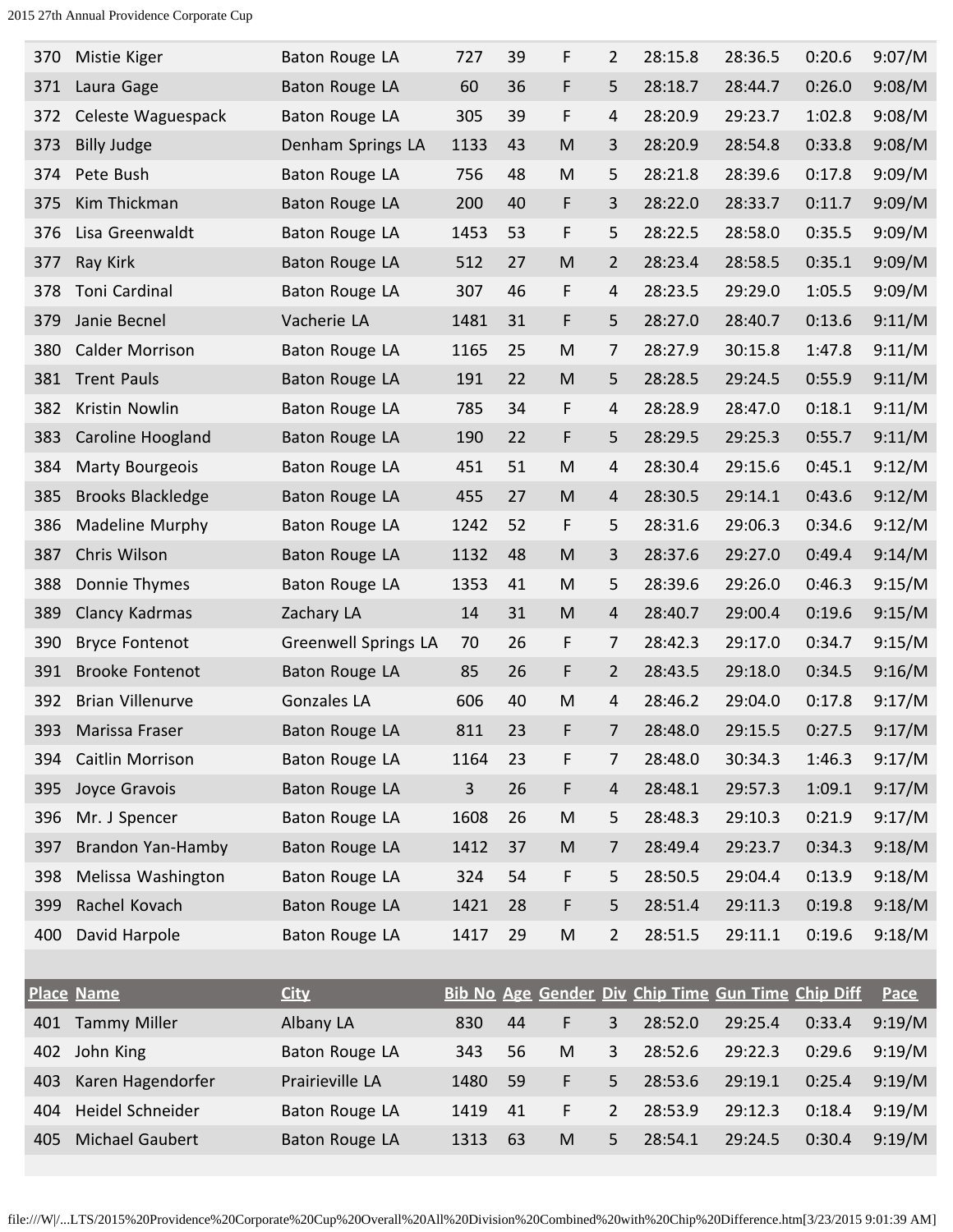| Place | Name | City | Bib No | Age | Gender | Div | Chip Time | Gun Time | Chip Diff | Pace |
|---|---|---|---|---|---|---|---|---|---|---|
| 370 | Mistie Kiger | Baton Rouge LA | 727 | 39 | F | 2 | 28:15.8 | 28:36.5 | 0:20.6 | 9:07/M |
| 371 | Laura Gage | Baton Rouge LA | 60 | 36 | F | 5 | 28:18.7 | 28:44.7 | 0:26.0 | 9:08/M |
| 372 | Celeste Waguespack | Baton Rouge LA | 305 | 39 | F | 4 | 28:20.9 | 29:23.7 | 1:02.8 | 9:08/M |
| 373 | Billy Judge | Denham Springs LA | 1133 | 43 | M | 3 | 28:20.9 | 28:54.8 | 0:33.8 | 9:08/M |
| 374 | Pete Bush | Baton Rouge LA | 756 | 48 | M | 5 | 28:21.8 | 28:39.6 | 0:17.8 | 9:09/M |
| 375 | Kim Thickman | Baton Rouge LA | 200 | 40 | F | 3 | 28:22.0 | 28:33.7 | 0:11.7 | 9:09/M |
| 376 | Lisa Greenwaldt | Baton Rouge LA | 1453 | 53 | F | 5 | 28:22.5 | 28:58.0 | 0:35.5 | 9:09/M |
| 377 | Ray Kirk | Baton Rouge LA | 512 | 27 | M | 2 | 28:23.4 | 28:58.5 | 0:35.1 | 9:09/M |
| 378 | Toni Cardinal | Baton Rouge LA | 307 | 46 | F | 4 | 28:23.5 | 29:29.0 | 1:05.5 | 9:09/M |
| 379 | Janie Becnel | Vacherie LA | 1481 | 31 | F | 5 | 28:27.0 | 28:40.7 | 0:13.6 | 9:11/M |
| 380 | Calder Morrison | Baton Rouge LA | 1165 | 25 | M | 7 | 28:27.9 | 30:15.8 | 1:47.8 | 9:11/M |
| 381 | Trent Pauls | Baton Rouge LA | 191 | 22 | M | 5 | 28:28.5 | 29:24.5 | 0:55.9 | 9:11/M |
| 382 | Kristin Nowlin | Baton Rouge LA | 785 | 34 | F | 4 | 28:28.9 | 28:47.0 | 0:18.1 | 9:11/M |
| 383 | Caroline Hoogland | Baton Rouge LA | 190 | 22 | F | 5 | 28:29.5 | 29:25.3 | 0:55.7 | 9:11/M |
| 384 | Marty Bourgeois | Baton Rouge LA | 451 | 51 | M | 4 | 28:30.4 | 29:15.6 | 0:45.1 | 9:12/M |
| 385 | Brooks Blackledge | Baton Rouge LA | 455 | 27 | M | 4 | 28:30.5 | 29:14.1 | 0:43.6 | 9:12/M |
| 386 | Madeline Murphy | Baton Rouge LA | 1242 | 52 | F | 5 | 28:31.6 | 29:06.3 | 0:34.6 | 9:12/M |
| 387 | Chris Wilson | Baton Rouge LA | 1132 | 48 | M | 3 | 28:37.6 | 29:27.0 | 0:49.4 | 9:14/M |
| 388 | Donnie Thymes | Baton Rouge LA | 1353 | 41 | M | 5 | 28:39.6 | 29:26.0 | 0:46.3 | 9:15/M |
| 389 | Clancy Kadrmas | Zachary LA | 14 | 31 | M | 4 | 28:40.7 | 29:00.4 | 0:19.6 | 9:15/M |
| 390 | Bryce Fontenot | Greenwell Springs LA | 70 | 26 | F | 7 | 28:42.3 | 29:17.0 | 0:34.7 | 9:15/M |
| 391 | Brooke Fontenot | Baton Rouge LA | 85 | 26 | F | 2 | 28:43.5 | 29:18.0 | 0:34.5 | 9:16/M |
| 392 | Brian Villenurve | Gonzales LA | 606 | 40 | M | 4 | 28:46.2 | 29:04.0 | 0:17.8 | 9:17/M |
| 393 | Marissa Fraser | Baton Rouge LA | 811 | 23 | F | 7 | 28:48.0 | 29:15.5 | 0:27.5 | 9:17/M |
| 394 | Caitlin Morrison | Baton Rouge LA | 1164 | 23 | F | 7 | 28:48.0 | 30:34.3 | 1:46.3 | 9:17/M |
| 395 | Joyce Gravois | Baton Rouge LA | 3 | 26 | F | 4 | 28:48.1 | 29:57.3 | 1:09.1 | 9:17/M |
| 396 | Mr. J Spencer | Baton Rouge LA | 1608 | 26 | M | 5 | 28:48.3 | 29:10.3 | 0:21.9 | 9:17/M |
| 397 | Brandon Yan-Hamby | Baton Rouge LA | 1412 | 37 | M | 7 | 28:49.4 | 29:23.7 | 0:34.3 | 9:18/M |
| 398 | Melissa Washington | Baton Rouge LA | 324 | 54 | F | 5 | 28:50.5 | 29:04.4 | 0:13.9 | 9:18/M |
| 399 | Rachel Kovach | Baton Rouge LA | 1421 | 28 | F | 5 | 28:51.4 | 29:11.3 | 0:19.8 | 9:18/M |
| 400 | David Harpole | Baton Rouge LA | 1417 | 29 | M | 2 | 28:51.5 | 29:11.1 | 0:19.6 | 9:18/M |
| 401 | Tammy Miller | Albany LA | 830 | 44 | F | 3 | 28:52.0 | 29:25.4 | 0:33.4 | 9:19/M |
| 402 | John King | Baton Rouge LA | 343 | 56 | M | 3 | 28:52.6 | 29:22.3 | 0:29.6 | 9:19/M |
| 403 | Karen Hagendorfer | Prairieville LA | 1480 | 59 | F | 5 | 28:53.6 | 29:19.1 | 0:25.4 | 9:19/M |
| 404 | Heidel Schneider | Baton Rouge LA | 1419 | 41 | F | 2 | 28:53.9 | 29:12.3 | 0:18.4 | 9:19/M |
| 405 | Michael Gaubert | Baton Rouge LA | 1313 | 63 | M | 5 | 28:54.1 | 29:24.5 | 0:30.4 | 9:19/M |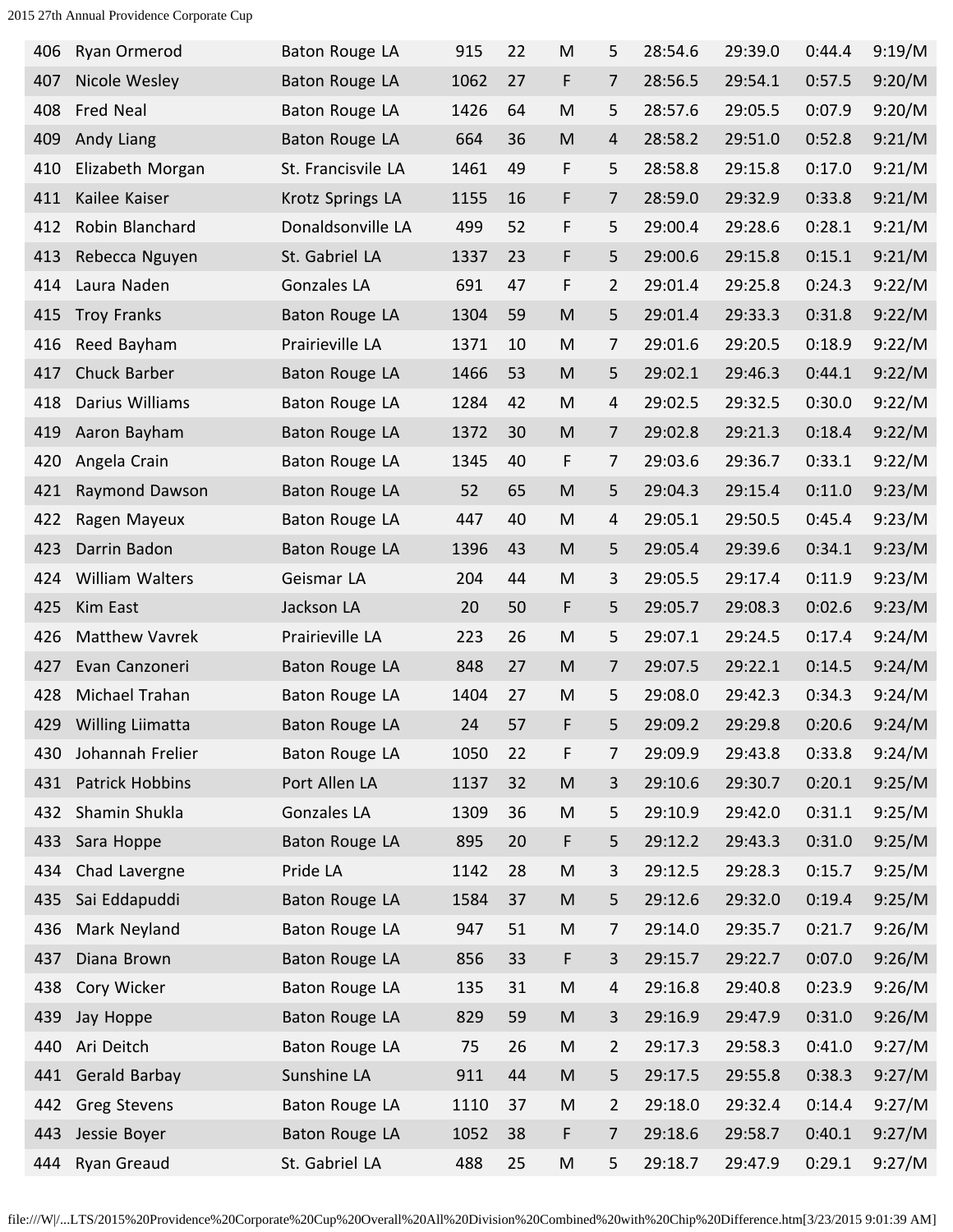| | | | | | | | | | | |
|---|---|---|---|---|---|---|---|---|---|---|
| 406 | Ryan Ormerod | Baton Rouge LA | 915 | 22 | M | 5 | 28:54.6 | 29:39.0 | 0:44.4 | 9:19/M |
| 407 | Nicole Wesley | Baton Rouge LA | 1062 | 27 | F | 7 | 28:56.5 | 29:54.1 | 0:57.5 | 9:20/M |
| 408 | Fred Neal | Baton Rouge LA | 1426 | 64 | M | 5 | 28:57.6 | 29:05.5 | 0:07.9 | 9:20/M |
| 409 | Andy Liang | Baton Rouge LA | 664 | 36 | M | 4 | 28:58.2 | 29:51.0 | 0:52.8 | 9:21/M |
| 410 | Elizabeth Morgan | St. Francisvile LA | 1461 | 49 | F | 5 | 28:58.8 | 29:15.8 | 0:17.0 | 9:21/M |
| 411 | Kailee Kaiser | Krotz Springs LA | 1155 | 16 | F | 7 | 28:59.0 | 29:32.9 | 0:33.8 | 9:21/M |
| 412 | Robin Blanchard | Donaldsonville LA | 499 | 52 | F | 5 | 29:00.4 | 29:28.6 | 0:28.1 | 9:21/M |
| 413 | Rebecca Nguyen | St. Gabriel LA | 1337 | 23 | F | 5 | 29:00.6 | 29:15.8 | 0:15.1 | 9:21/M |
| 414 | Laura Naden | Gonzales LA | 691 | 47 | F | 2 | 29:01.4 | 29:25.8 | 0:24.3 | 9:22/M |
| 415 | Troy Franks | Baton Rouge LA | 1304 | 59 | M | 5 | 29:01.4 | 29:33.3 | 0:31.8 | 9:22/M |
| 416 | Reed Bayham | Prairieville LA | 1371 | 10 | M | 7 | 29:01.6 | 29:20.5 | 0:18.9 | 9:22/M |
| 417 | Chuck Barber | Baton Rouge LA | 1466 | 53 | M | 5 | 29:02.1 | 29:46.3 | 0:44.1 | 9:22/M |
| 418 | Darius Williams | Baton Rouge LA | 1284 | 42 | M | 4 | 29:02.5 | 29:32.5 | 0:30.0 | 9:22/M |
| 419 | Aaron Bayham | Baton Rouge LA | 1372 | 30 | M | 7 | 29:02.8 | 29:21.3 | 0:18.4 | 9:22/M |
| 420 | Angela Crain | Baton Rouge LA | 1345 | 40 | F | 7 | 29:03.6 | 29:36.7 | 0:33.1 | 9:22/M |
| 421 | Raymond Dawson | Baton Rouge LA | 52 | 65 | M | 5 | 29:04.3 | 29:15.4 | 0:11.0 | 9:23/M |
| 422 | Ragen Mayeux | Baton Rouge LA | 447 | 40 | M | 4 | 29:05.1 | 29:50.5 | 0:45.4 | 9:23/M |
| 423 | Darrin Badon | Baton Rouge LA | 1396 | 43 | M | 5 | 29:05.4 | 29:39.6 | 0:34.1 | 9:23/M |
| 424 | William Walters | Geismar LA | 204 | 44 | M | 3 | 29:05.5 | 29:17.4 | 0:11.9 | 9:23/M |
| 425 | Kim East | Jackson LA | 20 | 50 | F | 5 | 29:05.7 | 29:08.3 | 0:02.6 | 9:23/M |
| 426 | Matthew Vavrek | Prairieville LA | 223 | 26 | M | 5 | 29:07.1 | 29:24.5 | 0:17.4 | 9:24/M |
| 427 | Evan Canzoneri | Baton Rouge LA | 848 | 27 | M | 7 | 29:07.5 | 29:22.1 | 0:14.5 | 9:24/M |
| 428 | Michael Trahan | Baton Rouge LA | 1404 | 27 | M | 5 | 29:08.0 | 29:42.3 | 0:34.3 | 9:24/M |
| 429 | Willing Liimatta | Baton Rouge LA | 24 | 57 | F | 5 | 29:09.2 | 29:29.8 | 0:20.6 | 9:24/M |
| 430 | Johannah Frelier | Baton Rouge LA | 1050 | 22 | F | 7 | 29:09.9 | 29:43.8 | 0:33.8 | 9:24/M |
| 431 | Patrick Hobbins | Port Allen LA | 1137 | 32 | M | 3 | 29:10.6 | 29:30.7 | 0:20.1 | 9:25/M |
| 432 | Shamin Shukla | Gonzales LA | 1309 | 36 | M | 5 | 29:10.9 | 29:42.0 | 0:31.1 | 9:25/M |
| 433 | Sara Hoppe | Baton Rouge LA | 895 | 20 | F | 5 | 29:12.2 | 29:43.3 | 0:31.0 | 9:25/M |
| 434 | Chad Lavergne | Pride LA | 1142 | 28 | M | 3 | 29:12.5 | 29:28.3 | 0:15.7 | 9:25/M |
| 435 | Sai Eddapuddi | Baton Rouge LA | 1584 | 37 | M | 5 | 29:12.6 | 29:32.0 | 0:19.4 | 9:25/M |
| 436 | Mark Neyland | Baton Rouge LA | 947 | 51 | M | 7 | 29:14.0 | 29:35.7 | 0:21.7 | 9:26/M |
| 437 | Diana Brown | Baton Rouge LA | 856 | 33 | F | 3 | 29:15.7 | 29:22.7 | 0:07.0 | 9:26/M |
| 438 | Cory Wicker | Baton Rouge LA | 135 | 31 | M | 4 | 29:16.8 | 29:40.8 | 0:23.9 | 9:26/M |
| 439 | Jay Hoppe | Baton Rouge LA | 829 | 59 | M | 3 | 29:16.9 | 29:47.9 | 0:31.0 | 9:26/M |
| 440 | Ari Deitch | Baton Rouge LA | 75 | 26 | M | 2 | 29:17.3 | 29:58.3 | 0:41.0 | 9:27/M |
| 441 | Gerald Barbay | Sunshine LA | 911 | 44 | M | 5 | 29:17.5 | 29:55.8 | 0:38.3 | 9:27/M |
| 442 | Greg Stevens | Baton Rouge LA | 1110 | 37 | M | 2 | 29:18.0 | 29:32.4 | 0:14.4 | 9:27/M |
| 443 | Jessie Boyer | Baton Rouge LA | 1052 | 38 | F | 7 | 29:18.6 | 29:58.7 | 0:40.1 | 9:27/M |
| 444 | Ryan Greaud | St. Gabriel LA | 488 | 25 | M | 5 | 29:18.7 | 29:47.9 | 0:29.1 | 9:27/M |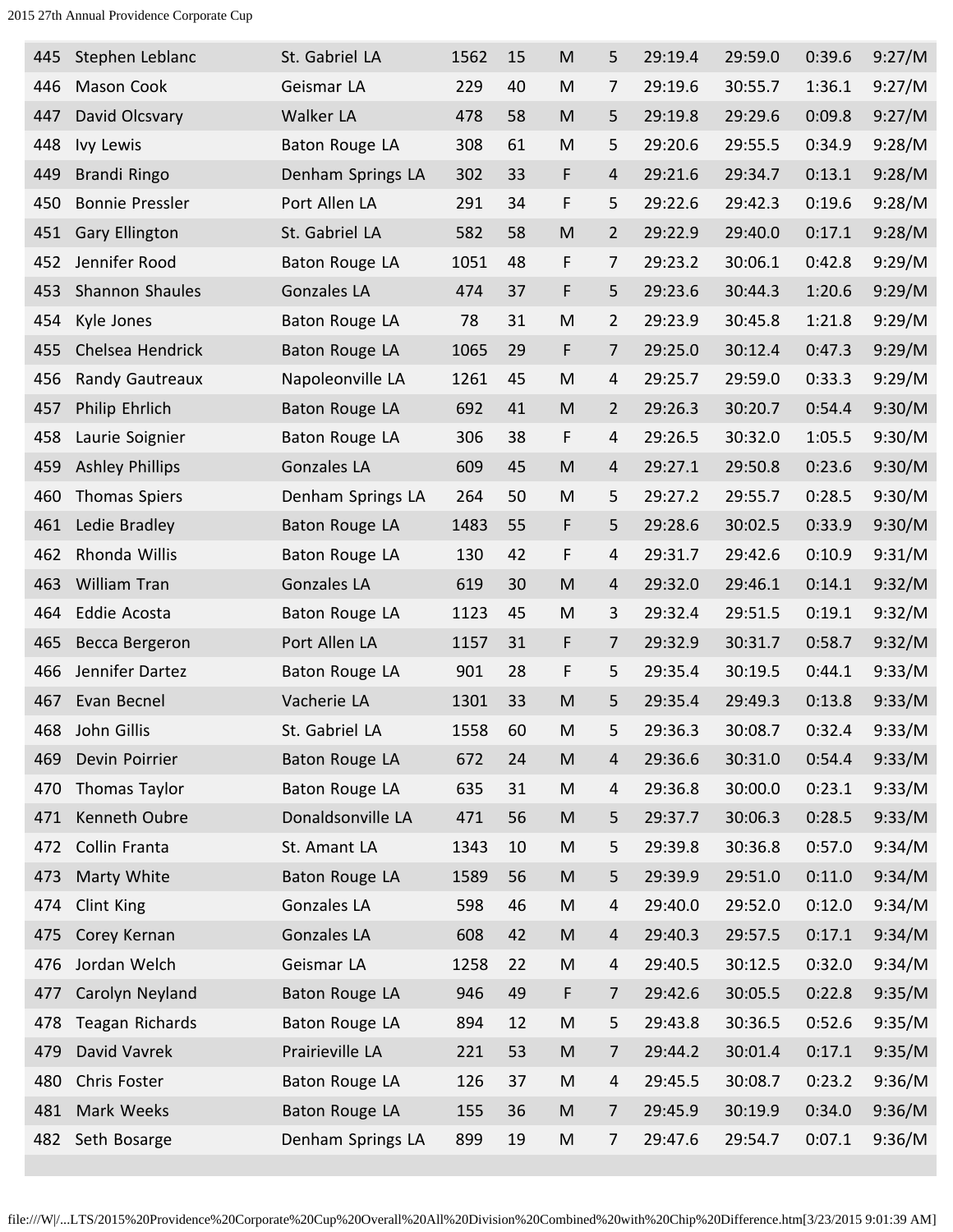| 445 | Stephen Leblanc | St. Gabriel LA | 1562 | 15 | M | 5 | 29:19.4 | 29:59.0 | 0:39.6 | 9:27/M |
|---|---|---|---|---|---|---|---|---|---|---|
| 446 | Mason Cook | Geismar LA | 229 | 40 | M | 7 | 29:19.6 | 30:55.7 | 1:36.1 | 9:27/M |
| 447 | David Olcsvary | Walker LA | 478 | 58 | M | 5 | 29:19.8 | 29:29.6 | 0:09.8 | 9:27/M |
| 448 | Ivy Lewis | Baton Rouge LA | 308 | 61 | M | 5 | 29:20.6 | 29:55.5 | 0:34.9 | 9:28/M |
| 449 | Brandi Ringo | Denham Springs LA | 302 | 33 | F | 4 | 29:21.6 | 29:34.7 | 0:13.1 | 9:28/M |
| 450 | Bonnie Pressler | Port Allen LA | 291 | 34 | F | 5 | 29:22.6 | 29:42.3 | 0:19.6 | 9:28/M |
| 451 | Gary Ellington | St. Gabriel LA | 582 | 58 | M | 2 | 29:22.9 | 29:40.0 | 0:17.1 | 9:28/M |
| 452 | Jennifer Rood | Baton Rouge LA | 1051 | 48 | F | 7 | 29:23.2 | 30:06.1 | 0:42.8 | 9:29/M |
| 453 | Shannon Shaules | Gonzales LA | 474 | 37 | F | 5 | 29:23.6 | 30:44.3 | 1:20.6 | 9:29/M |
| 454 | Kyle Jones | Baton Rouge LA | 78 | 31 | M | 2 | 29:23.9 | 30:45.8 | 1:21.8 | 9:29/M |
| 455 | Chelsea Hendrick | Baton Rouge LA | 1065 | 29 | F | 7 | 29:25.0 | 30:12.4 | 0:47.3 | 9:29/M |
| 456 | Randy Gautreaux | Napoleonville LA | 1261 | 45 | M | 4 | 29:25.7 | 29:59.0 | 0:33.3 | 9:29/M |
| 457 | Philip Ehrlich | Baton Rouge LA | 692 | 41 | M | 2 | 29:26.3 | 30:20.7 | 0:54.4 | 9:30/M |
| 458 | Laurie Soignier | Baton Rouge LA | 306 | 38 | F | 4 | 29:26.5 | 30:32.0 | 1:05.5 | 9:30/M |
| 459 | Ashley Phillips | Gonzales LA | 609 | 45 | M | 4 | 29:27.1 | 29:50.8 | 0:23.6 | 9:30/M |
| 460 | Thomas Spiers | Denham Springs LA | 264 | 50 | M | 5 | 29:27.2 | 29:55.7 | 0:28.5 | 9:30/M |
| 461 | Ledie Bradley | Baton Rouge LA | 1483 | 55 | F | 5 | 29:28.6 | 30:02.5 | 0:33.9 | 9:30/M |
| 462 | Rhonda Willis | Baton Rouge LA | 130 | 42 | F | 4 | 29:31.7 | 29:42.6 | 0:10.9 | 9:31/M |
| 463 | William Tran | Gonzales LA | 619 | 30 | M | 4 | 29:32.0 | 29:46.1 | 0:14.1 | 9:32/M |
| 464 | Eddie Acosta | Baton Rouge LA | 1123 | 45 | M | 3 | 29:32.4 | 29:51.5 | 0:19.1 | 9:32/M |
| 465 | Becca Bergeron | Port Allen LA | 1157 | 31 | F | 7 | 29:32.9 | 30:31.7 | 0:58.7 | 9:32/M |
| 466 | Jennifer Dartez | Baton Rouge LA | 901 | 28 | F | 5 | 29:35.4 | 30:19.5 | 0:44.1 | 9:33/M |
| 467 | Evan Becnel | Vacherie LA | 1301 | 33 | M | 5 | 29:35.4 | 29:49.3 | 0:13.8 | 9:33/M |
| 468 | John Gillis | St. Gabriel LA | 1558 | 60 | M | 5 | 29:36.3 | 30:08.7 | 0:32.4 | 9:33/M |
| 469 | Devin Poirrier | Baton Rouge LA | 672 | 24 | M | 4 | 29:36.6 | 30:31.0 | 0:54.4 | 9:33/M |
| 470 | Thomas Taylor | Baton Rouge LA | 635 | 31 | M | 4 | 29:36.8 | 30:00.0 | 0:23.1 | 9:33/M |
| 471 | Kenneth Oubre | Donaldsonville LA | 471 | 56 | M | 5 | 29:37.7 | 30:06.3 | 0:28.5 | 9:33/M |
| 472 | Collin Franta | St. Amant LA | 1343 | 10 | M | 5 | 29:39.8 | 30:36.8 | 0:57.0 | 9:34/M |
| 473 | Marty White | Baton Rouge LA | 1589 | 56 | M | 5 | 29:39.9 | 29:51.0 | 0:11.0 | 9:34/M |
| 474 | Clint King | Gonzales LA | 598 | 46 | M | 4 | 29:40.0 | 29:52.0 | 0:12.0 | 9:34/M |
| 475 | Corey Kernan | Gonzales LA | 608 | 42 | M | 4 | 29:40.3 | 29:57.5 | 0:17.1 | 9:34/M |
| 476 | Jordan Welch | Geismar LA | 1258 | 22 | M | 4 | 29:40.5 | 30:12.5 | 0:32.0 | 9:34/M |
| 477 | Carolyn Neyland | Baton Rouge LA | 946 | 49 | F | 7 | 29:42.6 | 30:05.5 | 0:22.8 | 9:35/M |
| 478 | Teagan Richards | Baton Rouge LA | 894 | 12 | M | 5 | 29:43.8 | 30:36.5 | 0:52.6 | 9:35/M |
| 479 | David Vavrek | Prairieville LA | 221 | 53 | M | 7 | 29:44.2 | 30:01.4 | 0:17.1 | 9:35/M |
| 480 | Chris Foster | Baton Rouge LA | 126 | 37 | M | 4 | 29:45.5 | 30:08.7 | 0:23.2 | 9:36/M |
| 481 | Mark Weeks | Baton Rouge LA | 155 | 36 | M | 7 | 29:45.9 | 30:19.9 | 0:34.0 | 9:36/M |
| 482 | Seth Bosarge | Denham Springs LA | 899 | 19 | M | 7 | 29:47.6 | 29:54.7 | 0:07.1 | 9:36/M |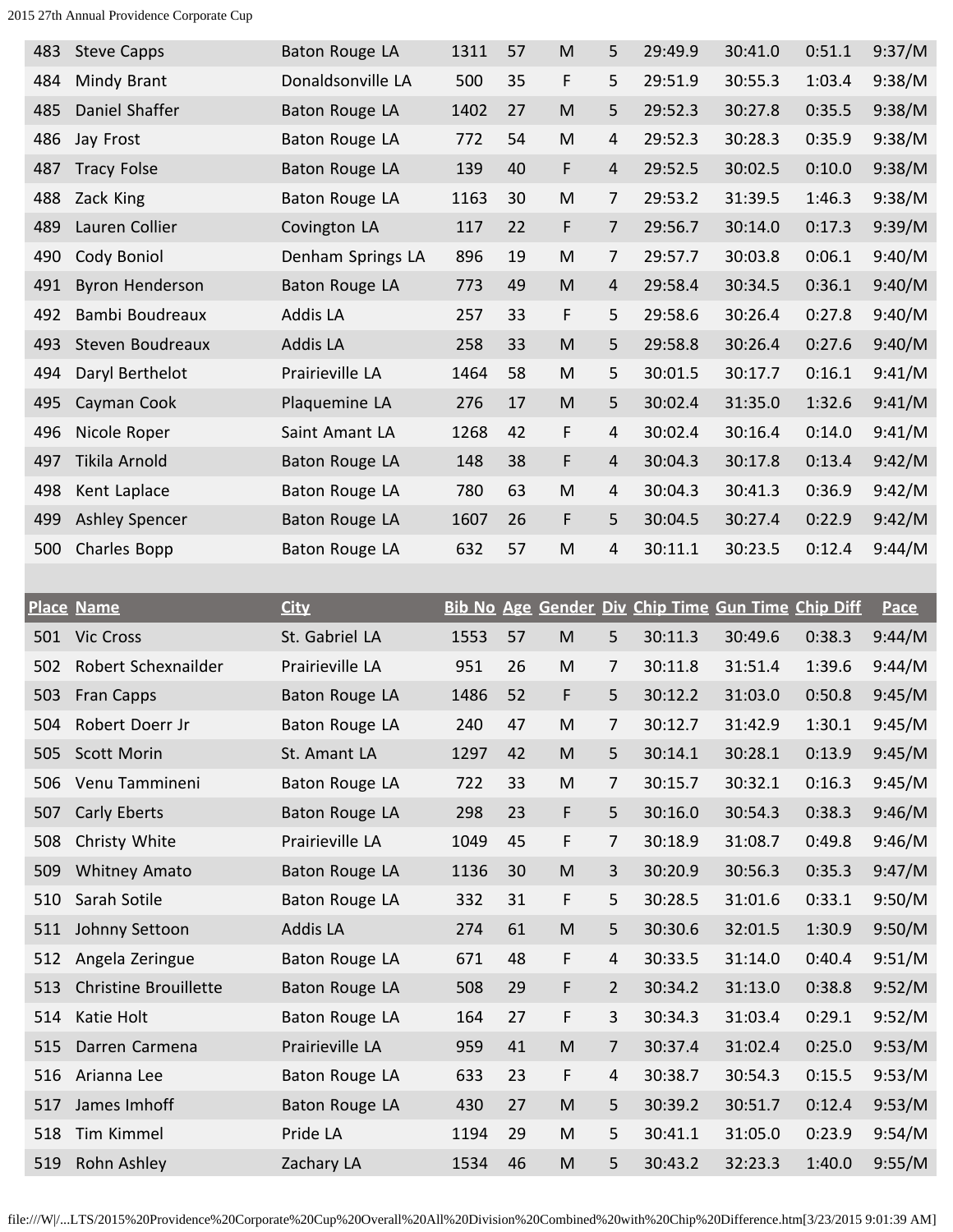| Place | Name | City | Bib No | Age | Gender | Div | Chip Time | Gun Time | Chip Diff | Pace |
|---|---|---|---|---|---|---|---|---|---|---|
| 483 | Steve Capps | Baton Rouge LA | 1311 | 57 | M | 5 | 29:49.9 | 30:41.0 | 0:51.1 | 9:37/M |
| 484 | Mindy Brant | Donaldsonville LA | 500 | 35 | F | 5 | 29:51.9 | 30:55.3 | 1:03.4 | 9:38/M |
| 485 | Daniel Shaffer | Baton Rouge LA | 1402 | 27 | M | 5 | 29:52.3 | 30:27.8 | 0:35.5 | 9:38/M |
| 486 | Jay Frost | Baton Rouge LA | 772 | 54 | M | 4 | 29:52.3 | 30:28.3 | 0:35.9 | 9:38/M |
| 487 | Tracy Folse | Baton Rouge LA | 139 | 40 | F | 4 | 29:52.5 | 30:02.5 | 0:10.0 | 9:38/M |
| 488 | Zack King | Baton Rouge LA | 1163 | 30 | M | 7 | 29:53.2 | 31:39.5 | 1:46.3 | 9:38/M |
| 489 | Lauren Collier | Covington LA | 117 | 22 | F | 7 | 29:56.7 | 30:14.0 | 0:17.3 | 9:39/M |
| 490 | Cody Boniol | Denham Springs LA | 896 | 19 | M | 7 | 29:57.7 | 30:03.8 | 0:06.1 | 9:40/M |
| 491 | Byron Henderson | Baton Rouge LA | 773 | 49 | M | 4 | 29:58.4 | 30:34.5 | 0:36.1 | 9:40/M |
| 492 | Bambi Boudreaux | Addis LA | 257 | 33 | F | 5 | 29:58.6 | 30:26.4 | 0:27.8 | 9:40/M |
| 493 | Steven Boudreaux | Addis LA | 258 | 33 | M | 5 | 29:58.8 | 30:26.4 | 0:27.6 | 9:40/M |
| 494 | Daryl Berthelot | Prairieville LA | 1464 | 58 | M | 5 | 30:01.5 | 30:17.7 | 0:16.1 | 9:41/M |
| 495 | Cayman Cook | Plaquemine LA | 276 | 17 | M | 5 | 30:02.4 | 31:35.0 | 1:32.6 | 9:41/M |
| 496 | Nicole Roper | Saint Amant LA | 1268 | 42 | F | 4 | 30:02.4 | 30:16.4 | 0:14.0 | 9:41/M |
| 497 | Tikila Arnold | Baton Rouge LA | 148 | 38 | F | 4 | 30:04.3 | 30:17.8 | 0:13.4 | 9:42/M |
| 498 | Kent Laplace | Baton Rouge LA | 780 | 63 | M | 4 | 30:04.3 | 30:41.3 | 0:36.9 | 9:42/M |
| 499 | Ashley Spencer | Baton Rouge LA | 1607 | 26 | F | 5 | 30:04.5 | 30:27.4 | 0:22.9 | 9:42/M |
| 500 | Charles Bopp | Baton Rouge LA | 632 | 57 | M | 4 | 30:11.1 | 30:23.5 | 0:12.4 | 9:44/M |
| 501 | Vic Cross | St. Gabriel LA | 1553 | 57 | M | 5 | 30:11.3 | 30:49.6 | 0:38.3 | 9:44/M |
| 502 | Robert Schexnailder | Prairieville LA | 951 | 26 | M | 7 | 30:11.8 | 31:51.4 | 1:39.6 | 9:44/M |
| 503 | Fran Capps | Baton Rouge LA | 1486 | 52 | F | 5 | 30:12.2 | 31:03.0 | 0:50.8 | 9:45/M |
| 504 | Robert Doerr Jr | Baton Rouge LA | 240 | 47 | M | 7 | 30:12.7 | 31:42.9 | 1:30.1 | 9:45/M |
| 505 | Scott Morin | St. Amant LA | 1297 | 42 | M | 5 | 30:14.1 | 30:28.1 | 0:13.9 | 9:45/M |
| 506 | Venu Tammineni | Baton Rouge LA | 722 | 33 | M | 7 | 30:15.7 | 30:32.1 | 0:16.3 | 9:45/M |
| 507 | Carly Eberts | Baton Rouge LA | 298 | 23 | F | 5 | 30:16.0 | 30:54.3 | 0:38.3 | 9:46/M |
| 508 | Christy White | Prairieville LA | 1049 | 45 | F | 7 | 30:18.9 | 31:08.7 | 0:49.8 | 9:46/M |
| 509 | Whitney Amato | Baton Rouge LA | 1136 | 30 | M | 3 | 30:20.9 | 30:56.3 | 0:35.3 | 9:47/M |
| 510 | Sarah Sotile | Baton Rouge LA | 332 | 31 | F | 5 | 30:28.5 | 31:01.6 | 0:33.1 | 9:50/M |
| 511 | Johnny Settoon | Addis LA | 274 | 61 | M | 5 | 30:30.6 | 32:01.5 | 1:30.9 | 9:50/M |
| 512 | Angela Zeringue | Baton Rouge LA | 671 | 48 | F | 4 | 30:33.5 | 31:14.0 | 0:40.4 | 9:51/M |
| 513 | Christine Brouillette | Baton Rouge LA | 508 | 29 | F | 2 | 30:34.2 | 31:13.0 | 0:38.8 | 9:52/M |
| 514 | Katie Holt | Baton Rouge LA | 164 | 27 | F | 3 | 30:34.3 | 31:03.4 | 0:29.1 | 9:52/M |
| 515 | Darren Carmena | Prairieville LA | 959 | 41 | M | 7 | 30:37.4 | 31:02.4 | 0:25.0 | 9:53/M |
| 516 | Arianna Lee | Baton Rouge LA | 633 | 23 | F | 4 | 30:38.7 | 30:54.3 | 0:15.5 | 9:53/M |
| 517 | James Imhoff | Baton Rouge LA | 430 | 27 | M | 5 | 30:39.2 | 30:51.7 | 0:12.4 | 9:53/M |
| 518 | Tim Kimmel | Pride LA | 1194 | 29 | M | 5 | 30:41.1 | 31:05.0 | 0:23.9 | 9:54/M |
| 519 | Rohn Ashley | Zachary LA | 1534 | 46 | M | 5 | 30:43.2 | 32:23.3 | 1:40.0 | 9:55/M |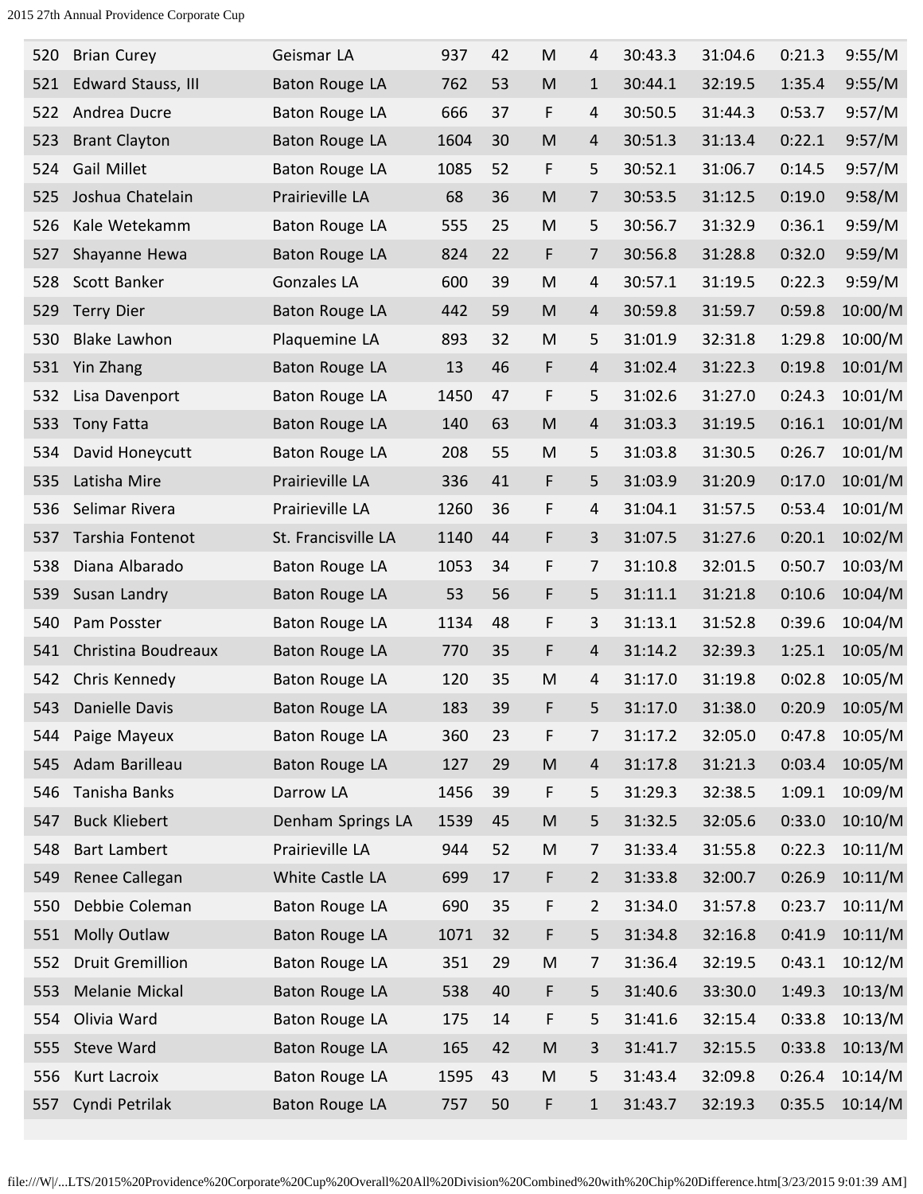| | | | | | | | | | | |
|---|---|---|---|---|---|---|---|---|---|---|
| 520 | Brian Curey | Geismar LA | 937 | 42 | M | 4 | 30:43.3 | 31:04.6 | 0:21.3 | 9:55/M |
| 521 | Edward Stauss, III | Baton Rouge LA | 762 | 53 | M | 1 | 30:44.1 | 32:19.5 | 1:35.4 | 9:55/M |
| 522 | Andrea Ducre | Baton Rouge LA | 666 | 37 | F | 4 | 30:50.5 | 31:44.3 | 0:53.7 | 9:57/M |
| 523 | Brant Clayton | Baton Rouge LA | 1604 | 30 | M | 4 | 30:51.3 | 31:13.4 | 0:22.1 | 9:57/M |
| 524 | Gail Millet | Baton Rouge LA | 1085 | 52 | F | 5 | 30:52.1 | 31:06.7 | 0:14.5 | 9:57/M |
| 525 | Joshua Chatelain | Prairieville LA | 68 | 36 | M | 7 | 30:53.5 | 31:12.5 | 0:19.0 | 9:58/M |
| 526 | Kale Wetekamm | Baton Rouge LA | 555 | 25 | M | 5 | 30:56.7 | 31:32.9 | 0:36.1 | 9:59/M |
| 527 | Shayanne Hewa | Baton Rouge LA | 824 | 22 | F | 7 | 30:56.8 | 31:28.8 | 0:32.0 | 9:59/M |
| 528 | Scott Banker | Gonzales LA | 600 | 39 | M | 4 | 30:57.1 | 31:19.5 | 0:22.3 | 9:59/M |
| 529 | Terry Dier | Baton Rouge LA | 442 | 59 | M | 4 | 30:59.8 | 31:59.7 | 0:59.8 | 10:00/M |
| 530 | Blake Lawhon | Plaquemine LA | 893 | 32 | M | 5 | 31:01.9 | 32:31.8 | 1:29.8 | 10:00/M |
| 531 | Yin Zhang | Baton Rouge LA | 13 | 46 | F | 4 | 31:02.4 | 31:22.3 | 0:19.8 | 10:01/M |
| 532 | Lisa Davenport | Baton Rouge LA | 1450 | 47 | F | 5 | 31:02.6 | 31:27.0 | 0:24.3 | 10:01/M |
| 533 | Tony Fatta | Baton Rouge LA | 140 | 63 | M | 4 | 31:03.3 | 31:19.5 | 0:16.1 | 10:01/M |
| 534 | David Honeycutt | Baton Rouge LA | 208 | 55 | M | 5 | 31:03.8 | 31:30.5 | 0:26.7 | 10:01/M |
| 535 | Latisha Mire | Prairieville LA | 336 | 41 | F | 5 | 31:03.9 | 31:20.9 | 0:17.0 | 10:01/M |
| 536 | Selimar Rivera | Prairieville LA | 1260 | 36 | F | 4 | 31:04.1 | 31:57.5 | 0:53.4 | 10:01/M |
| 537 | Tarshia Fontenot | St. Francisville LA | 1140 | 44 | F | 3 | 31:07.5 | 31:27.6 | 0:20.1 | 10:02/M |
| 538 | Diana Albarado | Baton Rouge LA | 1053 | 34 | F | 7 | 31:10.8 | 32:01.5 | 0:50.7 | 10:03/M |
| 539 | Susan Landry | Baton Rouge LA | 53 | 56 | F | 5 | 31:11.1 | 31:21.8 | 0:10.6 | 10:04/M |
| 540 | Pam Posster | Baton Rouge LA | 1134 | 48 | F | 3 | 31:13.1 | 31:52.8 | 0:39.6 | 10:04/M |
| 541 | Christina Boudreaux | Baton Rouge LA | 770 | 35 | F | 4 | 31:14.2 | 32:39.3 | 1:25.1 | 10:05/M |
| 542 | Chris Kennedy | Baton Rouge LA | 120 | 35 | M | 4 | 31:17.0 | 31:19.8 | 0:02.8 | 10:05/M |
| 543 | Danielle Davis | Baton Rouge LA | 183 | 39 | F | 5 | 31:17.0 | 31:38.0 | 0:20.9 | 10:05/M |
| 544 | Paige Mayeux | Baton Rouge LA | 360 | 23 | F | 7 | 31:17.2 | 32:05.0 | 0:47.8 | 10:05/M |
| 545 | Adam Barilleau | Baton Rouge LA | 127 | 29 | M | 4 | 31:17.8 | 31:21.3 | 0:03.4 | 10:05/M |
| 546 | Tanisha Banks | Darrow LA | 1456 | 39 | F | 5 | 31:29.3 | 32:38.5 | 1:09.1 | 10:09/M |
| 547 | Buck Kliebert | Denham Springs LA | 1539 | 45 | M | 5 | 31:32.5 | 32:05.6 | 0:33.0 | 10:10/M |
| 548 | Bart Lambert | Prairieville LA | 944 | 52 | M | 7 | 31:33.4 | 31:55.8 | 0:22.3 | 10:11/M |
| 549 | Renee Callegan | White Castle LA | 699 | 17 | F | 2 | 31:33.8 | 32:00.7 | 0:26.9 | 10:11/M |
| 550 | Debbie Coleman | Baton Rouge LA | 690 | 35 | F | 2 | 31:34.0 | 31:57.8 | 0:23.7 | 10:11/M |
| 551 | Molly Outlaw | Baton Rouge LA | 1071 | 32 | F | 5 | 31:34.8 | 32:16.8 | 0:41.9 | 10:11/M |
| 552 | Druit Gremillion | Baton Rouge LA | 351 | 29 | M | 7 | 31:36.4 | 32:19.5 | 0:43.1 | 10:12/M |
| 553 | Melanie Mickal | Baton Rouge LA | 538 | 40 | F | 5 | 31:40.6 | 33:30.0 | 1:49.3 | 10:13/M |
| 554 | Olivia Ward | Baton Rouge LA | 175 | 14 | F | 5 | 31:41.6 | 32:15.4 | 0:33.8 | 10:13/M |
| 555 | Steve Ward | Baton Rouge LA | 165 | 42 | M | 3 | 31:41.7 | 32:15.5 | 0:33.8 | 10:13/M |
| 556 | Kurt Lacroix | Baton Rouge LA | 1595 | 43 | M | 5 | 31:43.4 | 32:09.8 | 0:26.4 | 10:14/M |
| 557 | Cyndi Petrilak | Baton Rouge LA | 757 | 50 | F | 1 | 31:43.7 | 32:19.3 | 0:35.5 | 10:14/M |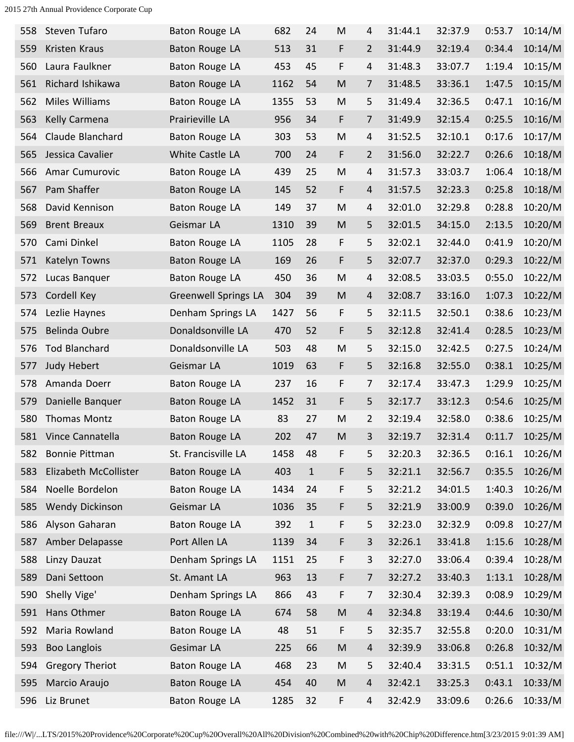| | | | | | | | | | | |
|---|---|---|---|---|---|---|---|---|---|---|
| 558 | Steven Tufaro | Baton Rouge LA | 682 | 24 | M | 4 | 31:44.1 | 32:37.9 | 0:53.7 | 10:14/M |
| 559 | Kristen Kraus | Baton Rouge LA | 513 | 31 | F | 2 | 31:44.9 | 32:19.4 | 0:34.4 | 10:14/M |
| 560 | Laura Faulkner | Baton Rouge LA | 453 | 45 | F | 4 | 31:48.3 | 33:07.7 | 1:19.4 | 10:15/M |
| 561 | Richard Ishikawa | Baton Rouge LA | 1162 | 54 | M | 7 | 31:48.5 | 33:36.1 | 1:47.5 | 10:15/M |
| 562 | Miles Williams | Baton Rouge LA | 1355 | 53 | M | 5 | 31:49.4 | 32:36.5 | 0:47.1 | 10:16/M |
| 563 | Kelly Carmena | Prairieville LA | 956 | 34 | F | 7 | 31:49.9 | 32:15.4 | 0:25.5 | 10:16/M |
| 564 | Claude Blanchard | Baton Rouge LA | 303 | 53 | M | 4 | 31:52.5 | 32:10.1 | 0:17.6 | 10:17/M |
| 565 | Jessica Cavalier | White Castle LA | 700 | 24 | F | 2 | 31:56.0 | 32:22.7 | 0:26.6 | 10:18/M |
| 566 | Amar Cumurovic | Baton Rouge LA | 439 | 25 | M | 4 | 31:57.3 | 33:03.7 | 1:06.4 | 10:18/M |
| 567 | Pam Shaffer | Baton Rouge LA | 145 | 52 | F | 4 | 31:57.5 | 32:23.3 | 0:25.8 | 10:18/M |
| 568 | David Kennison | Baton Rouge LA | 149 | 37 | M | 4 | 32:01.0 | 32:29.8 | 0:28.8 | 10:20/M |
| 569 | Brent Breaux | Geismar LA | 1310 | 39 | M | 5 | 32:01.5 | 34:15.0 | 2:13.5 | 10:20/M |
| 570 | Cami Dinkel | Baton Rouge LA | 1105 | 28 | F | 5 | 32:02.1 | 32:44.0 | 0:41.9 | 10:20/M |
| 571 | Katelyn Towns | Baton Rouge LA | 169 | 26 | F | 5 | 32:07.7 | 32:37.0 | 0:29.3 | 10:22/M |
| 572 | Lucas Banquer | Baton Rouge LA | 450 | 36 | M | 4 | 32:08.5 | 33:03.5 | 0:55.0 | 10:22/M |
| 573 | Cordell Key | Greenwell Springs LA | 304 | 39 | M | 4 | 32:08.7 | 33:16.0 | 1:07.3 | 10:22/M |
| 574 | Lezlie Haynes | Denham Springs LA | 1427 | 56 | F | 5 | 32:11.5 | 32:50.1 | 0:38.6 | 10:23/M |
| 575 | Belinda Oubre | Donaldsonville LA | 470 | 52 | F | 5 | 32:12.8 | 32:41.4 | 0:28.5 | 10:23/M |
| 576 | Tod Blanchard | Donaldsonville LA | 503 | 48 | M | 5 | 32:15.0 | 32:42.5 | 0:27.5 | 10:24/M |
| 577 | Judy Hebert | Geismar LA | 1019 | 63 | F | 5 | 32:16.8 | 32:55.0 | 0:38.1 | 10:25/M |
| 578 | Amanda Doerr | Baton Rouge LA | 237 | 16 | F | 7 | 32:17.4 | 33:47.3 | 1:29.9 | 10:25/M |
| 579 | Danielle Banquer | Baton Rouge LA | 1452 | 31 | F | 5 | 32:17.7 | 33:12.3 | 0:54.6 | 10:25/M |
| 580 | Thomas Montz | Baton Rouge LA | 83 | 27 | M | 2 | 32:19.4 | 32:58.0 | 0:38.6 | 10:25/M |
| 581 | Vince Cannatella | Baton Rouge LA | 202 | 47 | M | 3 | 32:19.7 | 32:31.4 | 0:11.7 | 10:25/M |
| 582 | Bonnie Pittman | St. Francisville LA | 1458 | 48 | F | 5 | 32:20.3 | 32:36.5 | 0:16.1 | 10:26/M |
| 583 | Elizabeth McCollister | Baton Rouge LA | 403 | 1 | F | 5 | 32:21.1 | 32:56.7 | 0:35.5 | 10:26/M |
| 584 | Noelle Bordelon | Baton Rouge LA | 1434 | 24 | F | 5 | 32:21.2 | 34:01.5 | 1:40.3 | 10:26/M |
| 585 | Wendy Dickinson | Geismar LA | 1036 | 35 | F | 5 | 32:21.9 | 33:00.9 | 0:39.0 | 10:26/M |
| 586 | Alyson Gaharan | Baton Rouge LA | 392 | 1 | F | 5 | 32:23.0 | 32:32.9 | 0:09.8 | 10:27/M |
| 587 | Amber Delapasse | Port Allen LA | 1139 | 34 | F | 3 | 32:26.1 | 33:41.8 | 1:15.6 | 10:28/M |
| 588 | Linzy Dauzat | Denham Springs LA | 1151 | 25 | F | 3 | 32:27.0 | 33:06.4 | 0:39.4 | 10:28/M |
| 589 | Dani Settoon | St. Amant LA | 963 | 13 | F | 7 | 32:27.2 | 33:40.3 | 1:13.1 | 10:28/M |
| 590 | Shelly Vige' | Denham Springs LA | 866 | 43 | F | 7 | 32:30.4 | 32:39.3 | 0:08.9 | 10:29/M |
| 591 | Hans Othmer | Baton Rouge LA | 674 | 58 | M | 4 | 32:34.8 | 33:19.4 | 0:44.6 | 10:30/M |
| 592 | Maria Rowland | Baton Rouge LA | 48 | 51 | F | 5 | 32:35.7 | 32:55.8 | 0:20.0 | 10:31/M |
| 593 | Boo Langlois | Gesimar LA | 225 | 66 | M | 4 | 32:39.9 | 33:06.8 | 0:26.8 | 10:32/M |
| 594 | Gregory Theriot | Baton Rouge LA | 468 | 23 | M | 5 | 32:40.4 | 33:31.5 | 0:51.1 | 10:32/M |
| 595 | Marcio Araujo | Baton Rouge LA | 454 | 40 | M | 4 | 32:42.1 | 33:25.3 | 0:43.1 | 10:33/M |
| 596 | Liz Brunet | Baton Rouge LA | 1285 | 32 | F | 4 | 32:42.9 | 33:09.6 | 0:26.6 | 10:33/M |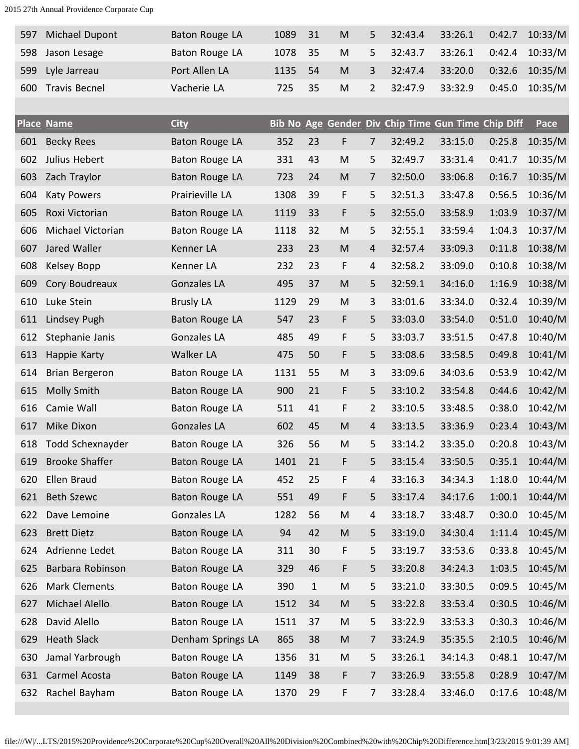| Place | Name | City | Bib No | Age | Gender | Div | Chip Time | Gun Time | Chip Diff | Pace |
|---|---|---|---|---|---|---|---|---|---|---|
| 597 | Michael Dupont | Baton Rouge LA | 1089 | 31 | M | 5 | 32:43.4 | 33:26.1 | 0:42.7 | 10:33/M |
| 598 | Jason Lesage | Baton Rouge LA | 1078 | 35 | M | 5 | 32:43.7 | 33:26.1 | 0:42.4 | 10:33/M |
| 599 | Lyle Jarreau | Port Allen LA | 1135 | 54 | M | 3 | 32:47.4 | 33:20.0 | 0:32.6 | 10:35/M |
| 600 | Travis Becnel | Vacherie LA | 725 | 35 | M | 2 | 32:47.9 | 33:32.9 | 0:45.0 | 10:35/M |

| Place | Name | City | Bib No | Age | Gender | Div | Chip Time | Gun Time | Chip Diff | Pace |
|---|---|---|---|---|---|---|---|---|---|---|
| 601 | Becky Rees | Baton Rouge LA | 352 | 23 | F | 7 | 32:49.2 | 33:15.0 | 0:25.8 | 10:35/M |
| 602 | Julius Hebert | Baton Rouge LA | 331 | 43 | M | 5 | 32:49.7 | 33:31.4 | 0:41.7 | 10:35/M |
| 603 | Zach Traylor | Baton Rouge LA | 723 | 24 | M | 7 | 32:50.0 | 33:06.8 | 0:16.7 | 10:35/M |
| 604 | Katy Powers | Prairieville LA | 1308 | 39 | F | 5 | 32:51.3 | 33:47.8 | 0:56.5 | 10:36/M |
| 605 | Roxi Victorian | Baton Rouge LA | 1119 | 33 | F | 5 | 32:55.0 | 33:58.9 | 1:03.9 | 10:37/M |
| 606 | Michael Victorian | Baton Rouge LA | 1118 | 32 | M | 5 | 32:55.1 | 33:59.4 | 1:04.3 | 10:37/M |
| 607 | Jared Waller | Kenner LA | 233 | 23 | M | 4 | 32:57.4 | 33:09.3 | 0:11.8 | 10:38/M |
| 608 | Kelsey Bopp | Kenner LA | 232 | 23 | F | 4 | 32:58.2 | 33:09.0 | 0:10.8 | 10:38/M |
| 609 | Cory Boudreaux | Gonzales LA | 495 | 37 | M | 5 | 32:59.1 | 34:16.0 | 1:16.9 | 10:38/M |
| 610 | Luke Stein | Brusly LA | 1129 | 29 | M | 3 | 33:01.6 | 33:34.0 | 0:32.4 | 10:39/M |
| 611 | Lindsey Pugh | Baton Rouge LA | 547 | 23 | F | 5 | 33:03.0 | 33:54.0 | 0:51.0 | 10:40/M |
| 612 | Stephanie Janis | Gonzales LA | 485 | 49 | F | 5 | 33:03.7 | 33:51.5 | 0:47.8 | 10:40/M |
| 613 | Happie Karty | Walker LA | 475 | 50 | F | 5 | 33:08.6 | 33:58.5 | 0:49.8 | 10:41/M |
| 614 | Brian Bergeron | Baton Rouge LA | 1131 | 55 | M | 3 | 33:09.6 | 34:03.6 | 0:53.9 | 10:42/M |
| 615 | Molly Smith | Baton Rouge LA | 900 | 21 | F | 5 | 33:10.2 | 33:54.8 | 0:44.6 | 10:42/M |
| 616 | Camie Wall | Baton Rouge LA | 511 | 41 | F | 2 | 33:10.5 | 33:48.5 | 0:38.0 | 10:42/M |
| 617 | Mike Dixon | Gonzales LA | 602 | 45 | M | 4 | 33:13.5 | 33:36.9 | 0:23.4 | 10:43/M |
| 618 | Todd Schexnayder | Baton Rouge LA | 326 | 56 | M | 5 | 33:14.2 | 33:35.0 | 0:20.8 | 10:43/M |
| 619 | Brooke Shaffer | Baton Rouge LA | 1401 | 21 | F | 5 | 33:15.4 | 33:50.5 | 0:35.1 | 10:44/M |
| 620 | Ellen Braud | Baton Rouge LA | 452 | 25 | F | 4 | 33:16.3 | 34:34.3 | 1:18.0 | 10:44/M |
| 621 | Beth Szewc | Baton Rouge LA | 551 | 49 | F | 5 | 33:17.4 | 34:17.6 | 1:00.1 | 10:44/M |
| 622 | Dave Lemoine | Gonzales LA | 1282 | 56 | M | 4 | 33:18.7 | 33:48.7 | 0:30.0 | 10:45/M |
| 623 | Brett Dietz | Baton Rouge LA | 94 | 42 | M | 5 | 33:19.0 | 34:30.4 | 1:11.4 | 10:45/M |
| 624 | Adrienne Ledet | Baton Rouge LA | 311 | 30 | F | 5 | 33:19.7 | 33:53.6 | 0:33.8 | 10:45/M |
| 625 | Barbara Robinson | Baton Rouge LA | 329 | 46 | F | 5 | 33:20.8 | 34:24.3 | 1:03.5 | 10:45/M |
| 626 | Mark Clements | Baton Rouge LA | 390 | 1 | M | 5 | 33:21.0 | 33:30.5 | 0:09.5 | 10:45/M |
| 627 | Michael Alello | Baton Rouge LA | 1512 | 34 | M | 5 | 33:22.8 | 33:53.4 | 0:30.5 | 10:46/M |
| 628 | David Alello | Baton Rouge LA | 1511 | 37 | M | 5 | 33:22.9 | 33:53.3 | 0:30.3 | 10:46/M |
| 629 | Heath Slack | Denham Springs LA | 865 | 38 | M | 7 | 33:24.9 | 35:35.5 | 2:10.5 | 10:46/M |
| 630 | Jamal Yarbrough | Baton Rouge LA | 1356 | 31 | M | 5 | 33:26.1 | 34:14.3 | 0:48.1 | 10:47/M |
| 631 | Carmel Acosta | Baton Rouge LA | 1149 | 38 | F | 7 | 33:26.9 | 33:55.8 | 0:28.9 | 10:47/M |
| 632 | Rachel Bayham | Baton Rouge LA | 1370 | 29 | F | 7 | 33:28.4 | 33:46.0 | 0:17.6 | 10:48/M |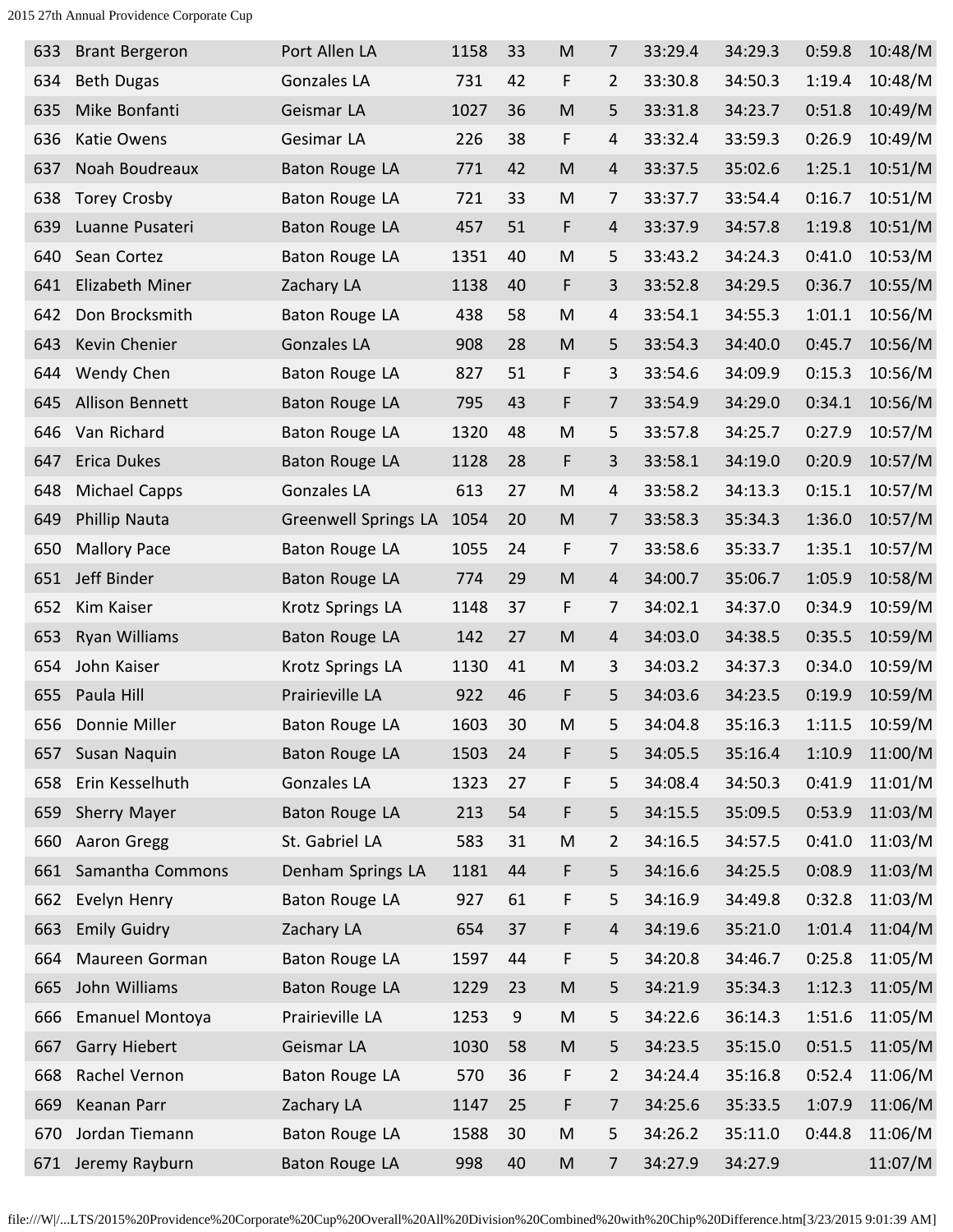| | | | | | | | | | | |
|---|---|---|---|---|---|---|---|---|---|---|
| 633 | Brant Bergeron | Port Allen LA | 1158 | 33 | M | 7 | 33:29.4 | 34:29.3 | 0:59.8 | 10:48/M |
| 634 | Beth Dugas | Gonzales LA | 731 | 42 | F | 2 | 33:30.8 | 34:50.3 | 1:19.4 | 10:48/M |
| 635 | Mike Bonfanti | Geismar LA | 1027 | 36 | M | 5 | 33:31.8 | 34:23.7 | 0:51.8 | 10:49/M |
| 636 | Katie Owens | Gesimar LA | 226 | 38 | F | 4 | 33:32.4 | 33:59.3 | 0:26.9 | 10:49/M |
| 637 | Noah Boudreaux | Baton Rouge LA | 771 | 42 | M | 4 | 33:37.5 | 35:02.6 | 1:25.1 | 10:51/M |
| 638 | Torey Crosby | Baton Rouge LA | 721 | 33 | M | 7 | 33:37.7 | 33:54.4 | 0:16.7 | 10:51/M |
| 639 | Luanne Pusateri | Baton Rouge LA | 457 | 51 | F | 4 | 33:37.9 | 34:57.8 | 1:19.8 | 10:51/M |
| 640 | Sean Cortez | Baton Rouge LA | 1351 | 40 | M | 5 | 33:43.2 | 34:24.3 | 0:41.0 | 10:53/M |
| 641 | Elizabeth Miner | Zachary LA | 1138 | 40 | F | 3 | 33:52.8 | 34:29.5 | 0:36.7 | 10:55/M |
| 642 | Don Brocksmith | Baton Rouge LA | 438 | 58 | M | 4 | 33:54.1 | 34:55.3 | 1:01.1 | 10:56/M |
| 643 | Kevin Chenier | Gonzales LA | 908 | 28 | M | 5 | 33:54.3 | 34:40.0 | 0:45.7 | 10:56/M |
| 644 | Wendy Chen | Baton Rouge LA | 827 | 51 | F | 3 | 33:54.6 | 34:09.9 | 0:15.3 | 10:56/M |
| 645 | Allison Bennett | Baton Rouge LA | 795 | 43 | F | 7 | 33:54.9 | 34:29.0 | 0:34.1 | 10:56/M |
| 646 | Van Richard | Baton Rouge LA | 1320 | 48 | M | 5 | 33:57.8 | 34:25.7 | 0:27.9 | 10:57/M |
| 647 | Erica Dukes | Baton Rouge LA | 1128 | 28 | F | 3 | 33:58.1 | 34:19.0 | 0:20.9 | 10:57/M |
| 648 | Michael Capps | Gonzales LA | 613 | 27 | M | 4 | 33:58.2 | 34:13.3 | 0:15.1 | 10:57/M |
| 649 | Phillip Nauta | Greenwell Springs LA | 1054 | 20 | M | 7 | 33:58.3 | 35:34.3 | 1:36.0 | 10:57/M |
| 650 | Mallory Pace | Baton Rouge LA | 1055 | 24 | F | 7 | 33:58.6 | 35:33.7 | 1:35.1 | 10:57/M |
| 651 | Jeff Binder | Baton Rouge LA | 774 | 29 | M | 4 | 34:00.7 | 35:06.7 | 1:05.9 | 10:58/M |
| 652 | Kim Kaiser | Krotz Springs LA | 1148 | 37 | F | 7 | 34:02.1 | 34:37.0 | 0:34.9 | 10:59/M |
| 653 | Ryan Williams | Baton Rouge LA | 142 | 27 | M | 4 | 34:03.0 | 34:38.5 | 0:35.5 | 10:59/M |
| 654 | John Kaiser | Krotz Springs LA | 1130 | 41 | M | 3 | 34:03.2 | 34:37.3 | 0:34.0 | 10:59/M |
| 655 | Paula Hill | Prairieville LA | 922 | 46 | F | 5 | 34:03.6 | 34:23.5 | 0:19.9 | 10:59/M |
| 656 | Donnie Miller | Baton Rouge LA | 1603 | 30 | M | 5 | 34:04.8 | 35:16.3 | 1:11.5 | 10:59/M |
| 657 | Susan Naquin | Baton Rouge LA | 1503 | 24 | F | 5 | 34:05.5 | 35:16.4 | 1:10.9 | 11:00/M |
| 658 | Erin Kesselhuth | Gonzales LA | 1323 | 27 | F | 5 | 34:08.4 | 34:50.3 | 0:41.9 | 11:01/M |
| 659 | Sherry Mayer | Baton Rouge LA | 213 | 54 | F | 5 | 34:15.5 | 35:09.5 | 0:53.9 | 11:03/M |
| 660 | Aaron Gregg | St. Gabriel LA | 583 | 31 | M | 2 | 34:16.5 | 34:57.5 | 0:41.0 | 11:03/M |
| 661 | Samantha Commons | Denham Springs LA | 1181 | 44 | F | 5 | 34:16.6 | 34:25.5 | 0:08.9 | 11:03/M |
| 662 | Evelyn Henry | Baton Rouge LA | 927 | 61 | F | 5 | 34:16.9 | 34:49.8 | 0:32.8 | 11:03/M |
| 663 | Emily Guidry | Zachary LA | 654 | 37 | F | 4 | 34:19.6 | 35:21.0 | 1:01.4 | 11:04/M |
| 664 | Maureen Gorman | Baton Rouge LA | 1597 | 44 | F | 5 | 34:20.8 | 34:46.7 | 0:25.8 | 11:05/M |
| 665 | John Williams | Baton Rouge LA | 1229 | 23 | M | 5 | 34:21.9 | 35:34.3 | 1:12.3 | 11:05/M |
| 666 | Emanuel Montoya | Prairieville LA | 1253 | 9 | M | 5 | 34:22.6 | 36:14.3 | 1:51.6 | 11:05/M |
| 667 | Garry Hiebert | Geismar LA | 1030 | 58 | M | 5 | 34:23.5 | 35:15.0 | 0:51.5 | 11:05/M |
| 668 | Rachel Vernon | Baton Rouge LA | 570 | 36 | F | 2 | 34:24.4 | 35:16.8 | 0:52.4 | 11:06/M |
| 669 | Keanan Parr | Zachary LA | 1147 | 25 | F | 7 | 34:25.6 | 35:33.5 | 1:07.9 | 11:06/M |
| 670 | Jordan Tiemann | Baton Rouge LA | 1588 | 30 | M | 5 | 34:26.2 | 35:11.0 | 0:44.8 | 11:06/M |
| 671 | Jeremy Rayburn | Baton Rouge LA | 998 | 40 | M | 7 | 34:27.9 | 34:27.9 | | 11:07/M |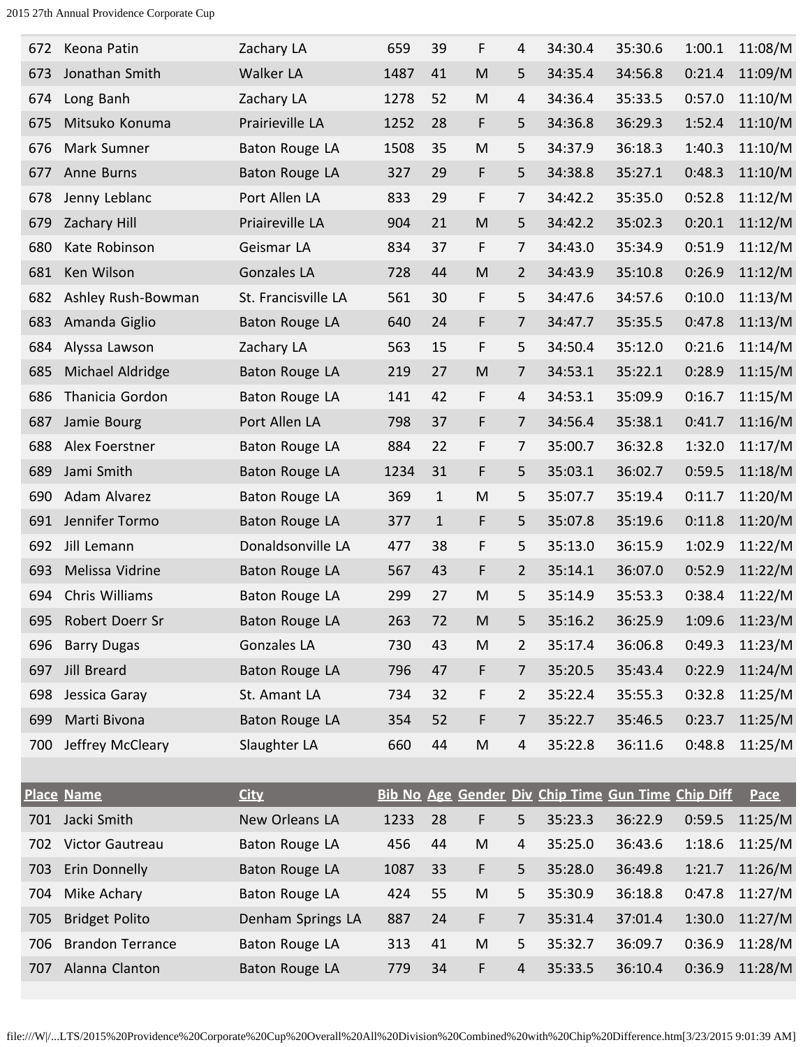| Place | Name | City | Bib No | Age | Gender | Div | Chip Time | Gun Time | Chip Diff | Pace |
|---|---|---|---|---|---|---|---|---|---|---|
| 672 | Keona Patin | Zachary LA | 659 | 39 | F | 4 | 34:30.4 | 35:30.6 | 1:00.1 | 11:08/M |
| 673 | Jonathan Smith | Walker LA | 1487 | 41 | M | 5 | 34:35.4 | 34:56.8 | 0:21.4 | 11:09/M |
| 674 | Long Banh | Zachary LA | 1278 | 52 | M | 4 | 34:36.4 | 35:33.5 | 0:57.0 | 11:10/M |
| 675 | Mitsuko Konuma | Prairieville LA | 1252 | 28 | F | 5 | 34:36.8 | 36:29.3 | 1:52.4 | 11:10/M |
| 676 | Mark Sumner | Baton Rouge LA | 1508 | 35 | M | 5 | 34:37.9 | 36:18.3 | 1:40.3 | 11:10/M |
| 677 | Anne Burns | Baton Rouge LA | 327 | 29 | F | 5 | 34:38.8 | 35:27.1 | 0:48.3 | 11:10/M |
| 678 | Jenny Leblanc | Port Allen LA | 833 | 29 | F | 7 | 34:42.2 | 35:35.0 | 0:52.8 | 11:12/M |
| 679 | Zachary Hill | Priaireville LA | 904 | 21 | M | 5 | 34:42.2 | 35:02.3 | 0:20.1 | 11:12/M |
| 680 | Kate Robinson | Geismar LA | 834 | 37 | F | 7 | 34:43.0 | 35:34.9 | 0:51.9 | 11:12/M |
| 681 | Ken Wilson | Gonzales LA | 728 | 44 | M | 2 | 34:43.9 | 35:10.8 | 0:26.9 | 11:12/M |
| 682 | Ashley Rush-Bowman | St. Francisville LA | 561 | 30 | F | 5 | 34:47.6 | 34:57.6 | 0:10.0 | 11:13/M |
| 683 | Amanda Giglio | Baton Rouge LA | 640 | 24 | F | 7 | 34:47.7 | 35:35.5 | 0:47.8 | 11:13/M |
| 684 | Alyssa Lawson | Zachary LA | 563 | 15 | F | 5 | 34:50.4 | 35:12.0 | 0:21.6 | 11:14/M |
| 685 | Michael Aldridge | Baton Rouge LA | 219 | 27 | M | 7 | 34:53.1 | 35:22.1 | 0:28.9 | 11:15/M |
| 686 | Thanicia Gordon | Baton Rouge LA | 141 | 42 | F | 4 | 34:53.1 | 35:09.9 | 0:16.7 | 11:15/M |
| 687 | Jamie Bourg | Port Allen LA | 798 | 37 | F | 7 | 34:56.4 | 35:38.1 | 0:41.7 | 11:16/M |
| 688 | Alex Foerstner | Baton Rouge LA | 884 | 22 | F | 7 | 35:00.7 | 36:32.8 | 1:32.0 | 11:17/M |
| 689 | Jami Smith | Baton Rouge LA | 1234 | 31 | F | 5 | 35:03.1 | 36:02.7 | 0:59.5 | 11:18/M |
| 690 | Adam Alvarez | Baton Rouge LA | 369 | 1 | M | 5 | 35:07.7 | 35:19.4 | 0:11.7 | 11:20/M |
| 691 | Jennifer Tormo | Baton Rouge LA | 377 | 1 | F | 5 | 35:07.8 | 35:19.6 | 0:11.8 | 11:20/M |
| 692 | Jill Lemann | Donaldsonville LA | 477 | 38 | F | 5 | 35:13.0 | 36:15.9 | 1:02.9 | 11:22/M |
| 693 | Melissa Vidrine | Baton Rouge LA | 567 | 43 | F | 2 | 35:14.1 | 36:07.0 | 0:52.9 | 11:22/M |
| 694 | Chris Williams | Baton Rouge LA | 299 | 27 | M | 5 | 35:14.9 | 35:53.3 | 0:38.4 | 11:22/M |
| 695 | Robert Doerr Sr | Baton Rouge LA | 263 | 72 | M | 5 | 35:16.2 | 36:25.9 | 1:09.6 | 11:23/M |
| 696 | Barry Dugas | Gonzales LA | 730 | 43 | M | 2 | 35:17.4 | 36:06.8 | 0:49.3 | 11:23/M |
| 697 | Jill Breard | Baton Rouge LA | 796 | 47 | F | 7 | 35:20.5 | 35:43.4 | 0:22.9 | 11:24/M |
| 698 | Jessica Garay | St. Amant LA | 734 | 32 | F | 2 | 35:22.4 | 35:55.3 | 0:32.8 | 11:25/M |
| 699 | Marti Bivona | Baton Rouge LA | 354 | 52 | F | 7 | 35:22.7 | 35:46.5 | 0:23.7 | 11:25/M |
| 700 | Jeffrey McCleary | Slaughter LA | 660 | 44 | M | 4 | 35:22.8 | 36:11.6 | 0:48.8 | 11:25/M |
| 701 | Jacki Smith | New Orleans LA | 1233 | 28 | F | 5 | 35:23.3 | 36:22.9 | 0:59.5 | 11:25/M |
| 702 | Victor Gautreau | Baton Rouge LA | 456 | 44 | M | 4 | 35:25.0 | 36:43.6 | 1:18.6 | 11:25/M |
| 703 | Erin Donnelly | Baton Rouge LA | 1087 | 33 | F | 5 | 35:28.0 | 36:49.8 | 1:21.7 | 11:26/M |
| 704 | Mike Achary | Baton Rouge LA | 424 | 55 | M | 5 | 35:30.9 | 36:18.8 | 0:47.8 | 11:27/M |
| 705 | Bridget Polito | Denham Springs LA | 887 | 24 | F | 7 | 35:31.4 | 37:01.4 | 1:30.0 | 11:27/M |
| 706 | Brandon Terrance | Baton Rouge LA | 313 | 41 | M | 5 | 35:32.7 | 36:09.7 | 0:36.9 | 11:28/M |
| 707 | Alanna Clanton | Baton Rouge LA | 779 | 34 | F | 4 | 35:33.5 | 36:10.4 | 0:36.9 | 11:28/M |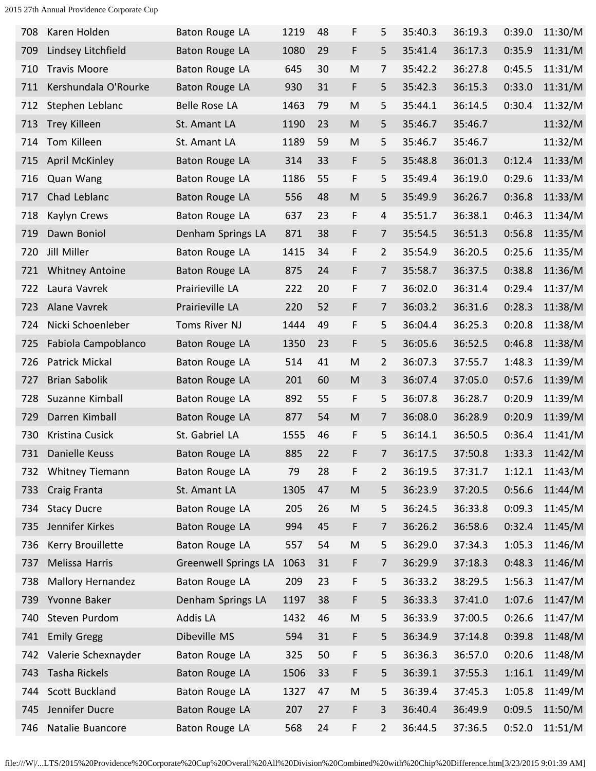| | | | | | | | | | | |
|---|---|---|---|---|---|---|---|---|---|---|
| 708 | Karen Holden | Baton Rouge LA | 1219 | 48 | F | 5 | 35:40.3 | 36:19.3 | 0:39.0 | 11:30/M |
| 709 | Lindsey Litchfield | Baton Rouge LA | 1080 | 29 | F | 5 | 35:41.4 | 36:17.3 | 0:35.9 | 11:31/M |
| 710 | Travis Moore | Baton Rouge LA | 645 | 30 | M | 7 | 35:42.2 | 36:27.8 | 0:45.5 | 11:31/M |
| 711 | Kershundala O'Rourke | Baton Rouge LA | 930 | 31 | F | 5 | 35:42.3 | 36:15.3 | 0:33.0 | 11:31/M |
| 712 | Stephen Leblanc | Belle Rose LA | 1463 | 79 | M | 5 | 35:44.1 | 36:14.5 | 0:30.4 | 11:32/M |
| 713 | Trey Killeen | St. Amant LA | 1190 | 23 | M | 5 | 35:46.7 | 35:46.7 | | 11:32/M |
| 714 | Tom Killeen | St. Amant LA | 1189 | 59 | M | 5 | 35:46.7 | 35:46.7 | | 11:32/M |
| 715 | April McKinley | Baton Rouge LA | 314 | 33 | F | 5 | 35:48.8 | 36:01.3 | 0:12.4 | 11:33/M |
| 716 | Quan Wang | Baton Rouge LA | 1186 | 55 | F | 5 | 35:49.4 | 36:19.0 | 0:29.6 | 11:33/M |
| 717 | Chad Leblanc | Baton Rouge LA | 556 | 48 | M | 5 | 35:49.9 | 36:26.7 | 0:36.8 | 11:33/M |
| 718 | Kaylyn Crews | Baton Rouge LA | 637 | 23 | F | 4 | 35:51.7 | 36:38.1 | 0:46.3 | 11:34/M |
| 719 | Dawn Boniol | Denham Springs LA | 871 | 38 | F | 7 | 35:54.5 | 36:51.3 | 0:56.8 | 11:35/M |
| 720 | Jill Miller | Baton Rouge LA | 1415 | 34 | F | 2 | 35:54.9 | 36:20.5 | 0:25.6 | 11:35/M |
| 721 | Whitney Antoine | Baton Rouge LA | 875 | 24 | F | 7 | 35:58.7 | 36:37.5 | 0:38.8 | 11:36/M |
| 722 | Laura Vavrek | Prairieville LA | 222 | 20 | F | 7 | 36:02.0 | 36:31.4 | 0:29.4 | 11:37/M |
| 723 | Alane Vavrek | Prairieville LA | 220 | 52 | F | 7 | 36:03.2 | 36:31.6 | 0:28.3 | 11:38/M |
| 724 | Nicki Schoenleber | Toms River NJ | 1444 | 49 | F | 5 | 36:04.4 | 36:25.3 | 0:20.8 | 11:38/M |
| 725 | Fabiola Campoblanco | Baton Rouge LA | 1350 | 23 | F | 5 | 36:05.6 | 36:52.5 | 0:46.8 | 11:38/M |
| 726 | Patrick Mickal | Baton Rouge LA | 514 | 41 | M | 2 | 36:07.3 | 37:55.7 | 1:48.3 | 11:39/M |
| 727 | Brian Sabolik | Baton Rouge LA | 201 | 60 | M | 3 | 36:07.4 | 37:05.0 | 0:57.6 | 11:39/M |
| 728 | Suzanne Kimball | Baton Rouge LA | 892 | 55 | F | 5 | 36:07.8 | 36:28.7 | 0:20.9 | 11:39/M |
| 729 | Darren Kimball | Baton Rouge LA | 877 | 54 | M | 7 | 36:08.0 | 36:28.9 | 0:20.9 | 11:39/M |
| 730 | Kristina Cusick | St. Gabriel LA | 1555 | 46 | F | 5 | 36:14.1 | 36:50.5 | 0:36.4 | 11:41/M |
| 731 | Danielle Keuss | Baton Rouge LA | 885 | 22 | F | 7 | 36:17.5 | 37:50.8 | 1:33.3 | 11:42/M |
| 732 | Whitney Tiemann | Baton Rouge LA | 79 | 28 | F | 2 | 36:19.5 | 37:31.7 | 1:12.1 | 11:43/M |
| 733 | Craig Franta | St. Amant LA | 1305 | 47 | M | 5 | 36:23.9 | 37:20.5 | 0:56.6 | 11:44/M |
| 734 | Stacy Ducre | Baton Rouge LA | 205 | 26 | M | 5 | 36:24.5 | 36:33.8 | 0:09.3 | 11:45/M |
| 735 | Jennifer Kirkes | Baton Rouge LA | 994 | 45 | F | 7 | 36:26.2 | 36:58.6 | 0:32.4 | 11:45/M |
| 736 | Kerry Brouillette | Baton Rouge LA | 557 | 54 | M | 5 | 36:29.0 | 37:34.3 | 1:05.3 | 11:46/M |
| 737 | Melissa Harris | Greenwell Springs LA | 1063 | 31 | F | 7 | 36:29.9 | 37:18.3 | 0:48.3 | 11:46/M |
| 738 | Mallory Hernandez | Baton Rouge LA | 209 | 23 | F | 5 | 36:33.2 | 38:29.5 | 1:56.3 | 11:47/M |
| 739 | Yvonne Baker | Denham Springs LA | 1197 | 38 | F | 5 | 36:33.3 | 37:41.0 | 1:07.6 | 11:47/M |
| 740 | Steven Purdom | Addis LA | 1432 | 46 | M | 5 | 36:33.9 | 37:00.5 | 0:26.6 | 11:47/M |
| 741 | Emily Gregg | Dibeville MS | 594 | 31 | F | 5 | 36:34.9 | 37:14.8 | 0:39.8 | 11:48/M |
| 742 | Valerie Schexnayder | Baton Rouge LA | 325 | 50 | F | 5 | 36:36.3 | 36:57.0 | 0:20.6 | 11:48/M |
| 743 | Tasha Rickels | Baton Rouge LA | 1506 | 33 | F | 5 | 36:39.1 | 37:55.3 | 1:16.1 | 11:49/M |
| 744 | Scott Buckland | Baton Rouge LA | 1327 | 47 | M | 5 | 36:39.4 | 37:45.3 | 1:05.8 | 11:49/M |
| 745 | Jennifer Ducre | Baton Rouge LA | 207 | 27 | F | 3 | 36:40.4 | 36:49.9 | 0:09.5 | 11:50/M |
| 746 | Natalie Buancore | Baton Rouge LA | 568 | 24 | F | 2 | 36:44.5 | 37:36.5 | 0:52.0 | 11:51/M |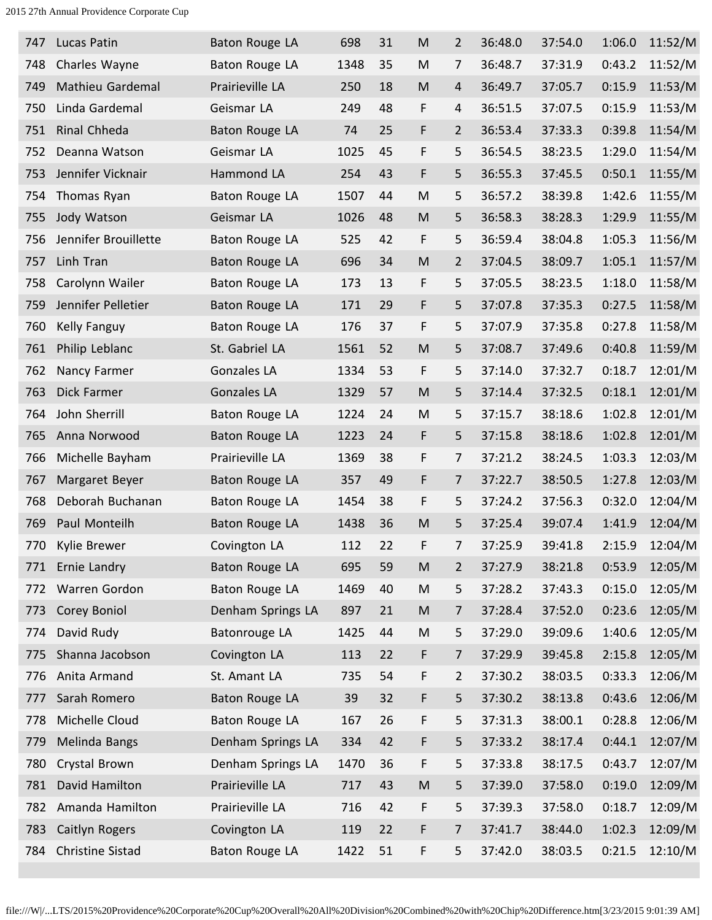| 747 | Lucas Patin | Baton Rouge LA | 698 | 31 | M | 2 | 36:48.0 | 37:54.0 | 1:06.0 | 11:52/M |
|---|---|---|---|---|---|---|---|---|---|---|
| 748 | Charles Wayne | Baton Rouge LA | 1348 | 35 | M | 7 | 36:48.7 | 37:31.9 | 0:43.2 | 11:52/M |
| 749 | Mathieu Gardemal | Prairieville LA | 250 | 18 | M | 4 | 36:49.7 | 37:05.7 | 0:15.9 | 11:53/M |
| 750 | Linda Gardemal | Geismar LA | 249 | 48 | F | 4 | 36:51.5 | 37:07.5 | 0:15.9 | 11:53/M |
| 751 | Rinal Chheda | Baton Rouge LA | 74 | 25 | F | 2 | 36:53.4 | 37:33.3 | 0:39.8 | 11:54/M |
| 752 | Deanna Watson | Geismar LA | 1025 | 45 | F | 5 | 36:54.5 | 38:23.5 | 1:29.0 | 11:54/M |
| 753 | Jennifer Vicknair | Hammond LA | 254 | 43 | F | 5 | 36:55.3 | 37:45.5 | 0:50.1 | 11:55/M |
| 754 | Thomas Ryan | Baton Rouge LA | 1507 | 44 | M | 5 | 36:57.2 | 38:39.8 | 1:42.6 | 11:55/M |
| 755 | Jody Watson | Geismar LA | 1026 | 48 | M | 5 | 36:58.3 | 38:28.3 | 1:29.9 | 11:55/M |
| 756 | Jennifer Brouillette | Baton Rouge LA | 525 | 42 | F | 5 | 36:59.4 | 38:04.8 | 1:05.3 | 11:56/M |
| 757 | Linh Tran | Baton Rouge LA | 696 | 34 | M | 2 | 37:04.5 | 38:09.7 | 1:05.1 | 11:57/M |
| 758 | Carolynn Wailer | Baton Rouge LA | 173 | 13 | F | 5 | 37:05.5 | 38:23.5 | 1:18.0 | 11:58/M |
| 759 | Jennifer Pelletier | Baton Rouge LA | 171 | 29 | F | 5 | 37:07.8 | 37:35.3 | 0:27.5 | 11:58/M |
| 760 | Kelly Fanguy | Baton Rouge LA | 176 | 37 | F | 5 | 37:07.9 | 37:35.8 | 0:27.8 | 11:58/M |
| 761 | Philip Leblanc | St. Gabriel LA | 1561 | 52 | M | 5 | 37:08.7 | 37:49.6 | 0:40.8 | 11:59/M |
| 762 | Nancy Farmer | Gonzales LA | 1334 | 53 | F | 5 | 37:14.0 | 37:32.7 | 0:18.7 | 12:01/M |
| 763 | Dick Farmer | Gonzales LA | 1329 | 57 | M | 5 | 37:14.4 | 37:32.5 | 0:18.1 | 12:01/M |
| 764 | John Sherrill | Baton Rouge LA | 1224 | 24 | M | 5 | 37:15.7 | 38:18.6 | 1:02.8 | 12:01/M |
| 765 | Anna Norwood | Baton Rouge LA | 1223 | 24 | F | 5 | 37:15.8 | 38:18.6 | 1:02.8 | 12:01/M |
| 766 | Michelle Bayham | Prairieville LA | 1369 | 38 | F | 7 | 37:21.2 | 38:24.5 | 1:03.3 | 12:03/M |
| 767 | Margaret Beyer | Baton Rouge LA | 357 | 49 | F | 7 | 37:22.7 | 38:50.5 | 1:27.8 | 12:03/M |
| 768 | Deborah Buchanan | Baton Rouge LA | 1454 | 38 | F | 5 | 37:24.2 | 37:56.3 | 0:32.0 | 12:04/M |
| 769 | Paul Monteilh | Baton Rouge LA | 1438 | 36 | M | 5 | 37:25.4 | 39:07.4 | 1:41.9 | 12:04/M |
| 770 | Kylie Brewer | Covington LA | 112 | 22 | F | 7 | 37:25.9 | 39:41.8 | 2:15.9 | 12:04/M |
| 771 | Ernie Landry | Baton Rouge LA | 695 | 59 | M | 2 | 37:27.9 | 38:21.8 | 0:53.9 | 12:05/M |
| 772 | Warren Gordon | Baton Rouge LA | 1469 | 40 | M | 5 | 37:28.2 | 37:43.3 | 0:15.0 | 12:05/M |
| 773 | Corey Boniol | Denham Springs LA | 897 | 21 | M | 7 | 37:28.4 | 37:52.0 | 0:23.6 | 12:05/M |
| 774 | David Rudy | Batonrouge LA | 1425 | 44 | M | 5 | 37:29.0 | 39:09.6 | 1:40.6 | 12:05/M |
| 775 | Shanna Jacobson | Covington LA | 113 | 22 | F | 7 | 37:29.9 | 39:45.8 | 2:15.8 | 12:05/M |
| 776 | Anita Armand | St. Amant LA | 735 | 54 | F | 2 | 37:30.2 | 38:03.5 | 0:33.3 | 12:06/M |
| 777 | Sarah Romero | Baton Rouge LA | 39 | 32 | F | 5 | 37:30.2 | 38:13.8 | 0:43.6 | 12:06/M |
| 778 | Michelle Cloud | Baton Rouge LA | 167 | 26 | F | 5 | 37:31.3 | 38:00.1 | 0:28.8 | 12:06/M |
| 779 | Melinda Bangs | Denham Springs LA | 334 | 42 | F | 5 | 37:33.2 | 38:17.4 | 0:44.1 | 12:07/M |
| 780 | Crystal Brown | Denham Springs LA | 1470 | 36 | F | 5 | 37:33.8 | 38:17.5 | 0:43.7 | 12:07/M |
| 781 | David Hamilton | Prairieville LA | 717 | 43 | M | 5 | 37:39.0 | 37:58.0 | 0:19.0 | 12:09/M |
| 782 | Amanda Hamilton | Prairieville LA | 716 | 42 | F | 5 | 37:39.3 | 37:58.0 | 0:18.7 | 12:09/M |
| 783 | Caitlyn Rogers | Covington LA | 119 | 22 | F | 7 | 37:41.7 | 38:44.0 | 1:02.3 | 12:09/M |
| 784 | Christine Sistad | Baton Rouge LA | 1422 | 51 | F | 5 | 37:42.0 | 38:03.5 | 0:21.5 | 12:10/M |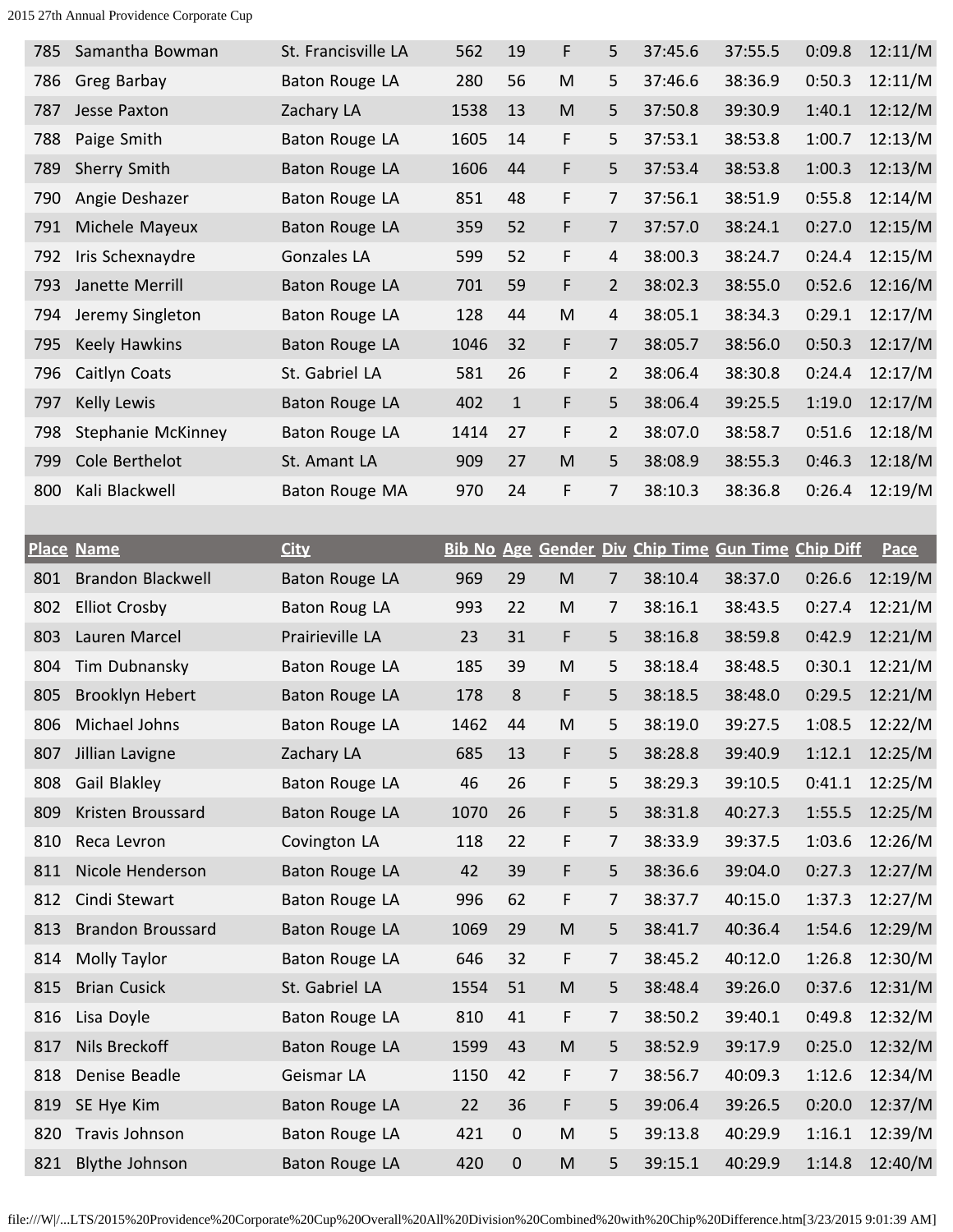| Place | Name | City | Bib No | Age | Gender | Div | Chip Time | Gun Time | Chip Diff | Pace |
|---|---|---|---|---|---|---|---|---|---|---|
| 785 | Samantha Bowman | St. Francisville LA | 562 | 19 | F | 5 | 37:45.6 | 37:55.5 | 0:09.8 | 12:11/M |
| 786 | Greg Barbay | Baton Rouge LA | 280 | 56 | M | 5 | 37:46.6 | 38:36.9 | 0:50.3 | 12:11/M |
| 787 | Jesse Paxton | Zachary LA | 1538 | 13 | M | 5 | 37:50.8 | 39:30.9 | 1:40.1 | 12:12/M |
| 788 | Paige Smith | Baton Rouge LA | 1605 | 14 | F | 5 | 37:53.1 | 38:53.8 | 1:00.7 | 12:13/M |
| 789 | Sherry Smith | Baton Rouge LA | 1606 | 44 | F | 5 | 37:53.4 | 38:53.8 | 1:00.3 | 12:13/M |
| 790 | Angie Deshazer | Baton Rouge LA | 851 | 48 | F | 7 | 37:56.1 | 38:51.9 | 0:55.8 | 12:14/M |
| 791 | Michele Mayeux | Baton Rouge LA | 359 | 52 | F | 7 | 37:57.0 | 38:24.1 | 0:27.0 | 12:15/M |
| 792 | Iris Schexnaydre | Gonzales LA | 599 | 52 | F | 4 | 38:00.3 | 38:24.7 | 0:24.4 | 12:15/M |
| 793 | Janette Merrill | Baton Rouge LA | 701 | 59 | F | 2 | 38:02.3 | 38:55.0 | 0:52.6 | 12:16/M |
| 794 | Jeremy Singleton | Baton Rouge LA | 128 | 44 | M | 4 | 38:05.1 | 38:34.3 | 0:29.1 | 12:17/M |
| 795 | Keely Hawkins | Baton Rouge LA | 1046 | 32 | F | 7 | 38:05.7 | 38:56.0 | 0:50.3 | 12:17/M |
| 796 | Caitlyn Coats | St. Gabriel LA | 581 | 26 | F | 2 | 38:06.4 | 38:30.8 | 0:24.4 | 12:17/M |
| 797 | Kelly Lewis | Baton Rouge LA | 402 | 1 | F | 5 | 38:06.4 | 39:25.5 | 1:19.0 | 12:17/M |
| 798 | Stephanie McKinney | Baton Rouge LA | 1414 | 27 | F | 2 | 38:07.0 | 38:58.7 | 0:51.6 | 12:18/M |
| 799 | Cole Berthelot | St. Amant LA | 909 | 27 | M | 5 | 38:08.9 | 38:55.3 | 0:46.3 | 12:18/M |
| 800 | Kali Blackwell | Baton Rouge MA | 970 | 24 | F | 7 | 38:10.3 | 38:36.8 | 0:26.4 | 12:19/M |
| 801 | Brandon Blackwell | Baton Rouge LA | 969 | 29 | M | 7 | 38:10.4 | 38:37.0 | 0:26.6 | 12:19/M |
| 802 | Elliot Crosby | Baton Roug LA | 993 | 22 | M | 7 | 38:16.1 | 38:43.5 | 0:27.4 | 12:21/M |
| 803 | Lauren Marcel | Prairieville LA | 23 | 31 | F | 5 | 38:16.8 | 38:59.8 | 0:42.9 | 12:21/M |
| 804 | Tim Dubnansky | Baton Rouge LA | 185 | 39 | M | 5 | 38:18.4 | 38:48.5 | 0:30.1 | 12:21/M |
| 805 | Brooklyn Hebert | Baton Rouge LA | 178 | 8 | F | 5 | 38:18.5 | 38:48.0 | 0:29.5 | 12:21/M |
| 806 | Michael Johns | Baton Rouge LA | 1462 | 44 | M | 5 | 38:19.0 | 39:27.5 | 1:08.5 | 12:22/M |
| 807 | Jillian Lavigne | Zachary LA | 685 | 13 | F | 5 | 38:28.8 | 39:40.9 | 1:12.1 | 12:25/M |
| 808 | Gail Blakley | Baton Rouge LA | 46 | 26 | F | 5 | 38:29.3 | 39:10.5 | 0:41.1 | 12:25/M |
| 809 | Kristen Broussard | Baton Rouge LA | 1070 | 26 | F | 5 | 38:31.8 | 40:27.3 | 1:55.5 | 12:25/M |
| 810 | Reca Levron | Covington LA | 118 | 22 | F | 7 | 38:33.9 | 39:37.5 | 1:03.6 | 12:26/M |
| 811 | Nicole Henderson | Baton Rouge LA | 42 | 39 | F | 5 | 38:36.6 | 39:04.0 | 0:27.3 | 12:27/M |
| 812 | Cindi Stewart | Baton Rouge LA | 996 | 62 | F | 7 | 38:37.7 | 40:15.0 | 1:37.3 | 12:27/M |
| 813 | Brandon Broussard | Baton Rouge LA | 1069 | 29 | M | 5 | 38:41.7 | 40:36.4 | 1:54.6 | 12:29/M |
| 814 | Molly Taylor | Baton Rouge LA | 646 | 32 | F | 7 | 38:45.2 | 40:12.0 | 1:26.8 | 12:30/M |
| 815 | Brian Cusick | St. Gabriel LA | 1554 | 51 | M | 5 | 38:48.4 | 39:26.0 | 0:37.6 | 12:31/M |
| 816 | Lisa Doyle | Baton Rouge LA | 810 | 41 | F | 7 | 38:50.2 | 39:40.1 | 0:49.8 | 12:32/M |
| 817 | Nils Breckoff | Baton Rouge LA | 1599 | 43 | M | 5 | 38:52.9 | 39:17.9 | 0:25.0 | 12:32/M |
| 818 | Denise Beadle | Geismar LA | 1150 | 42 | F | 7 | 38:56.7 | 40:09.3 | 1:12.6 | 12:34/M |
| 819 | SE Hye Kim | Baton Rouge LA | 22 | 36 | F | 5 | 39:06.4 | 39:26.5 | 0:20.0 | 12:37/M |
| 820 | Travis Johnson | Baton Rouge LA | 421 | 0 | M | 5 | 39:13.8 | 40:29.9 | 1:16.1 | 12:39/M |
| 821 | Blythe Johnson | Baton Rouge LA | 420 | 0 | M | 5 | 39:15.1 | 40:29.9 | 1:14.8 | 12:40/M |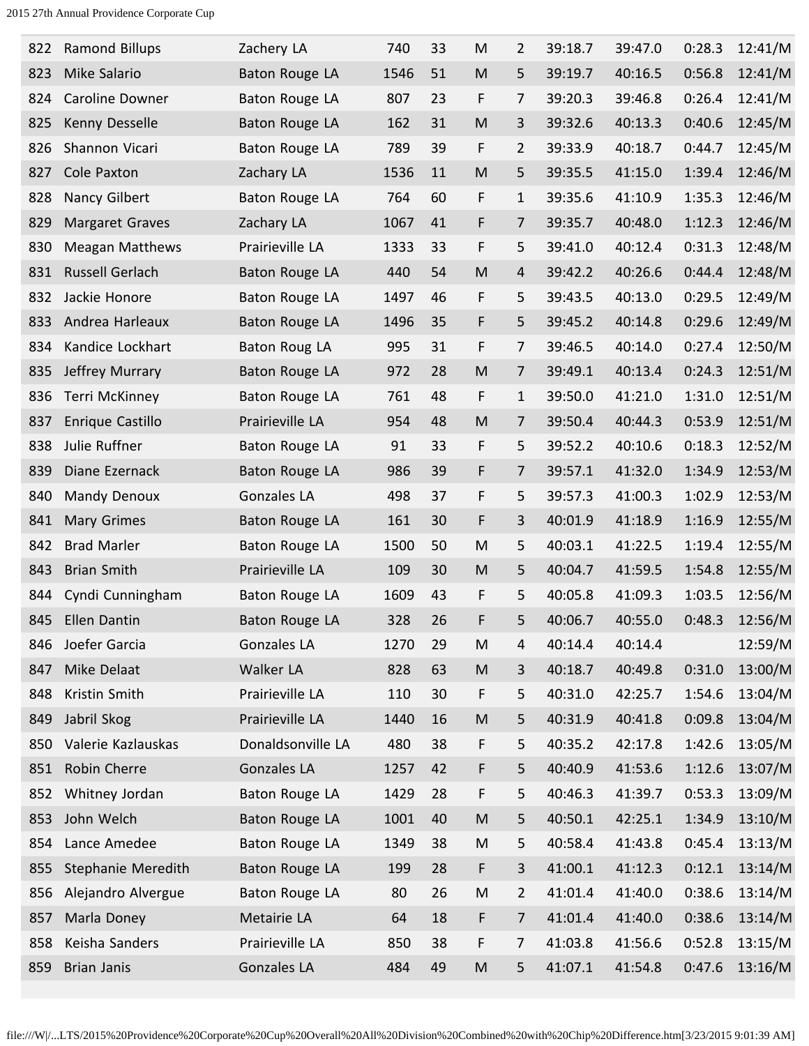| | | | | | | | | | | |
|---|---|---|---|---|---|---|---|---|---|---|
| 822 | Ramond Billups | Zachery LA | 740 | 33 | M | 2 | 39:18.7 | 39:47.0 | 0:28.3 | 12:41/M |
| 823 | Mike Salario | Baton Rouge LA | 1546 | 51 | M | 5 | 39:19.7 | 40:16.5 | 0:56.8 | 12:41/M |
| 824 | Caroline Downer | Baton Rouge LA | 807 | 23 | F | 7 | 39:20.3 | 39:46.8 | 0:26.4 | 12:41/M |
| 825 | Kenny Desselle | Baton Rouge LA | 162 | 31 | M | 3 | 39:32.6 | 40:13.3 | 0:40.6 | 12:45/M |
| 826 | Shannon Vicari | Baton Rouge LA | 789 | 39 | F | 2 | 39:33.9 | 40:18.7 | 0:44.7 | 12:45/M |
| 827 | Cole Paxton | Zachary LA | 1536 | 11 | M | 5 | 39:35.5 | 41:15.0 | 1:39.4 | 12:46/M |
| 828 | Nancy Gilbert | Baton Rouge LA | 764 | 60 | F | 1 | 39:35.6 | 41:10.9 | 1:35.3 | 12:46/M |
| 829 | Margaret Graves | Zachary LA | 1067 | 41 | F | 7 | 39:35.7 | 40:48.0 | 1:12.3 | 12:46/M |
| 830 | Meagan Matthews | Prairieville LA | 1333 | 33 | F | 5 | 39:41.0 | 40:12.4 | 0:31.3 | 12:48/M |
| 831 | Russell Gerlach | Baton Rouge LA | 440 | 54 | M | 4 | 39:42.2 | 40:26.6 | 0:44.4 | 12:48/M |
| 832 | Jackie Honore | Baton Rouge LA | 1497 | 46 | F | 5 | 39:43.5 | 40:13.0 | 0:29.5 | 12:49/M |
| 833 | Andrea Harleaux | Baton Rouge LA | 1496 | 35 | F | 5 | 39:45.2 | 40:14.8 | 0:29.6 | 12:49/M |
| 834 | Kandice Lockhart | Baton Roug LA | 995 | 31 | F | 7 | 39:46.5 | 40:14.0 | 0:27.4 | 12:50/M |
| 835 | Jeffrey Murrary | Baton Rouge LA | 972 | 28 | M | 7 | 39:49.1 | 40:13.4 | 0:24.3 | 12:51/M |
| 836 | Terri McKinney | Baton Rouge LA | 761 | 48 | F | 1 | 39:50.0 | 41:21.0 | 1:31.0 | 12:51/M |
| 837 | Enrique Castillo | Prairieville LA | 954 | 48 | M | 7 | 39:50.4 | 40:44.3 | 0:53.9 | 12:51/M |
| 838 | Julie Ruffner | Baton Rouge LA | 91 | 33 | F | 5 | 39:52.2 | 40:10.6 | 0:18.3 | 12:52/M |
| 839 | Diane Ezernack | Baton Rouge LA | 986 | 39 | F | 7 | 39:57.1 | 41:32.0 | 1:34.9 | 12:53/M |
| 840 | Mandy Denoux | Gonzales LA | 498 | 37 | F | 5 | 39:57.3 | 41:00.3 | 1:02.9 | 12:53/M |
| 841 | Mary Grimes | Baton Rouge LA | 161 | 30 | F | 3 | 40:01.9 | 41:18.9 | 1:16.9 | 12:55/M |
| 842 | Brad Marler | Baton Rouge LA | 1500 | 50 | M | 5 | 40:03.1 | 41:22.5 | 1:19.4 | 12:55/M |
| 843 | Brian Smith | Prairieville LA | 109 | 30 | M | 5 | 40:04.7 | 41:59.5 | 1:54.8 | 12:55/M |
| 844 | Cyndi Cunningham | Baton Rouge LA | 1609 | 43 | F | 5 | 40:05.8 | 41:09.3 | 1:03.5 | 12:56/M |
| 845 | Ellen Dantin | Baton Rouge LA | 328 | 26 | F | 5 | 40:06.7 | 40:55.0 | 0:48.3 | 12:56/M |
| 846 | Joefer Garcia | Gonzales LA | 1270 | 29 | M | 4 | 40:14.4 | 40:14.4 | | 12:59/M |
| 847 | Mike Delaat | Walker LA | 828 | 63 | M | 3 | 40:18.7 | 40:49.8 | 0:31.0 | 13:00/M |
| 848 | Kristin Smith | Prairieville LA | 110 | 30 | F | 5 | 40:31.0 | 42:25.7 | 1:54.6 | 13:04/M |
| 849 | Jabril Skog | Prairieville LA | 1440 | 16 | M | 5 | 40:31.9 | 40:41.8 | 0:09.8 | 13:04/M |
| 850 | Valerie Kazlauskas | Donaldsonville LA | 480 | 38 | F | 5 | 40:35.2 | 42:17.8 | 1:42.6 | 13:05/M |
| 851 | Robin Cherre | Gonzales LA | 1257 | 42 | F | 5 | 40:40.9 | 41:53.6 | 1:12.6 | 13:07/M |
| 852 | Whitney Jordan | Baton Rouge LA | 1429 | 28 | F | 5 | 40:46.3 | 41:39.7 | 0:53.3 | 13:09/M |
| 853 | John Welch | Baton Rouge LA | 1001 | 40 | M | 5 | 40:50.1 | 42:25.1 | 1:34.9 | 13:10/M |
| 854 | Lance Amedee | Baton Rouge LA | 1349 | 38 | M | 5 | 40:58.4 | 41:43.8 | 0:45.4 | 13:13/M |
| 855 | Stephanie Meredith | Baton Rouge LA | 199 | 28 | F | 3 | 41:00.1 | 41:12.3 | 0:12.1 | 13:14/M |
| 856 | Alejandro Alvergue | Baton Rouge LA | 80 | 26 | M | 2 | 41:01.4 | 41:40.0 | 0:38.6 | 13:14/M |
| 857 | Marla Doney | Metairie LA | 64 | 18 | F | 7 | 41:01.4 | 41:40.0 | 0:38.6 | 13:14/M |
| 858 | Keisha Sanders | Prairieville LA | 850 | 38 | F | 7 | 41:03.8 | 41:56.6 | 0:52.8 | 13:15/M |
| 859 | Brian Janis | Gonzales LA | 484 | 49 | M | 5 | 41:07.1 | 41:54.8 | 0:47.6 | 13:16/M |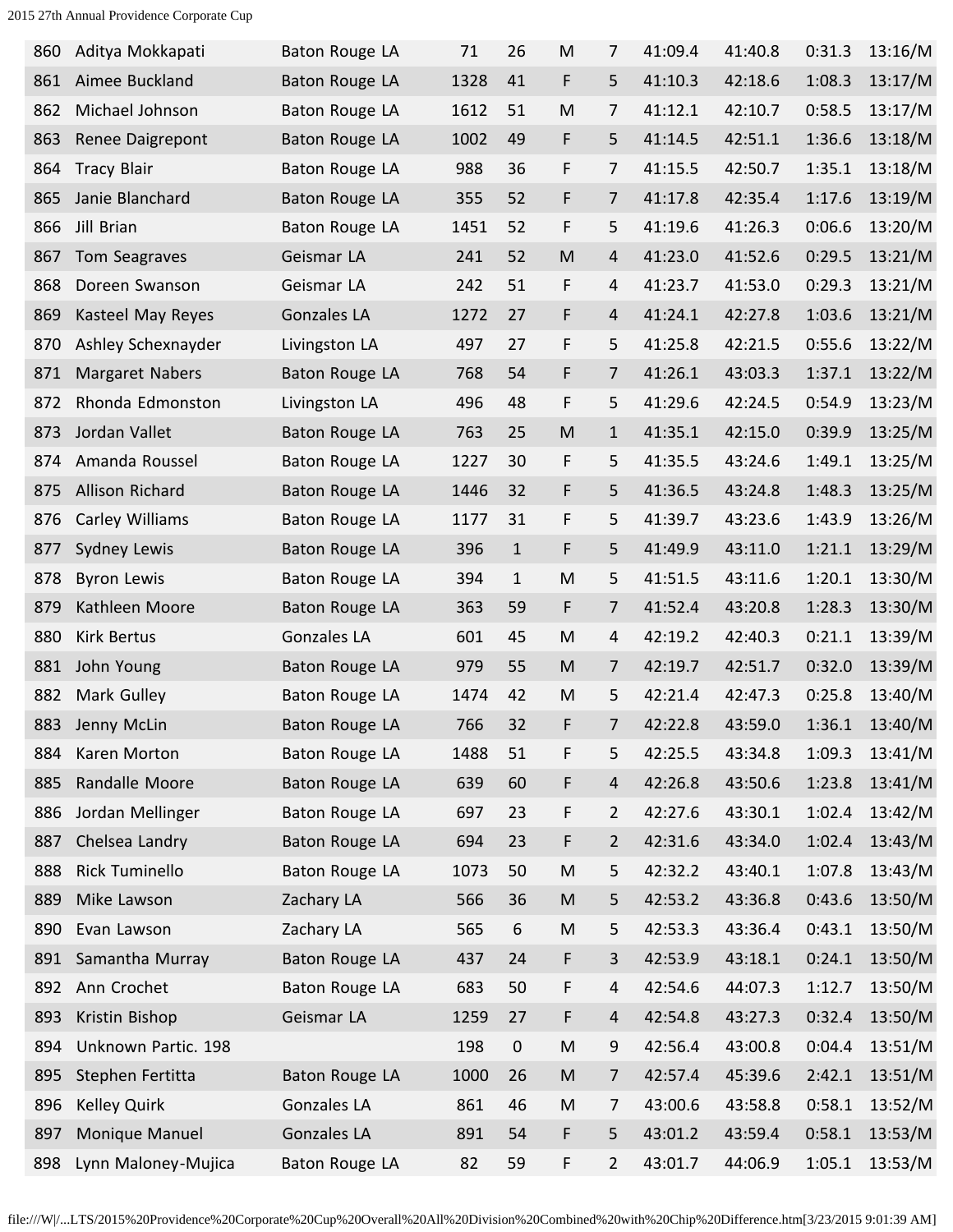| | | | | | | | | | | |
|---|---|---|---|---|---|---|---|---|---|---|
| 860 | Aditya Mokkapati | Baton Rouge LA | 71 | 26 | M | 7 | 41:09.4 | 41:40.8 | 0:31.3 | 13:16/M |
| 861 | Aimee Buckland | Baton Rouge LA | 1328 | 41 | F | 5 | 41:10.3 | 42:18.6 | 1:08.3 | 13:17/M |
| 862 | Michael Johnson | Baton Rouge LA | 1612 | 51 | M | 7 | 41:12.1 | 42:10.7 | 0:58.5 | 13:17/M |
| 863 | Renee Daigrepont | Baton Rouge LA | 1002 | 49 | F | 5 | 41:14.5 | 42:51.1 | 1:36.6 | 13:18/M |
| 864 | Tracy Blair | Baton Rouge LA | 988 | 36 | F | 7 | 41:15.5 | 42:50.7 | 1:35.1 | 13:18/M |
| 865 | Janie Blanchard | Baton Rouge LA | 355 | 52 | F | 7 | 41:17.8 | 42:35.4 | 1:17.6 | 13:19/M |
| 866 | Jill Brian | Baton Rouge LA | 1451 | 52 | F | 5 | 41:19.6 | 41:26.3 | 0:06.6 | 13:20/M |
| 867 | Tom Seagraves | Geismar LA | 241 | 52 | M | 4 | 41:23.0 | 41:52.6 | 0:29.5 | 13:21/M |
| 868 | Doreen Swanson | Geismar LA | 242 | 51 | F | 4 | 41:23.7 | 41:53.0 | 0:29.3 | 13:21/M |
| 869 | Kasteel May Reyes | Gonzales LA | 1272 | 27 | F | 4 | 41:24.1 | 42:27.8 | 1:03.6 | 13:21/M |
| 870 | Ashley Schexnayder | Livingston LA | 497 | 27 | F | 5 | 41:25.8 | 42:21.5 | 0:55.6 | 13:22/M |
| 871 | Margaret Nabers | Baton Rouge LA | 768 | 54 | F | 7 | 41:26.1 | 43:03.3 | 1:37.1 | 13:22/M |
| 872 | Rhonda Edmonston | Livingston LA | 496 | 48 | F | 5 | 41:29.6 | 42:24.5 | 0:54.9 | 13:23/M |
| 873 | Jordan Vallet | Baton Rouge LA | 763 | 25 | M | 1 | 41:35.1 | 42:15.0 | 0:39.9 | 13:25/M |
| 874 | Amanda Roussel | Baton Rouge LA | 1227 | 30 | F | 5 | 41:35.5 | 43:24.6 | 1:49.1 | 13:25/M |
| 875 | Allison Richard | Baton Rouge LA | 1446 | 32 | F | 5 | 41:36.5 | 43:24.8 | 1:48.3 | 13:25/M |
| 876 | Carley Williams | Baton Rouge LA | 1177 | 31 | F | 5 | 41:39.7 | 43:23.6 | 1:43.9 | 13:26/M |
| 877 | Sydney Lewis | Baton Rouge LA | 396 | 1 | F | 5 | 41:49.9 | 43:11.0 | 1:21.1 | 13:29/M |
| 878 | Byron Lewis | Baton Rouge LA | 394 | 1 | M | 5 | 41:51.5 | 43:11.6 | 1:20.1 | 13:30/M |
| 879 | Kathleen Moore | Baton Rouge LA | 363 | 59 | F | 7 | 41:52.4 | 43:20.8 | 1:28.3 | 13:30/M |
| 880 | Kirk Bertus | Gonzales LA | 601 | 45 | M | 4 | 42:19.2 | 42:40.3 | 0:21.1 | 13:39/M |
| 881 | John Young | Baton Rouge LA | 979 | 55 | M | 7 | 42:19.7 | 42:51.7 | 0:32.0 | 13:39/M |
| 882 | Mark Gulley | Baton Rouge LA | 1474 | 42 | M | 5 | 42:21.4 | 42:47.3 | 0:25.8 | 13:40/M |
| 883 | Jenny McLin | Baton Rouge LA | 766 | 32 | F | 7 | 42:22.8 | 43:59.0 | 1:36.1 | 13:40/M |
| 884 | Karen Morton | Baton Rouge LA | 1488 | 51 | F | 5 | 42:25.5 | 43:34.8 | 1:09.3 | 13:41/M |
| 885 | Randalle Moore | Baton Rouge LA | 639 | 60 | F | 4 | 42:26.8 | 43:50.6 | 1:23.8 | 13:41/M |
| 886 | Jordan Mellinger | Baton Rouge LA | 697 | 23 | F | 2 | 42:27.6 | 43:30.1 | 1:02.4 | 13:42/M |
| 887 | Chelsea Landry | Baton Rouge LA | 694 | 23 | F | 2 | 42:31.6 | 43:34.0 | 1:02.4 | 13:43/M |
| 888 | Rick Tuminello | Baton Rouge LA | 1073 | 50 | M | 5 | 42:32.2 | 43:40.1 | 1:07.8 | 13:43/M |
| 889 | Mike Lawson | Zachary LA | 566 | 36 | M | 5 | 42:53.2 | 43:36.8 | 0:43.6 | 13:50/M |
| 890 | Evan Lawson | Zachary LA | 565 | 6 | M | 5 | 42:53.3 | 43:36.4 | 0:43.1 | 13:50/M |
| 891 | Samantha Murray | Baton Rouge LA | 437 | 24 | F | 3 | 42:53.9 | 43:18.1 | 0:24.1 | 13:50/M |
| 892 | Ann Crochet | Baton Rouge LA | 683 | 50 | F | 4 | 42:54.6 | 44:07.3 | 1:12.7 | 13:50/M |
| 893 | Kristin Bishop | Geismar LA | 1259 | 27 | F | 4 | 42:54.8 | 43:27.3 | 0:32.4 | 13:50/M |
| 894 | Unknown Partic. 198 | | 198 | 0 | M | 9 | 42:56.4 | 43:00.8 | 0:04.4 | 13:51/M |
| 895 | Stephen Fertitta | Baton Rouge LA | 1000 | 26 | M | 7 | 42:57.4 | 45:39.6 | 2:42.1 | 13:51/M |
| 896 | Kelley Quirk | Gonzales LA | 861 | 46 | M | 7 | 43:00.6 | 43:58.8 | 0:58.1 | 13:52/M |
| 897 | Monique Manuel | Gonzales LA | 891 | 54 | F | 5 | 43:01.2 | 43:59.4 | 0:58.1 | 13:53/M |
| 898 | Lynn Maloney-Mujica | Baton Rouge LA | 82 | 59 | F | 2 | 43:01.7 | 44:06.9 | 1:05.1 | 13:53/M |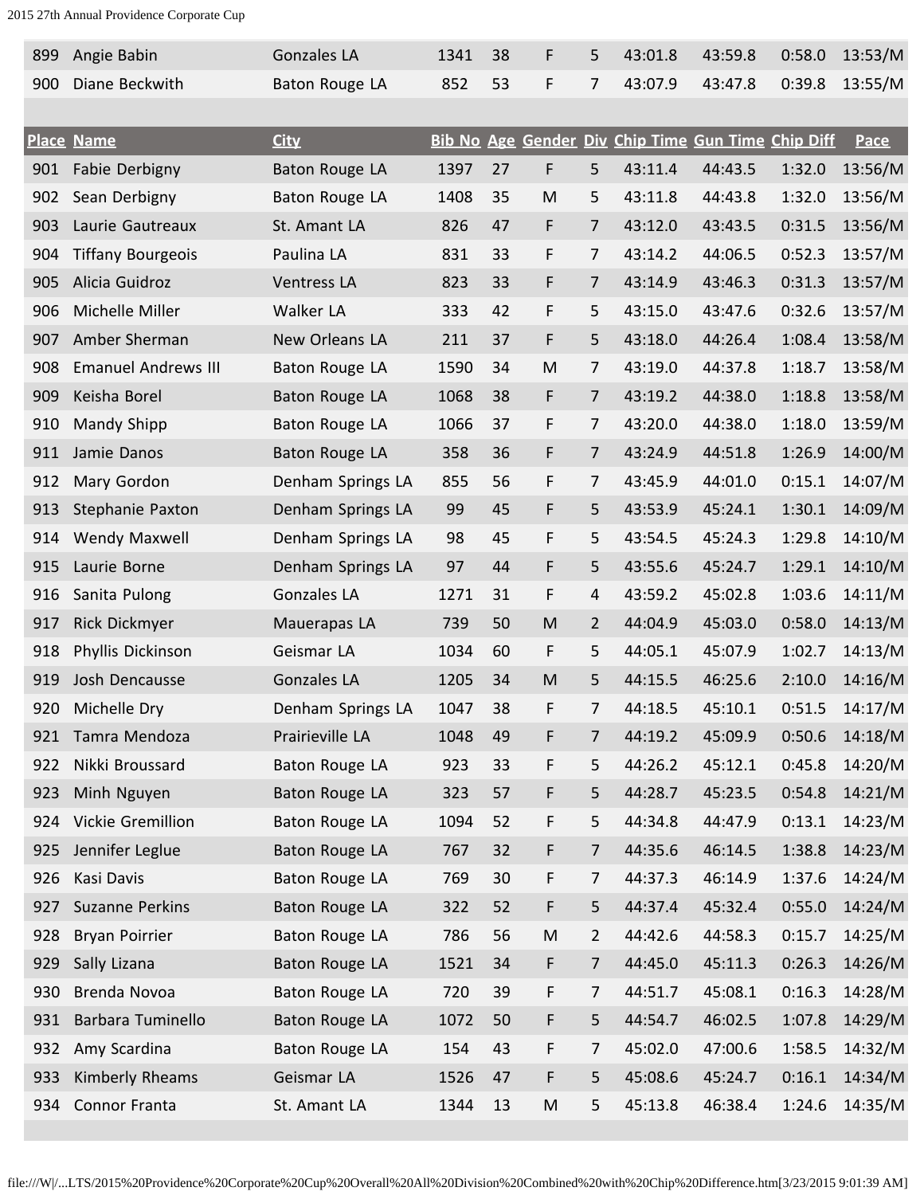| Place | Name | City | Bib No | Age | Gender | Div | Chip Time | Gun Time | Chip Diff | Pace |
|---|---|---|---|---|---|---|---|---|---|---|
| 899 | Angie Babin | Gonzales LA | 1341 | 38 | F | 5 | 43:01.8 | 43:59.8 | 0:58.0 | 13:53/M |
| 900 | Diane Beckwith | Baton Rouge LA | 852 | 53 | F | 7 | 43:07.9 | 43:47.8 | 0:39.8 | 13:55/M |
| 901 | Fabie Derbigny | Baton Rouge LA | 1397 | 27 | F | 5 | 43:11.4 | 44:43.5 | 1:32.0 | 13:56/M |
| 902 | Sean Derbigny | Baton Rouge LA | 1408 | 35 | M | 5 | 43:11.8 | 44:43.8 | 1:32.0 | 13:56/M |
| 903 | Laurie Gautreaux | St. Amant LA | 826 | 47 | F | 7 | 43:12.0 | 43:43.5 | 0:31.5 | 13:56/M |
| 904 | Tiffany Bourgeois | Paulina LA | 831 | 33 | F | 7 | 43:14.2 | 44:06.5 | 0:52.3 | 13:57/M |
| 905 | Alicia Guidroz | Ventress LA | 823 | 33 | F | 7 | 43:14.9 | 43:46.3 | 0:31.3 | 13:57/M |
| 906 | Michelle Miller | Walker LA | 333 | 42 | F | 5 | 43:15.0 | 43:47.6 | 0:32.6 | 13:57/M |
| 907 | Amber Sherman | New Orleans LA | 211 | 37 | F | 5 | 43:18.0 | 44:26.4 | 1:08.4 | 13:58/M |
| 908 | Emanuel Andrews III | Baton Rouge LA | 1590 | 34 | M | 7 | 43:19.0 | 44:37.8 | 1:18.7 | 13:58/M |
| 909 | Keisha Borel | Baton Rouge LA | 1068 | 38 | F | 7 | 43:19.2 | 44:38.0 | 1:18.8 | 13:58/M |
| 910 | Mandy Shipp | Baton Rouge LA | 1066 | 37 | F | 7 | 43:20.0 | 44:38.0 | 1:18.0 | 13:59/M |
| 911 | Jamie Danos | Baton Rouge LA | 358 | 36 | F | 7 | 43:24.9 | 44:51.8 | 1:26.9 | 14:00/M |
| 912 | Mary Gordon | Denham Springs LA | 855 | 56 | F | 7 | 43:45.9 | 44:01.0 | 0:15.1 | 14:07/M |
| 913 | Stephanie Paxton | Denham Springs LA | 99 | 45 | F | 5 | 43:53.9 | 45:24.1 | 1:30.1 | 14:09/M |
| 914 | Wendy Maxwell | Denham Springs LA | 98 | 45 | F | 5 | 43:54.5 | 45:24.3 | 1:29.8 | 14:10/M |
| 915 | Laurie Borne | Denham Springs LA | 97 | 44 | F | 5 | 43:55.6 | 45:24.7 | 1:29.1 | 14:10/M |
| 916 | Sanita Pulong | Gonzales LA | 1271 | 31 | F | 4 | 43:59.2 | 45:02.8 | 1:03.6 | 14:11/M |
| 917 | Rick Dickmyer | Mauerapas LA | 739 | 50 | M | 2 | 44:04.9 | 45:03.0 | 0:58.0 | 14:13/M |
| 918 | Phyllis Dickinson | Geismar LA | 1034 | 60 | F | 5 | 44:05.1 | 45:07.9 | 1:02.7 | 14:13/M |
| 919 | Josh Dencausse | Gonzales LA | 1205 | 34 | M | 5 | 44:15.5 | 46:25.6 | 2:10.0 | 14:16/M |
| 920 | Michelle Dry | Denham Springs LA | 1047 | 38 | F | 7 | 44:18.5 | 45:10.1 | 0:51.5 | 14:17/M |
| 921 | Tamra Mendoza | Prairieville LA | 1048 | 49 | F | 7 | 44:19.2 | 45:09.9 | 0:50.6 | 14:18/M |
| 922 | Nikki Broussard | Baton Rouge LA | 923 | 33 | F | 5 | 44:26.2 | 45:12.1 | 0:45.8 | 14:20/M |
| 923 | Minh Nguyen | Baton Rouge LA | 323 | 57 | F | 5 | 44:28.7 | 45:23.5 | 0:54.8 | 14:21/M |
| 924 | Vickie Gremillion | Baton Rouge LA | 1094 | 52 | F | 5 | 44:34.8 | 44:47.9 | 0:13.1 | 14:23/M |
| 925 | Jennifer Leglue | Baton Rouge LA | 767 | 32 | F | 7 | 44:35.6 | 46:14.5 | 1:38.8 | 14:23/M |
| 926 | Kasi Davis | Baton Rouge LA | 769 | 30 | F | 7 | 44:37.3 | 46:14.9 | 1:37.6 | 14:24/M |
| 927 | Suzanne Perkins | Baton Rouge LA | 322 | 52 | F | 5 | 44:37.4 | 45:32.4 | 0:55.0 | 14:24/M |
| 928 | Bryan Poirrier | Baton Rouge LA | 786 | 56 | M | 2 | 44:42.6 | 44:58.3 | 0:15.7 | 14:25/M |
| 929 | Sally Lizana | Baton Rouge LA | 1521 | 34 | F | 7 | 44:45.0 | 45:11.3 | 0:26.3 | 14:26/M |
| 930 | Brenda Novoa | Baton Rouge LA | 720 | 39 | F | 7 | 44:51.7 | 45:08.1 | 0:16.3 | 14:28/M |
| 931 | Barbara Tuminello | Baton Rouge LA | 1072 | 50 | F | 5 | 44:54.7 | 46:02.5 | 1:07.8 | 14:29/M |
| 932 | Amy Scardina | Baton Rouge LA | 154 | 43 | F | 7 | 45:02.0 | 47:00.6 | 1:58.5 | 14:32/M |
| 933 | Kimberly Rheams | Geismar LA | 1526 | 47 | F | 5 | 45:08.6 | 45:24.7 | 0:16.1 | 14:34/M |
| 934 | Connor Franta | St. Amant LA | 1344 | 13 | M | 5 | 45:13.8 | 46:38.4 | 1:24.6 | 14:35/M |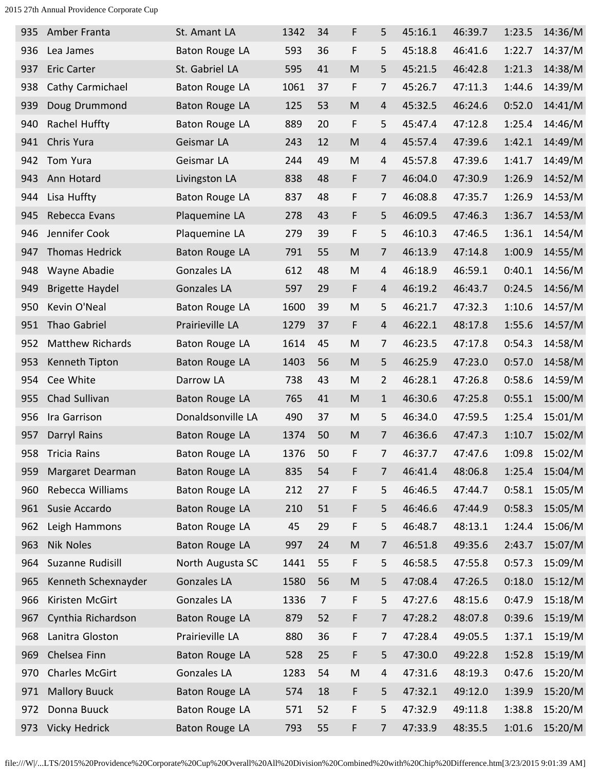| | | | | | | | | | | |
|---|---|---|---|---|---|---|---|---|---|---|
| 935 | Amber Franta | St. Amant LA | 1342 | 34 | F | 5 | 45:16.1 | 46:39.7 | 1:23.5 | 14:36/M |
| 936 | Lea James | Baton Rouge LA | 593 | 36 | F | 5 | 45:18.8 | 46:41.6 | 1:22.7 | 14:37/M |
| 937 | Eric Carter | St. Gabriel LA | 595 | 41 | M | 5 | 45:21.5 | 46:42.8 | 1:21.3 | 14:38/M |
| 938 | Cathy Carmichael | Baton Rouge LA | 1061 | 37 | F | 7 | 45:26.7 | 47:11.3 | 1:44.6 | 14:39/M |
| 939 | Doug Drummond | Baton Rouge LA | 125 | 53 | M | 4 | 45:32.5 | 46:24.6 | 0:52.0 | 14:41/M |
| 940 | Rachel Huffty | Baton Rouge LA | 889 | 20 | F | 5 | 45:47.4 | 47:12.8 | 1:25.4 | 14:46/M |
| 941 | Chris Yura | Geismar LA | 243 | 12 | M | 4 | 45:57.4 | 47:39.6 | 1:42.1 | 14:49/M |
| 942 | Tom Yura | Geismar LA | 244 | 49 | M | 4 | 45:57.8 | 47:39.6 | 1:41.7 | 14:49/M |
| 943 | Ann Hotard | Livingston LA | 838 | 48 | F | 7 | 46:04.0 | 47:30.9 | 1:26.9 | 14:52/M |
| 944 | Lisa Huffty | Baton Rouge LA | 837 | 48 | F | 7 | 46:08.8 | 47:35.7 | 1:26.9 | 14:53/M |
| 945 | Rebecca Evans | Plaquemine LA | 278 | 43 | F | 5 | 46:09.5 | 47:46.3 | 1:36.7 | 14:53/M |
| 946 | Jennifer Cook | Plaquemine LA | 279 | 39 | F | 5 | 46:10.3 | 47:46.5 | 1:36.1 | 14:54/M |
| 947 | Thomas Hedrick | Baton Rouge LA | 791 | 55 | M | 7 | 46:13.9 | 47:14.8 | 1:00.9 | 14:55/M |
| 948 | Wayne Abadie | Gonzales LA | 612 | 48 | M | 4 | 46:18.9 | 46:59.1 | 0:40.1 | 14:56/M |
| 949 | Brigette Haydel | Gonzales LA | 597 | 29 | F | 4 | 46:19.2 | 46:43.7 | 0:24.5 | 14:56/M |
| 950 | Kevin O'Neal | Baton Rouge LA | 1600 | 39 | M | 5 | 46:21.7 | 47:32.3 | 1:10.6 | 14:57/M |
| 951 | Thao Gabriel | Prairieville LA | 1279 | 37 | F | 4 | 46:22.1 | 48:17.8 | 1:55.6 | 14:57/M |
| 952 | Matthew Richards | Baton Rouge LA | 1614 | 45 | M | 7 | 46:23.5 | 47:17.8 | 0:54.3 | 14:58/M |
| 953 | Kenneth Tipton | Baton Rouge LA | 1403 | 56 | M | 5 | 46:25.9 | 47:23.0 | 0:57.0 | 14:58/M |
| 954 | Cee White | Darrow LA | 738 | 43 | M | 2 | 46:28.1 | 47:26.8 | 0:58.6 | 14:59/M |
| 955 | Chad Sullivan | Baton Rouge LA | 765 | 41 | M | 1 | 46:30.6 | 47:25.8 | 0:55.1 | 15:00/M |
| 956 | Ira Garrison | Donaldsonville LA | 490 | 37 | M | 5 | 46:34.0 | 47:59.5 | 1:25.4 | 15:01/M |
| 957 | Darryl Rains | Baton Rouge LA | 1374 | 50 | M | 7 | 46:36.6 | 47:47.3 | 1:10.7 | 15:02/M |
| 958 | Tricia Rains | Baton Rouge LA | 1376 | 50 | F | 7 | 46:37.7 | 47:47.6 | 1:09.8 | 15:02/M |
| 959 | Margaret Dearman | Baton Rouge LA | 835 | 54 | F | 7 | 46:41.4 | 48:06.8 | 1:25.4 | 15:04/M |
| 960 | Rebecca Williams | Baton Rouge LA | 212 | 27 | F | 5 | 46:46.5 | 47:44.7 | 0:58.1 | 15:05/M |
| 961 | Susie Accardo | Baton Rouge LA | 210 | 51 | F | 5 | 46:46.6 | 47:44.9 | 0:58.3 | 15:05/M |
| 962 | Leigh Hammons | Baton Rouge LA | 45 | 29 | F | 5 | 46:48.7 | 48:13.1 | 1:24.4 | 15:06/M |
| 963 | Nik Noles | Baton Rouge LA | 997 | 24 | M | 7 | 46:51.8 | 49:35.6 | 2:43.7 | 15:07/M |
| 964 | Suzanne Rudisill | North Augusta SC | 1441 | 55 | F | 5 | 46:58.5 | 47:55.8 | 0:57.3 | 15:09/M |
| 965 | Kenneth Schexnayder | Gonzales LA | 1580 | 56 | M | 5 | 47:08.4 | 47:26.5 | 0:18.0 | 15:12/M |
| 966 | Kiristen McGirt | Gonzales LA | 1336 | 7 | F | 5 | 47:27.6 | 48:15.6 | 0:47.9 | 15:18/M |
| 967 | Cynthia Richardson | Baton Rouge LA | 879 | 52 | F | 7 | 47:28.2 | 48:07.8 | 0:39.6 | 15:19/M |
| 968 | Lanitra Gloston | Prairieville LA | 880 | 36 | F | 7 | 47:28.4 | 49:05.5 | 1:37.1 | 15:19/M |
| 969 | Chelsea Finn | Baton Rouge LA | 528 | 25 | F | 5 | 47:30.0 | 49:22.8 | 1:52.8 | 15:19/M |
| 970 | Charles McGirt | Gonzales LA | 1283 | 54 | M | 4 | 47:31.6 | 48:19.3 | 0:47.6 | 15:20/M |
| 971 | Mallory Buuck | Baton Rouge LA | 574 | 18 | F | 5 | 47:32.1 | 49:12.0 | 1:39.9 | 15:20/M |
| 972 | Donna Buuck | Baton Rouge LA | 571 | 52 | F | 5 | 47:32.9 | 49:11.8 | 1:38.8 | 15:20/M |
| 973 | Vicky Hedrick | Baton Rouge LA | 793 | 55 | F | 7 | 47:33.9 | 48:35.5 | 1:01.6 | 15:20/M |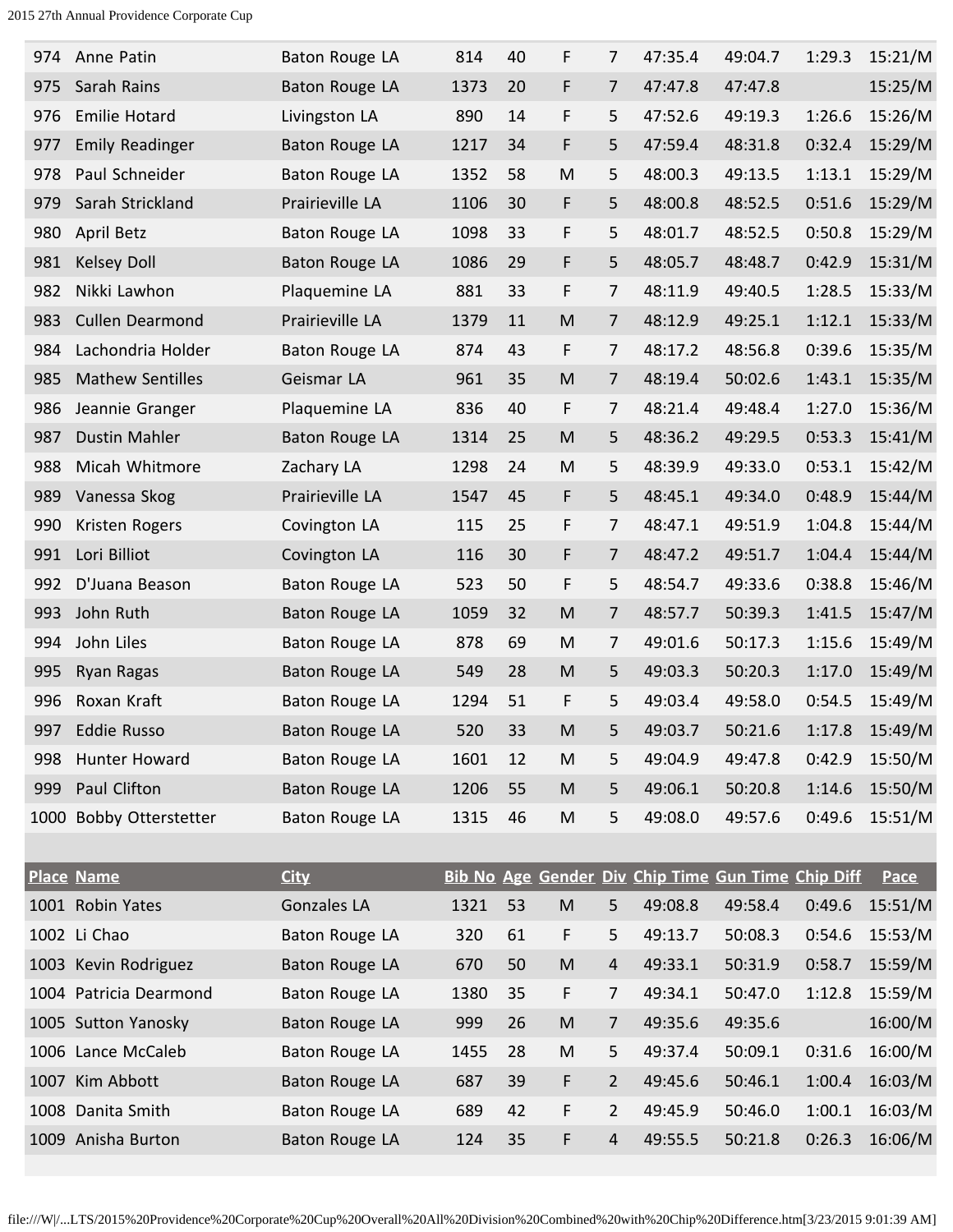| Place | Name | City | Bib No | Age | Gender | Div | Chip Time | Gun Time | Chip Diff | Pace |
|---|---|---|---|---|---|---|---|---|---|---|
| 974 | Anne Patin | Baton Rouge LA | 814 | 40 | F | 7 | 47:35.4 | 49:04.7 | 1:29.3 | 15:21/M |
| 975 | Sarah Rains | Baton Rouge LA | 1373 | 20 | F | 7 | 47:47.8 | 47:47.8 | | 15:25/M |
| 976 | Emilie Hotard | Livingston LA | 890 | 14 | F | 5 | 47:52.6 | 49:19.3 | 1:26.6 | 15:26/M |
| 977 | Emily Readinger | Baton Rouge LA | 1217 | 34 | F | 5 | 47:59.4 | 48:31.8 | 0:32.4 | 15:29/M |
| 978 | Paul Schneider | Baton Rouge LA | 1352 | 58 | M | 5 | 48:00.3 | 49:13.5 | 1:13.1 | 15:29/M |
| 979 | Sarah Strickland | Prairieville LA | 1106 | 30 | F | 5 | 48:00.8 | 48:52.5 | 0:51.6 | 15:29/M |
| 980 | April Betz | Baton Rouge LA | 1098 | 33 | F | 5 | 48:01.7 | 48:52.5 | 0:50.8 | 15:29/M |
| 981 | Kelsey Doll | Baton Rouge LA | 1086 | 29 | F | 5 | 48:05.7 | 48:48.7 | 0:42.9 | 15:31/M |
| 982 | Nikki Lawhon | Plaquemine LA | 881 | 33 | F | 7 | 48:11.9 | 49:40.5 | 1:28.5 | 15:33/M |
| 983 | Cullen Dearmond | Prairieville LA | 1379 | 11 | M | 7 | 48:12.9 | 49:25.1 | 1:12.1 | 15:33/M |
| 984 | Lachondria Holder | Baton Rouge LA | 874 | 43 | F | 7 | 48:17.2 | 48:56.8 | 0:39.6 | 15:35/M |
| 985 | Mathew Sentilles | Geismar LA | 961 | 35 | M | 7 | 48:19.4 | 50:02.6 | 1:43.1 | 15:35/M |
| 986 | Jeannie Granger | Plaquemine LA | 836 | 40 | F | 7 | 48:21.4 | 49:48.4 | 1:27.0 | 15:36/M |
| 987 | Dustin Mahler | Baton Rouge LA | 1314 | 25 | M | 5 | 48:36.2 | 49:29.5 | 0:53.3 | 15:41/M |
| 988 | Micah Whitmore | Zachary LA | 1298 | 24 | M | 5 | 48:39.9 | 49:33.0 | 0:53.1 | 15:42/M |
| 989 | Vanessa Skog | Prairieville LA | 1547 | 45 | F | 5 | 48:45.1 | 49:34.0 | 0:48.9 | 15:44/M |
| 990 | Kristen Rogers | Covington LA | 115 | 25 | F | 7 | 48:47.1 | 49:51.9 | 1:04.8 | 15:44/M |
| 991 | Lori Billiot | Covington LA | 116 | 30 | F | 7 | 48:47.2 | 49:51.7 | 1:04.4 | 15:44/M |
| 992 | D'Juana Beason | Baton Rouge LA | 523 | 50 | F | 5 | 48:54.7 | 49:33.6 | 0:38.8 | 15:46/M |
| 993 | John Ruth | Baton Rouge LA | 1059 | 32 | M | 7 | 48:57.7 | 50:39.3 | 1:41.5 | 15:47/M |
| 994 | John Liles | Baton Rouge LA | 878 | 69 | M | 7 | 49:01.6 | 50:17.3 | 1:15.6 | 15:49/M |
| 995 | Ryan Ragas | Baton Rouge LA | 549 | 28 | M | 5 | 49:03.3 | 50:20.3 | 1:17.0 | 15:49/M |
| 996 | Roxan Kraft | Baton Rouge LA | 1294 | 51 | F | 5 | 49:03.4 | 49:58.0 | 0:54.5 | 15:49/M |
| 997 | Eddie Russo | Baton Rouge LA | 520 | 33 | M | 5 | 49:03.7 | 50:21.6 | 1:17.8 | 15:49/M |
| 998 | Hunter Howard | Baton Rouge LA | 1601 | 12 | M | 5 | 49:04.9 | 49:47.8 | 0:42.9 | 15:50/M |
| 999 | Paul Clifton | Baton Rouge LA | 1206 | 55 | M | 5 | 49:06.1 | 50:20.8 | 1:14.6 | 15:50/M |
| 1000 | Bobby Otterstetter | Baton Rouge LA | 1315 | 46 | M | 5 | 49:08.0 | 49:57.6 | 0:49.6 | 15:51/M |
| 1001 | Robin Yates | Gonzales LA | 1321 | 53 | M | 5 | 49:08.8 | 49:58.4 | 0:49.6 | 15:51/M |
| 1002 | Li Chao | Baton Rouge LA | 320 | 61 | F | 5 | 49:13.7 | 50:08.3 | 0:54.6 | 15:53/M |
| 1003 | Kevin Rodriguez | Baton Rouge LA | 670 | 50 | M | 4 | 49:33.1 | 50:31.9 | 0:58.7 | 15:59/M |
| 1004 | Patricia Dearmond | Baton Rouge LA | 1380 | 35 | F | 7 | 49:34.1 | 50:47.0 | 1:12.8 | 15:59/M |
| 1005 | Sutton Yanosky | Baton Rouge LA | 999 | 26 | M | 7 | 49:35.6 | 49:35.6 | | 16:00/M |
| 1006 | Lance McCaleb | Baton Rouge LA | 1455 | 28 | M | 5 | 49:37.4 | 50:09.1 | 0:31.6 | 16:00/M |
| 1007 | Kim Abbott | Baton Rouge LA | 687 | 39 | F | 2 | 49:45.6 | 50:46.1 | 1:00.4 | 16:03/M |
| 1008 | Danita Smith | Baton Rouge LA | 689 | 42 | F | 2 | 49:45.9 | 50:46.0 | 1:00.1 | 16:03/M |
| 1009 | Anisha Burton | Baton Rouge LA | 124 | 35 | F | 4 | 49:55.5 | 50:21.8 | 0:26.3 | 16:06/M |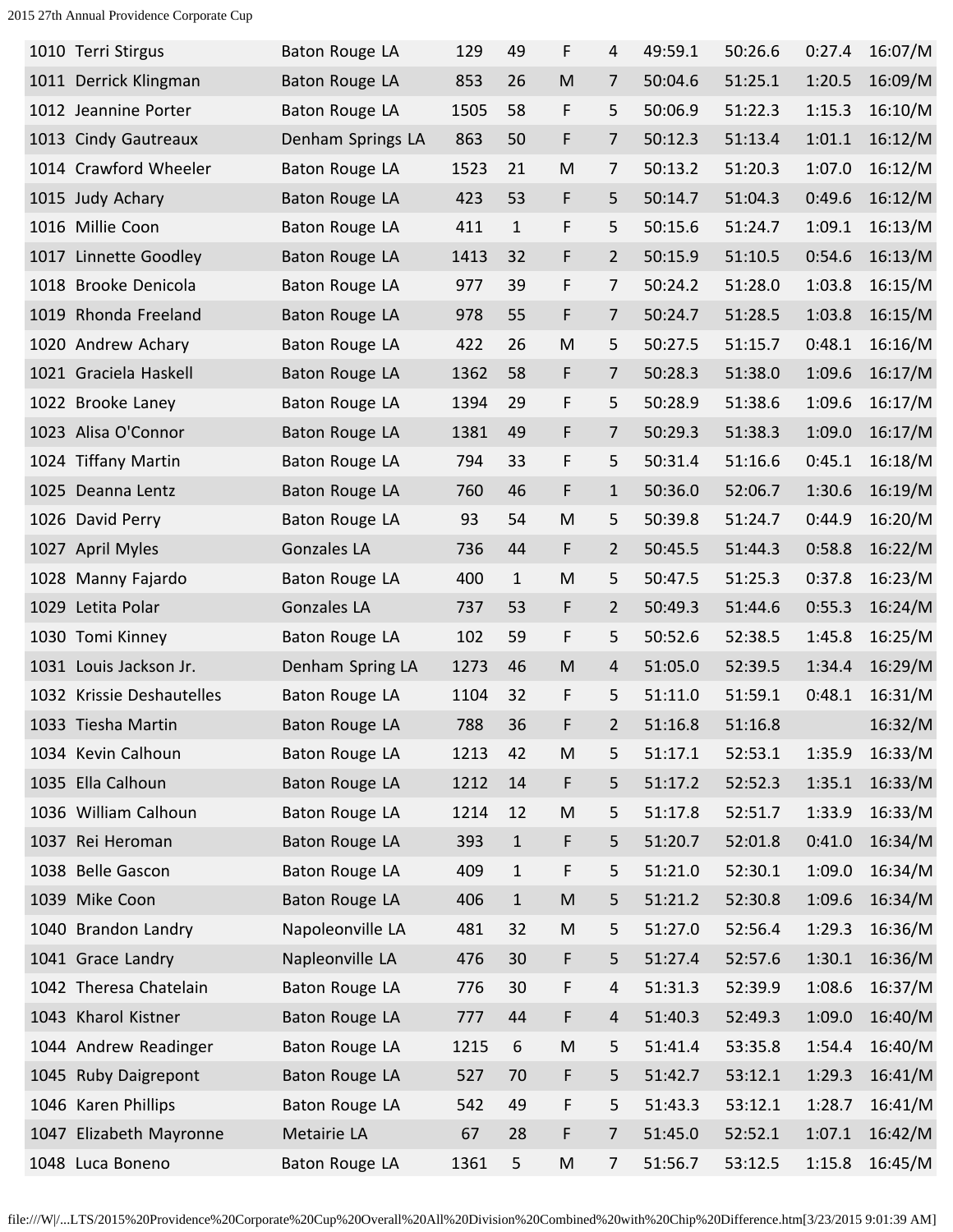| | | | | | | | | | | |
|---|---|---|---|---|---|---|---|---|---|---|
| 1010 | Terri Stirgus | Baton Rouge LA | 129 | 49 | F | 4 | 49:59.1 | 50:26.6 | 0:27.4 | 16:07/M |
| 1011 | Derrick Klingman | Baton Rouge LA | 853 | 26 | M | 7 | 50:04.6 | 51:25.1 | 1:20.5 | 16:09/M |
| 1012 | Jeannine Porter | Baton Rouge LA | 1505 | 58 | F | 5 | 50:06.9 | 51:22.3 | 1:15.3 | 16:10/M |
| 1013 | Cindy Gautreaux | Denham Springs LA | 863 | 50 | F | 7 | 50:12.3 | 51:13.4 | 1:01.1 | 16:12/M |
| 1014 | Crawford Wheeler | Baton Rouge LA | 1523 | 21 | M | 7 | 50:13.2 | 51:20.3 | 1:07.0 | 16:12/M |
| 1015 | Judy Achary | Baton Rouge LA | 423 | 53 | F | 5 | 50:14.7 | 51:04.3 | 0:49.6 | 16:12/M |
| 1016 | Millie Coon | Baton Rouge LA | 411 | 1 | F | 5 | 50:15.6 | 51:24.7 | 1:09.1 | 16:13/M |
| 1017 | Linnette Goodley | Baton Rouge LA | 1413 | 32 | F | 2 | 50:15.9 | 51:10.5 | 0:54.6 | 16:13/M |
| 1018 | Brooke Denicola | Baton Rouge LA | 977 | 39 | F | 7 | 50:24.2 | 51:28.0 | 1:03.8 | 16:15/M |
| 1019 | Rhonda Freeland | Baton Rouge LA | 978 | 55 | F | 7 | 50:24.7 | 51:28.5 | 1:03.8 | 16:15/M |
| 1020 | Andrew Achary | Baton Rouge LA | 422 | 26 | M | 5 | 50:27.5 | 51:15.7 | 0:48.1 | 16:16/M |
| 1021 | Graciela Haskell | Baton Rouge LA | 1362 | 58 | F | 7 | 50:28.3 | 51:38.0 | 1:09.6 | 16:17/M |
| 1022 | Brooke Laney | Baton Rouge LA | 1394 | 29 | F | 5 | 50:28.9 | 51:38.6 | 1:09.6 | 16:17/M |
| 1023 | Alisa O'Connor | Baton Rouge LA | 1381 | 49 | F | 7 | 50:29.3 | 51:38.3 | 1:09.0 | 16:17/M |
| 1024 | Tiffany Martin | Baton Rouge LA | 794 | 33 | F | 5 | 50:31.4 | 51:16.6 | 0:45.1 | 16:18/M |
| 1025 | Deanna Lentz | Baton Rouge LA | 760 | 46 | F | 1 | 50:36.0 | 52:06.7 | 1:30.6 | 16:19/M |
| 1026 | David Perry | Baton Rouge LA | 93 | 54 | M | 5 | 50:39.8 | 51:24.7 | 0:44.9 | 16:20/M |
| 1027 | April Myles | Gonzales LA | 736 | 44 | F | 2 | 50:45.5 | 51:44.3 | 0:58.8 | 16:22/M |
| 1028 | Manny Fajardo | Baton Rouge LA | 400 | 1 | M | 5 | 50:47.5 | 51:25.3 | 0:37.8 | 16:23/M |
| 1029 | Letita Polar | Gonzales LA | 737 | 53 | F | 2 | 50:49.3 | 51:44.6 | 0:55.3 | 16:24/M |
| 1030 | Tomi Kinney | Baton Rouge LA | 102 | 59 | F | 5 | 50:52.6 | 52:38.5 | 1:45.8 | 16:25/M |
| 1031 | Louis Jackson Jr. | Denham Spring LA | 1273 | 46 | M | 4 | 51:05.0 | 52:39.5 | 1:34.4 | 16:29/M |
| 1032 | Krissie Deshautelles | Baton Rouge LA | 1104 | 32 | F | 5 | 51:11.0 | 51:59.1 | 0:48.1 | 16:31/M |
| 1033 | Tiesha Martin | Baton Rouge LA | 788 | 36 | F | 2 | 51:16.8 | 51:16.8 | | 16:32/M |
| 1034 | Kevin Calhoun | Baton Rouge LA | 1213 | 42 | M | 5 | 51:17.1 | 52:53.1 | 1:35.9 | 16:33/M |
| 1035 | Ella Calhoun | Baton Rouge LA | 1212 | 14 | F | 5 | 51:17.2 | 52:52.3 | 1:35.1 | 16:33/M |
| 1036 | William Calhoun | Baton Rouge LA | 1214 | 12 | M | 5 | 51:17.8 | 52:51.7 | 1:33.9 | 16:33/M |
| 1037 | Rei Heroman | Baton Rouge LA | 393 | 1 | F | 5 | 51:20.7 | 52:01.8 | 0:41.0 | 16:34/M |
| 1038 | Belle Gascon | Baton Rouge LA | 409 | 1 | F | 5 | 51:21.0 | 52:30.1 | 1:09.0 | 16:34/M |
| 1039 | Mike Coon | Baton Rouge LA | 406 | 1 | M | 5 | 51:21.2 | 52:30.8 | 1:09.6 | 16:34/M |
| 1040 | Brandon Landry | Napoleonville LA | 481 | 32 | M | 5 | 51:27.0 | 52:56.4 | 1:29.3 | 16:36/M |
| 1041 | Grace Landry | Napleonville LA | 476 | 30 | F | 5 | 51:27.4 | 52:57.6 | 1:30.1 | 16:36/M |
| 1042 | Theresa Chatelain | Baton Rouge LA | 776 | 30 | F | 4 | 51:31.3 | 52:39.9 | 1:08.6 | 16:37/M |
| 1043 | Kharol Kistner | Baton Rouge LA | 777 | 44 | F | 4 | 51:40.3 | 52:49.3 | 1:09.0 | 16:40/M |
| 1044 | Andrew Readinger | Baton Rouge LA | 1215 | 6 | M | 5 | 51:41.4 | 53:35.8 | 1:54.4 | 16:40/M |
| 1045 | Ruby Daigrepont | Baton Rouge LA | 527 | 70 | F | 5 | 51:42.7 | 53:12.1 | 1:29.3 | 16:41/M |
| 1046 | Karen Phillips | Baton Rouge LA | 542 | 49 | F | 5 | 51:43.3 | 53:12.1 | 1:28.7 | 16:41/M |
| 1047 | Elizabeth Mayronne | Metairie LA | 67 | 28 | F | 7 | 51:45.0 | 52:52.1 | 1:07.1 | 16:42/M |
| 1048 | Luca Boneno | Baton Rouge LA | 1361 | 5 | M | 7 | 51:56.7 | 53:12.5 | 1:15.8 | 16:45/M |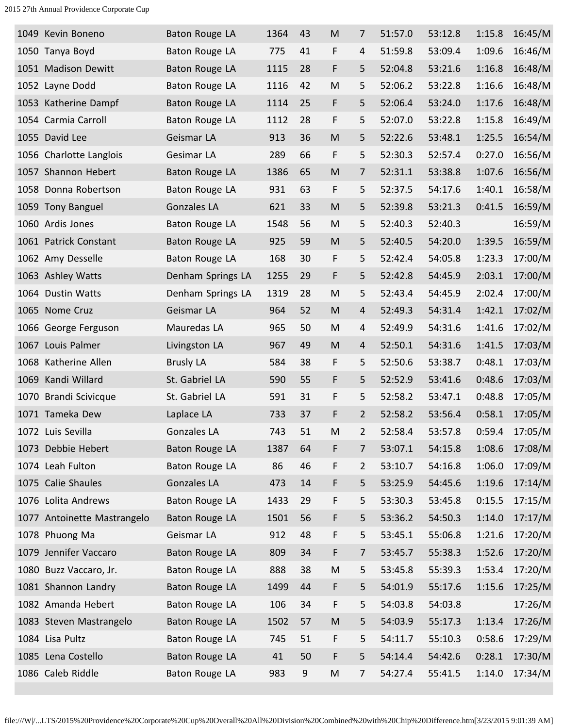| | | | | | | | | | | |
|---|---|---|---|---|---|---|---|---|---|---|
| 1049 | Kevin Boneno | Baton Rouge LA | 1364 | 43 | M | 7 | 51:57.0 | 53:12.8 | 1:15.8 | 16:45/M |
| 1050 | Tanya Boyd | Baton Rouge LA | 775 | 41 | F | 4 | 51:59.8 | 53:09.4 | 1:09.6 | 16:46/M |
| 1051 | Madison Dewitt | Baton Rouge LA | 1115 | 28 | F | 5 | 52:04.8 | 53:21.6 | 1:16.8 | 16:48/M |
| 1052 | Layne Dodd | Baton Rouge LA | 1116 | 42 | M | 5 | 52:06.2 | 53:22.8 | 1:16.6 | 16:48/M |
| 1053 | Katherine Dampf | Baton Rouge LA | 1114 | 25 | F | 5 | 52:06.4 | 53:24.0 | 1:17.6 | 16:48/M |
| 1054 | Carmia Carroll | Baton Rouge LA | 1112 | 28 | F | 5 | 52:07.0 | 53:22.8 | 1:15.8 | 16:49/M |
| 1055 | David Lee | Geismar LA | 913 | 36 | M | 5 | 52:22.6 | 53:48.1 | 1:25.5 | 16:54/M |
| 1056 | Charlotte Langlois | Gesimar LA | 289 | 66 | F | 5 | 52:30.3 | 52:57.4 | 0:27.0 | 16:56/M |
| 1057 | Shannon Hebert | Baton Rouge LA | 1386 | 65 | M | 7 | 52:31.1 | 53:38.8 | 1:07.6 | 16:56/M |
| 1058 | Donna Robertson | Baton Rouge LA | 931 | 63 | F | 5 | 52:37.5 | 54:17.6 | 1:40.1 | 16:58/M |
| 1059 | Tony Banguel | Gonzales LA | 621 | 33 | M | 5 | 52:39.8 | 53:21.3 | 0:41.5 | 16:59/M |
| 1060 | Ardis Jones | Baton Rouge LA | 1548 | 56 | M | 5 | 52:40.3 | 52:40.3 | | 16:59/M |
| 1061 | Patrick Constant | Baton Rouge LA | 925 | 59 | M | 5 | 52:40.5 | 54:20.0 | 1:39.5 | 16:59/M |
| 1062 | Amy Desselle | Baton Rouge LA | 168 | 30 | F | 5 | 52:42.4 | 54:05.8 | 1:23.3 | 17:00/M |
| 1063 | Ashley Watts | Denham Springs LA | 1255 | 29 | F | 5 | 52:42.8 | 54:45.9 | 2:03.1 | 17:00/M |
| 1064 | Dustin Watts | Denham Springs LA | 1319 | 28 | M | 5 | 52:43.4 | 54:45.9 | 2:02.4 | 17:00/M |
| 1065 | Nome Cruz | Geismar LA | 964 | 52 | M | 4 | 52:49.3 | 54:31.4 | 1:42.1 | 17:02/M |
| 1066 | George Ferguson | Mauredas LA | 965 | 50 | M | 4 | 52:49.9 | 54:31.6 | 1:41.6 | 17:02/M |
| 1067 | Louis Palmer | Livingston LA | 967 | 49 | M | 4 | 52:50.1 | 54:31.6 | 1:41.5 | 17:03/M |
| 1068 | Katherine Allen | Brusly LA | 584 | 38 | F | 5 | 52:50.6 | 53:38.7 | 0:48.1 | 17:03/M |
| 1069 | Kandi Willard | St. Gabriel LA | 590 | 55 | F | 5 | 52:52.9 | 53:41.6 | 0:48.6 | 17:03/M |
| 1070 | Brandi Scivicque | St. Gabriel LA | 591 | 31 | F | 5 | 52:58.2 | 53:47.1 | 0:48.8 | 17:05/M |
| 1071 | Tameka Dew | Laplace LA | 733 | 37 | F | 2 | 52:58.2 | 53:56.4 | 0:58.1 | 17:05/M |
| 1072 | Luis Sevilla | Gonzales LA | 743 | 51 | M | 2 | 52:58.4 | 53:57.8 | 0:59.4 | 17:05/M |
| 1073 | Debbie Hebert | Baton Rouge LA | 1387 | 64 | F | 7 | 53:07.1 | 54:15.8 | 1:08.6 | 17:08/M |
| 1074 | Leah Fulton | Baton Rouge LA | 86 | 46 | F | 2 | 53:10.7 | 54:16.8 | 1:06.0 | 17:09/M |
| 1075 | Calie Shaules | Gonzales LA | 473 | 14 | F | 5 | 53:25.9 | 54:45.6 | 1:19.6 | 17:14/M |
| 1076 | Lolita Andrews | Baton Rouge LA | 1433 | 29 | F | 5 | 53:30.3 | 53:45.8 | 0:15.5 | 17:15/M |
| 1077 | Antoinette Mastrangelo | Baton Rouge LA | 1501 | 56 | F | 5 | 53:36.2 | 54:50.3 | 1:14.0 | 17:17/M |
| 1078 | Phuong Ma | Geismar LA | 912 | 48 | F | 5 | 53:45.1 | 55:06.8 | 1:21.6 | 17:20/M |
| 1079 | Jennifer Vaccaro | Baton Rouge LA | 809 | 34 | F | 7 | 53:45.7 | 55:38.3 | 1:52.6 | 17:20/M |
| 1080 | Buzz Vaccaro, Jr. | Baton Rouge LA | 888 | 38 | M | 5 | 53:45.8 | 55:39.3 | 1:53.4 | 17:20/M |
| 1081 | Shannon Landry | Baton Rouge LA | 1499 | 44 | F | 5 | 54:01.9 | 55:17.6 | 1:15.6 | 17:25/M |
| 1082 | Amanda Hebert | Baton Rouge LA | 106 | 34 | F | 5 | 54:03.8 | 54:03.8 | | 17:26/M |
| 1083 | Steven Mastrangelo | Baton Rouge LA | 1502 | 57 | M | 5 | 54:03.9 | 55:17.3 | 1:13.4 | 17:26/M |
| 1084 | Lisa Pultz | Baton Rouge LA | 745 | 51 | F | 5 | 54:11.7 | 55:10.3 | 0:58.6 | 17:29/M |
| 1085 | Lena Costello | Baton Rouge LA | 41 | 50 | F | 5 | 54:14.4 | 54:42.6 | 0:28.1 | 17:30/M |
| 1086 | Caleb Riddle | Baton Rouge LA | 983 | 9 | M | 7 | 54:27.4 | 55:41.5 | 1:14.0 | 17:34/M |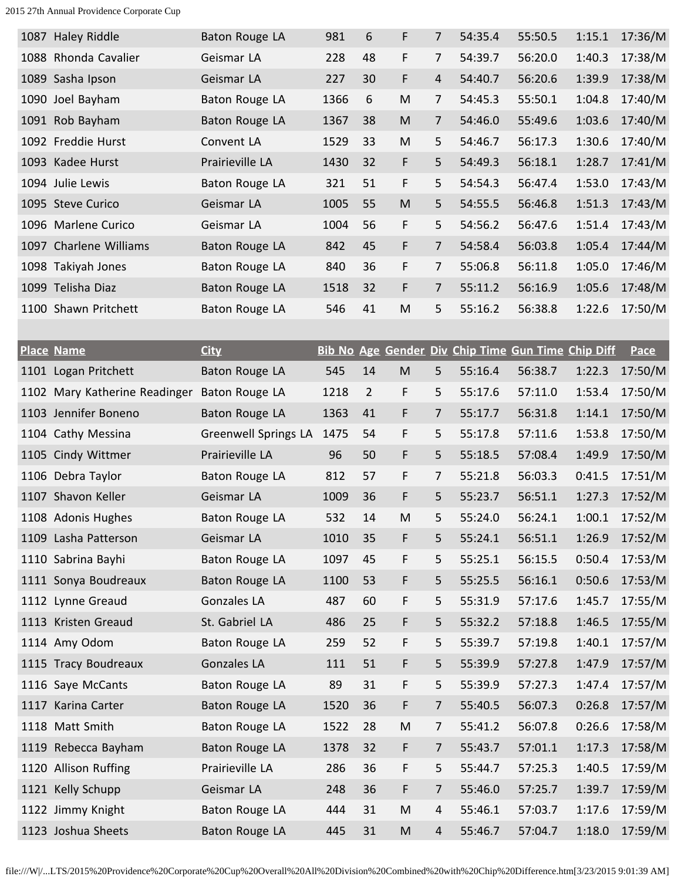| Place | Name | City | Bib No | Age | Gender | Div | Chip Time | Gun Time | Chip Diff | Pace |
|---|---|---|---|---|---|---|---|---|---|---|
| 1087 | Haley Riddle | Baton Rouge LA | 981 | 6 | F | 7 | 54:35.4 | 55:50.5 | 1:15.1 | 17:36/M |
| 1088 | Rhonda Cavalier | Geismar LA | 228 | 48 | F | 7 | 54:39.7 | 56:20.0 | 1:40.3 | 17:38/M |
| 1089 | Sasha Ipson | Geismar LA | 227 | 30 | F | 4 | 54:40.7 | 56:20.6 | 1:39.9 | 17:38/M |
| 1090 | Joel Bayham | Baton Rouge LA | 1366 | 6 | M | 7 | 54:45.3 | 55:50.1 | 1:04.8 | 17:40/M |
| 1091 | Rob Bayham | Baton Rouge LA | 1367 | 38 | M | 7 | 54:46.0 | 55:49.6 | 1:03.6 | 17:40/M |
| 1092 | Freddie Hurst | Convent LA | 1529 | 33 | M | 5 | 54:46.7 | 56:17.3 | 1:30.6 | 17:40/M |
| 1093 | Kadee Hurst | Prairieville LA | 1430 | 32 | F | 5 | 54:49.3 | 56:18.1 | 1:28.7 | 17:41/M |
| 1094 | Julie Lewis | Baton Rouge LA | 321 | 51 | F | 5 | 54:54.3 | 56:47.4 | 1:53.0 | 17:43/M |
| 1095 | Steve Curico | Geismar LA | 1005 | 55 | M | 5 | 54:55.5 | 56:46.8 | 1:51.3 | 17:43/M |
| 1096 | Marlene Curico | Geismar LA | 1004 | 56 | F | 5 | 54:56.2 | 56:47.6 | 1:51.4 | 17:43/M |
| 1097 | Charlene Williams | Baton Rouge LA | 842 | 45 | F | 7 | 54:58.4 | 56:03.8 | 1:05.4 | 17:44/M |
| 1098 | Takiyah Jones | Baton Rouge LA | 840 | 36 | F | 7 | 55:06.8 | 56:11.8 | 1:05.0 | 17:46/M |
| 1099 | Telisha Diaz | Baton Rouge LA | 1518 | 32 | F | 7 | 55:11.2 | 56:16.9 | 1:05.6 | 17:48/M |
| 1100 | Shawn Pritchett | Baton Rouge LA | 546 | 41 | M | 5 | 55:16.2 | 56:38.8 | 1:22.6 | 17:50/M |
| 1101 | Logan Pritchett | Baton Rouge LA | 545 | 14 | M | 5 | 55:16.4 | 56:38.7 | 1:22.3 | 17:50/M |
| 1102 | Mary Katherine Readinger | Baton Rouge LA | 1218 | 2 | F | 5 | 55:17.6 | 57:11.0 | 1:53.4 | 17:50/M |
| 1103 | Jennifer Boneno | Baton Rouge LA | 1363 | 41 | F | 7 | 55:17.7 | 56:31.8 | 1:14.1 | 17:50/M |
| 1104 | Cathy Messina | Greenwell Springs LA | 1475 | 54 | F | 5 | 55:17.8 | 57:11.6 | 1:53.8 | 17:50/M |
| 1105 | Cindy Wittmer | Prairieville LA | 96 | 50 | F | 5 | 55:18.5 | 57:08.4 | 1:49.9 | 17:50/M |
| 1106 | Debra Taylor | Baton Rouge LA | 812 | 57 | F | 7 | 55:21.8 | 56:03.3 | 0:41.5 | 17:51/M |
| 1107 | Shavon Keller | Geismar LA | 1009 | 36 | F | 5 | 55:23.7 | 56:51.1 | 1:27.3 | 17:52/M |
| 1108 | Adonis Hughes | Baton Rouge LA | 532 | 14 | M | 5 | 55:24.0 | 56:24.1 | 1:00.1 | 17:52/M |
| 1109 | Lasha Patterson | Geismar LA | 1010 | 35 | F | 5 | 55:24.1 | 56:51.1 | 1:26.9 | 17:52/M |
| 1110 | Sabrina Bayhi | Baton Rouge LA | 1097 | 45 | F | 5 | 55:25.1 | 56:15.5 | 0:50.4 | 17:53/M |
| 1111 | Sonya Boudreaux | Baton Rouge LA | 1100 | 53 | F | 5 | 55:25.5 | 56:16.1 | 0:50.6 | 17:53/M |
| 1112 | Lynne Greaud | Gonzales LA | 487 | 60 | F | 5 | 55:31.9 | 57:17.6 | 1:45.7 | 17:55/M |
| 1113 | Kristen Greaud | St. Gabriel LA | 486 | 25 | F | 5 | 55:32.2 | 57:18.8 | 1:46.5 | 17:55/M |
| 1114 | Amy Odom | Baton Rouge LA | 259 | 52 | F | 5 | 55:39.7 | 57:19.8 | 1:40.1 | 17:57/M |
| 1115 | Tracy Boudreaux | Gonzales LA | 111 | 51 | F | 5 | 55:39.9 | 57:27.8 | 1:47.9 | 17:57/M |
| 1116 | Saye McCants | Baton Rouge LA | 89 | 31 | F | 5 | 55:39.9 | 57:27.3 | 1:47.4 | 17:57/M |
| 1117 | Karina Carter | Baton Rouge LA | 1520 | 36 | F | 7 | 55:40.5 | 56:07.3 | 0:26.8 | 17:57/M |
| 1118 | Matt Smith | Baton Rouge LA | 1522 | 28 | M | 7 | 55:41.2 | 56:07.8 | 0:26.6 | 17:58/M |
| 1119 | Rebecca Bayham | Baton Rouge LA | 1378 | 32 | F | 7 | 55:43.7 | 57:01.1 | 1:17.3 | 17:58/M |
| 1120 | Allison Ruffing | Prairieville LA | 286 | 36 | F | 5 | 55:44.7 | 57:25.3 | 1:40.5 | 17:59/M |
| 1121 | Kelly Schupp | Geismar LA | 248 | 36 | F | 7 | 55:46.0 | 57:25.7 | 1:39.7 | 17:59/M |
| 1122 | Jimmy Knight | Baton Rouge LA | 444 | 31 | M | 4 | 55:46.1 | 57:03.7 | 1:17.6 | 17:59/M |
| 1123 | Joshua Sheets | Baton Rouge LA | 445 | 31 | M | 4 | 55:46.7 | 57:04.7 | 1:18.0 | 17:59/M |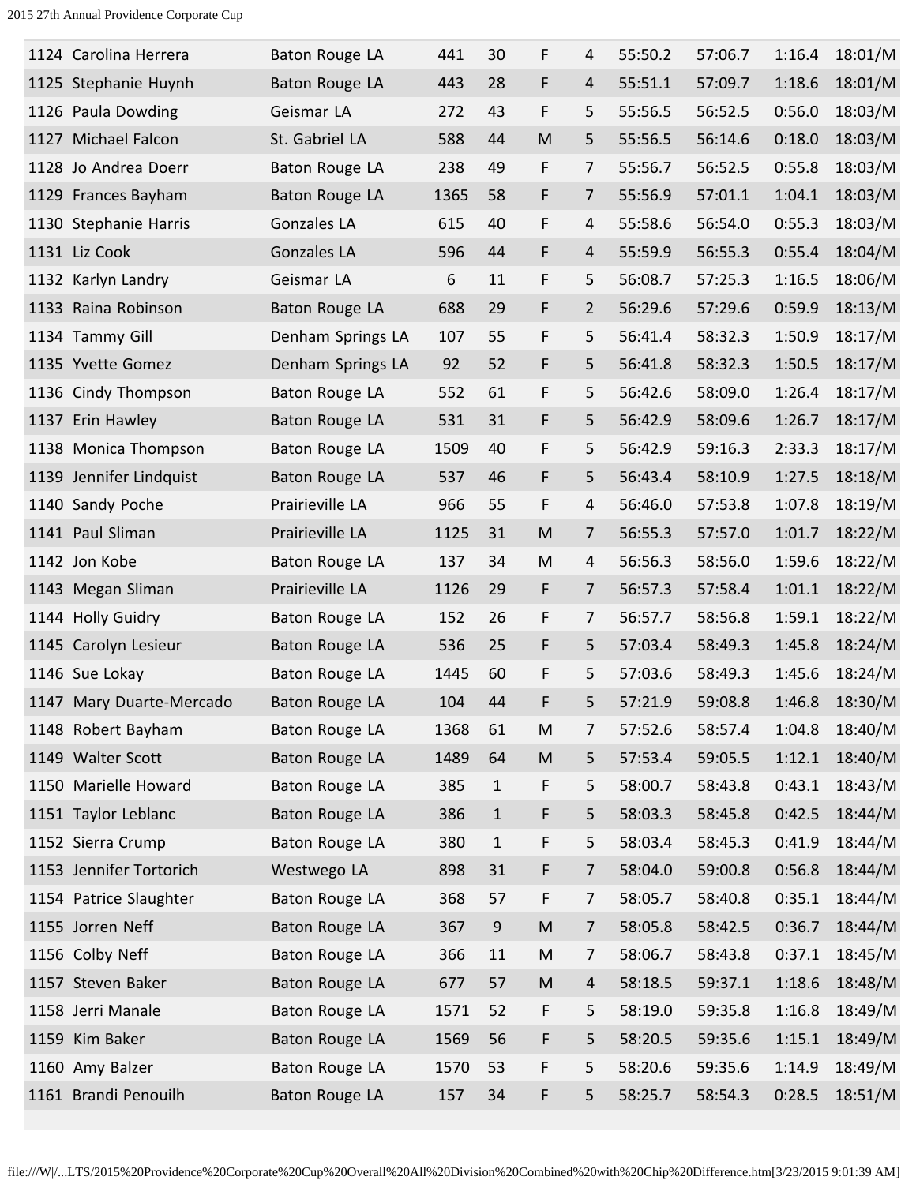| | | | | | | | | | | |
|---|---|---|---|---|---|---|---|---|---|---|
| 1124 | Carolina Herrera | Baton Rouge LA | 441 | 30 | F | 4 | 55:50.2 | 57:06.7 | 1:16.4 | 18:01/M |
| 1125 | Stephanie Huynh | Baton Rouge LA | 443 | 28 | F | 4 | 55:51.1 | 57:09.7 | 1:18.6 | 18:01/M |
| 1126 | Paula Dowding | Geismar LA | 272 | 43 | F | 5 | 55:56.5 | 56:52.5 | 0:56.0 | 18:03/M |
| 1127 | Michael Falcon | St. Gabriel LA | 588 | 44 | M | 5 | 55:56.5 | 56:14.6 | 0:18.0 | 18:03/M |
| 1128 | Jo Andrea Doerr | Baton Rouge LA | 238 | 49 | F | 7 | 55:56.7 | 56:52.5 | 0:55.8 | 18:03/M |
| 1129 | Frances Bayham | Baton Rouge LA | 1365 | 58 | F | 7 | 55:56.9 | 57:01.1 | 1:04.1 | 18:03/M |
| 1130 | Stephanie Harris | Gonzales LA | 615 | 40 | F | 4 | 55:58.6 | 56:54.0 | 0:55.3 | 18:03/M |
| 1131 | Liz Cook | Gonzales LA | 596 | 44 | F | 4 | 55:59.9 | 56:55.3 | 0:55.4 | 18:04/M |
| 1132 | Karlyn Landry | Geismar LA | 6 | 11 | F | 5 | 56:08.7 | 57:25.3 | 1:16.5 | 18:06/M |
| 1133 | Raina Robinson | Baton Rouge LA | 688 | 29 | F | 2 | 56:29.6 | 57:29.6 | 0:59.9 | 18:13/M |
| 1134 | Tammy Gill | Denham Springs LA | 107 | 55 | F | 5 | 56:41.4 | 58:32.3 | 1:50.9 | 18:17/M |
| 1135 | Yvette Gomez | Denham Springs LA | 92 | 52 | F | 5 | 56:41.8 | 58:32.3 | 1:50.5 | 18:17/M |
| 1136 | Cindy Thompson | Baton Rouge LA | 552 | 61 | F | 5 | 56:42.6 | 58:09.0 | 1:26.4 | 18:17/M |
| 1137 | Erin Hawley | Baton Rouge LA | 531 | 31 | F | 5 | 56:42.9 | 58:09.6 | 1:26.7 | 18:17/M |
| 1138 | Monica Thompson | Baton Rouge LA | 1509 | 40 | F | 5 | 56:42.9 | 59:16.3 | 2:33.3 | 18:17/M |
| 1139 | Jennifer Lindquist | Baton Rouge LA | 537 | 46 | F | 5 | 56:43.4 | 58:10.9 | 1:27.5 | 18:18/M |
| 1140 | Sandy Poche | Prairieville LA | 966 | 55 | F | 4 | 56:46.0 | 57:53.8 | 1:07.8 | 18:19/M |
| 1141 | Paul Sliman | Prairieville LA | 1125 | 31 | M | 7 | 56:55.3 | 57:57.0 | 1:01.7 | 18:22/M |
| 1142 | Jon Kobe | Baton Rouge LA | 137 | 34 | M | 4 | 56:56.3 | 58:56.0 | 1:59.6 | 18:22/M |
| 1143 | Megan Sliman | Prairieville LA | 1126 | 29 | F | 7 | 56:57.3 | 57:58.4 | 1:01.1 | 18:22/M |
| 1144 | Holly Guidry | Baton Rouge LA | 152 | 26 | F | 7 | 56:57.7 | 58:56.8 | 1:59.1 | 18:22/M |
| 1145 | Carolyn Lesieur | Baton Rouge LA | 536 | 25 | F | 5 | 57:03.4 | 58:49.3 | 1:45.8 | 18:24/M |
| 1146 | Sue Lokay | Baton Rouge LA | 1445 | 60 | F | 5 | 57:03.6 | 58:49.3 | 1:45.6 | 18:24/M |
| 1147 | Mary Duarte-Mercado | Baton Rouge LA | 104 | 44 | F | 5 | 57:21.9 | 59:08.8 | 1:46.8 | 18:30/M |
| 1148 | Robert Bayham | Baton Rouge LA | 1368 | 61 | M | 7 | 57:52.6 | 58:57.4 | 1:04.8 | 18:40/M |
| 1149 | Walter Scott | Baton Rouge LA | 1489 | 64 | M | 5 | 57:53.4 | 59:05.5 | 1:12.1 | 18:40/M |
| 1150 | Marielle Howard | Baton Rouge LA | 385 | 1 | F | 5 | 58:00.7 | 58:43.8 | 0:43.1 | 18:43/M |
| 1151 | Taylor Leblanc | Baton Rouge LA | 386 | 1 | F | 5 | 58:03.3 | 58:45.8 | 0:42.5 | 18:44/M |
| 1152 | Sierra Crump | Baton Rouge LA | 380 | 1 | F | 5 | 58:03.4 | 58:45.3 | 0:41.9 | 18:44/M |
| 1153 | Jennifer Tortorich | Westwego LA | 898 | 31 | F | 7 | 58:04.0 | 59:00.8 | 0:56.8 | 18:44/M |
| 1154 | Patrice Slaughter | Baton Rouge LA | 368 | 57 | F | 7 | 58:05.7 | 58:40.8 | 0:35.1 | 18:44/M |
| 1155 | Jorren Neff | Baton Rouge LA | 367 | 9 | M | 7 | 58:05.8 | 58:42.5 | 0:36.7 | 18:44/M |
| 1156 | Colby Neff | Baton Rouge LA | 366 | 11 | M | 7 | 58:06.7 | 58:43.8 | 0:37.1 | 18:45/M |
| 1157 | Steven Baker | Baton Rouge LA | 677 | 57 | M | 4 | 58:18.5 | 59:37.1 | 1:18.6 | 18:48/M |
| 1158 | Jerri Manale | Baton Rouge LA | 1571 | 52 | F | 5 | 58:19.0 | 59:35.8 | 1:16.8 | 18:49/M |
| 1159 | Kim Baker | Baton Rouge LA | 1569 | 56 | F | 5 | 58:20.5 | 59:35.6 | 1:15.1 | 18:49/M |
| 1160 | Amy Balzer | Baton Rouge LA | 1570 | 53 | F | 5 | 58:20.6 | 59:35.6 | 1:14.9 | 18:49/M |
| 1161 | Brandi Penouilh | Baton Rouge LA | 157 | 34 | F | 5 | 58:25.7 | 58:54.3 | 0:28.5 | 18:51/M |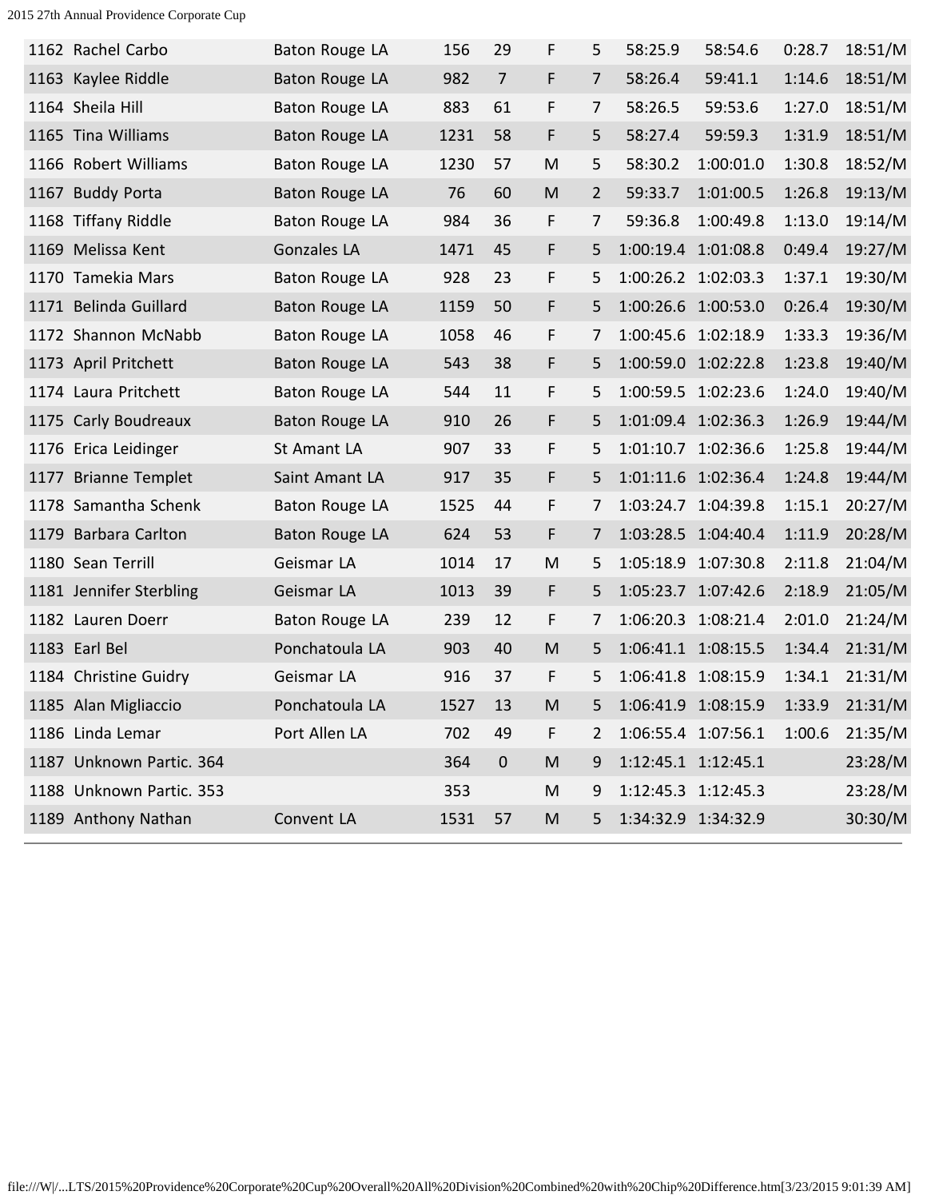| | | | | | | | | | | |
|---|---|---|---|---|---|---|---|---|---|---|
| 1162 | Rachel Carbo | Baton Rouge LA | 156 | 29 | F | 5 | 58:25.9 | 58:54.6 | 0:28.7 | 18:51/M |
| 1163 | Kaylee Riddle | Baton Rouge LA | 982 | 7 | F | 7 | 58:26.4 | 59:41.1 | 1:14.6 | 18:51/M |
| 1164 | Sheila Hill | Baton Rouge LA | 883 | 61 | F | 7 | 58:26.5 | 59:53.6 | 1:27.0 | 18:51/M |
| 1165 | Tina Williams | Baton Rouge LA | 1231 | 58 | F | 5 | 58:27.4 | 59:59.3 | 1:31.9 | 18:51/M |
| 1166 | Robert Williams | Baton Rouge LA | 1230 | 57 | M | 5 | 58:30.2 | 1:00:01.0 | 1:30.8 | 18:52/M |
| 1167 | Buddy Porta | Baton Rouge LA | 76 | 60 | M | 2 | 59:33.7 | 1:01:00.5 | 1:26.8 | 19:13/M |
| 1168 | Tiffany Riddle | Baton Rouge LA | 984 | 36 | F | 7 | 59:36.8 | 1:00:49.8 | 1:13.0 | 19:14/M |
| 1169 | Melissa Kent | Gonzales LA | 1471 | 45 | F | 5 | 1:00:19.4 | 1:01:08.8 | 0:49.4 | 19:27/M |
| 1170 | Tamekia Mars | Baton Rouge LA | 928 | 23 | F | 5 | 1:00:26.2 | 1:02:03.3 | 1:37.1 | 19:30/M |
| 1171 | Belinda Guillard | Baton Rouge LA | 1159 | 50 | F | 5 | 1:00:26.6 | 1:00:53.0 | 0:26.4 | 19:30/M |
| 1172 | Shannon McNabb | Baton Rouge LA | 1058 | 46 | F | 7 | 1:00:45.6 | 1:02:18.9 | 1:33.3 | 19:36/M |
| 1173 | April Pritchett | Baton Rouge LA | 543 | 38 | F | 5 | 1:00:59.0 | 1:02:22.8 | 1:23.8 | 19:40/M |
| 1174 | Laura Pritchett | Baton Rouge LA | 544 | 11 | F | 5 | 1:00:59.5 | 1:02:23.6 | 1:24.0 | 19:40/M |
| 1175 | Carly Boudreaux | Baton Rouge LA | 910 | 26 | F | 5 | 1:01:09.4 | 1:02:36.3 | 1:26.9 | 19:44/M |
| 1176 | Erica Leidinger | St Amant LA | 907 | 33 | F | 5 | 1:01:10.7 | 1:02:36.6 | 1:25.8 | 19:44/M |
| 1177 | Brianne Templet | Saint Amant LA | 917 | 35 | F | 5 | 1:01:11.6 | 1:02:36.4 | 1:24.8 | 19:44/M |
| 1178 | Samantha Schenk | Baton Rouge LA | 1525 | 44 | F | 7 | 1:03:24.7 | 1:04:39.8 | 1:15.1 | 20:27/M |
| 1179 | Barbara Carlton | Baton Rouge LA | 624 | 53 | F | 7 | 1:03:28.5 | 1:04:40.4 | 1:11.9 | 20:28/M |
| 1180 | Sean Terrill | Geismar LA | 1014 | 17 | M | 5 | 1:05:18.9 | 1:07:30.8 | 2:11.8 | 21:04/M |
| 1181 | Jennifer Sterbling | Geismar LA | 1013 | 39 | F | 5 | 1:05:23.7 | 1:07:42.6 | 2:18.9 | 21:05/M |
| 1182 | Lauren Doerr | Baton Rouge LA | 239 | 12 | F | 7 | 1:06:20.3 | 1:08:21.4 | 2:01.0 | 21:24/M |
| 1183 | Earl Bel | Ponchatoula LA | 903 | 40 | M | 5 | 1:06:41.1 | 1:08:15.5 | 1:34.4 | 21:31/M |
| 1184 | Christine Guidry | Geismar LA | 916 | 37 | F | 5 | 1:06:41.8 | 1:08:15.9 | 1:34.1 | 21:31/M |
| 1185 | Alan Migliaccio | Ponchatoula LA | 1527 | 13 | M | 5 | 1:06:41.9 | 1:08:15.9 | 1:33.9 | 21:31/M |
| 1186 | Linda Lemar | Port Allen LA | 702 | 49 | F | 2 | 1:06:55.4 | 1:07:56.1 | 1:00.6 | 21:35/M |
| 1187 | Unknown Partic. 364 | | 364 | 0 | M | 9 | 1:12:45.1 | 1:12:45.1 | | 23:28/M |
| 1188 | Unknown Partic. 353 | | 353 | | M | 9 | 1:12:45.3 | 1:12:45.3 | | 23:28/M |
| 1189 | Anthony Nathan | Convent LA | 1531 | 57 | M | 5 | 1:34:32.9 | 1:34:32.9 | | 30:30/M |